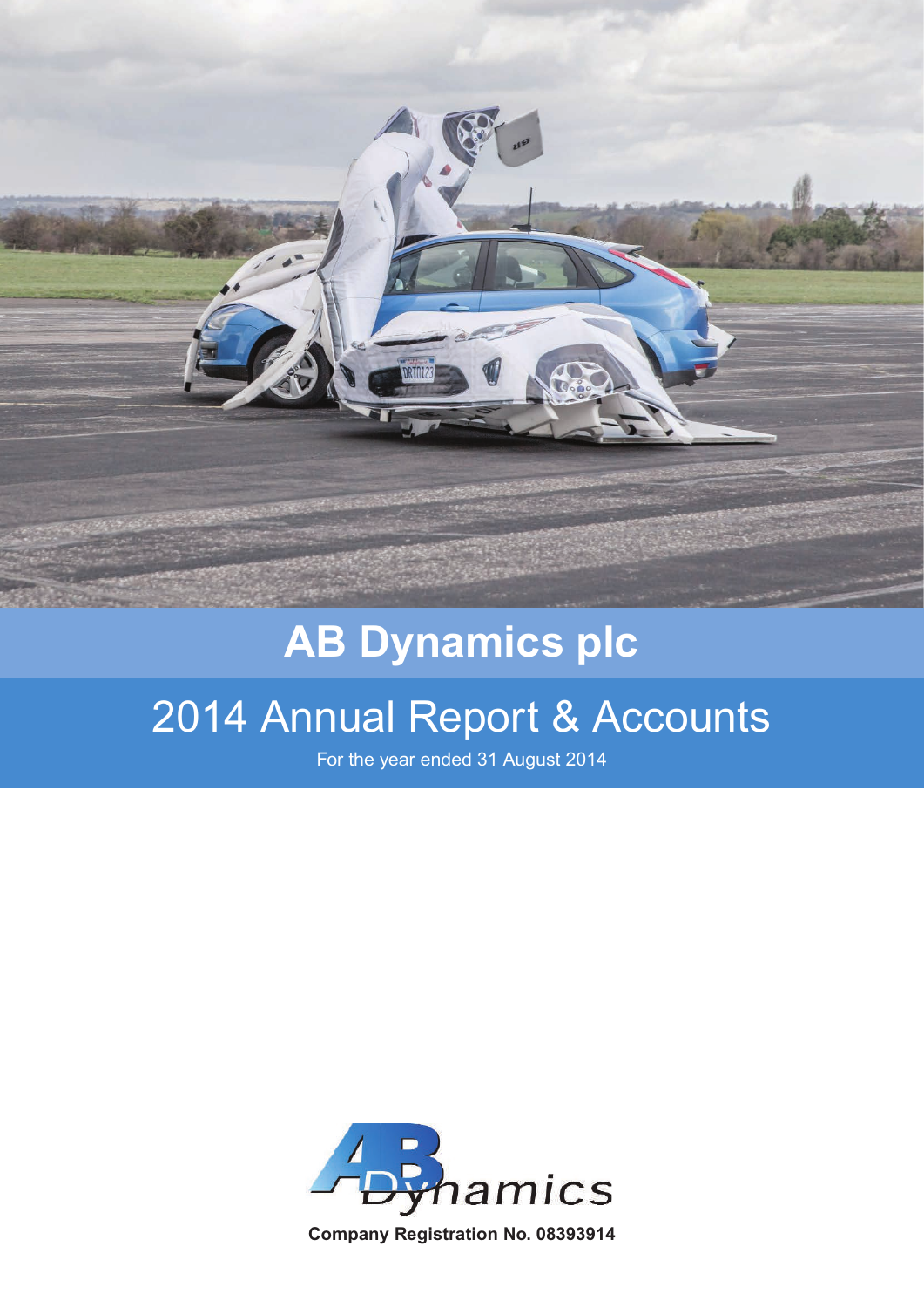# AB Dynamics plc

## 2014 Annual Report & Accounts

For the year ended 31 August 2014

**Company Registration No. 08393914**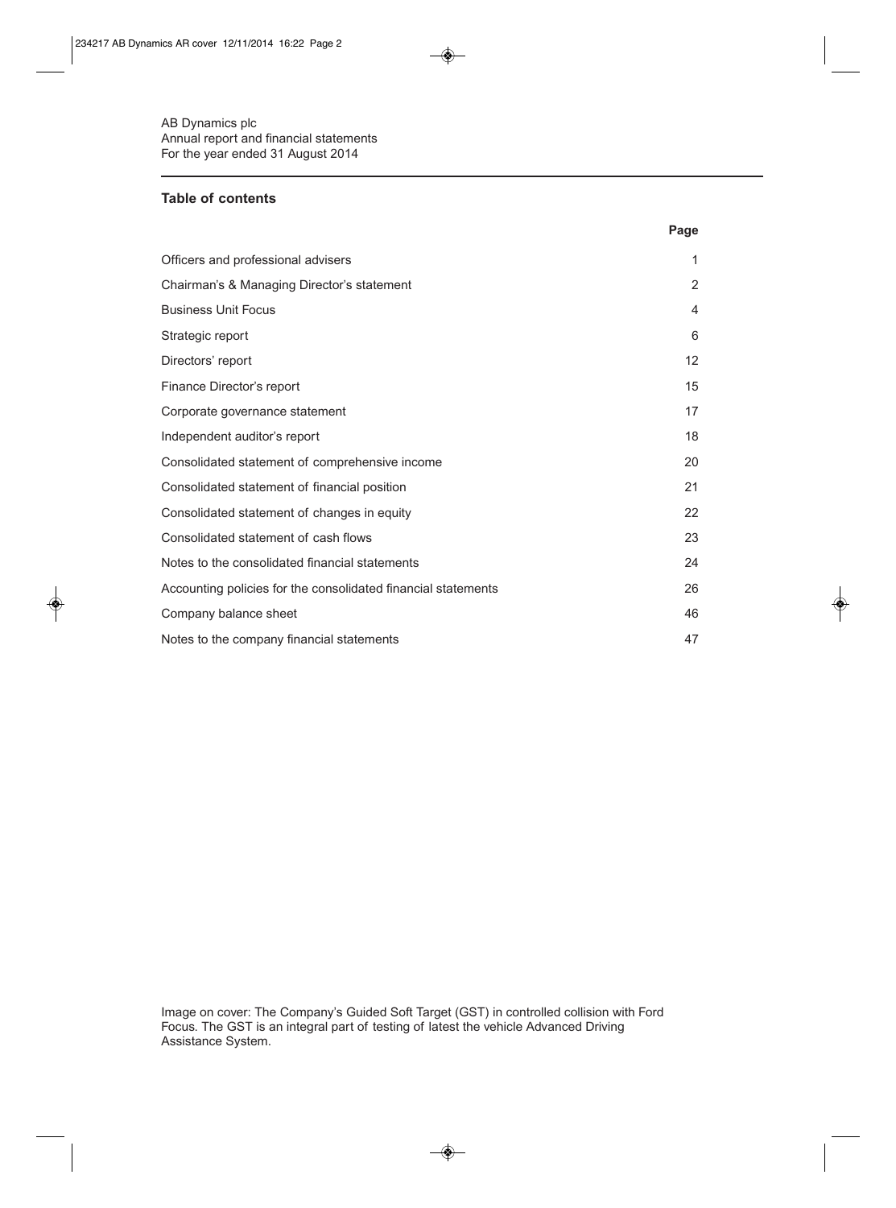AB Dynamics plc
Annual report and financial statements
For the year ended 31 August 2014

## Table of contents

| | Page |
|---|---|
| Officers and professional advisers | 1 |
| Chairman's & Managing Director's statement | 2 |
| Business Unit Focus | 4 |
| Strategic report | 6 |
| Directors' report | 12 |
| Finance Director's report | 15 |
| Corporate governance statement | 17 |
| Independent auditor's report | 18 |
| Consolidated statement of comprehensive income | 20 |
| Consolidated statement of financial position | 21 |
| Consolidated statement of changes in equity | 22 |
| Consolidated statement of cash flows | 23 |
| Notes to the consolidated financial statements | 24 |
| Accounting policies for the consolidated financial statements | 26 |
| Company balance sheet | 46 |
| Notes to the company financial statements | 47 |

Image on cover: The Company's Guided Soft Target (GST) in controlled collision with Ford Focus. The GST is an integral part of testing of latest the vehicle Advanced Driving Assistance System.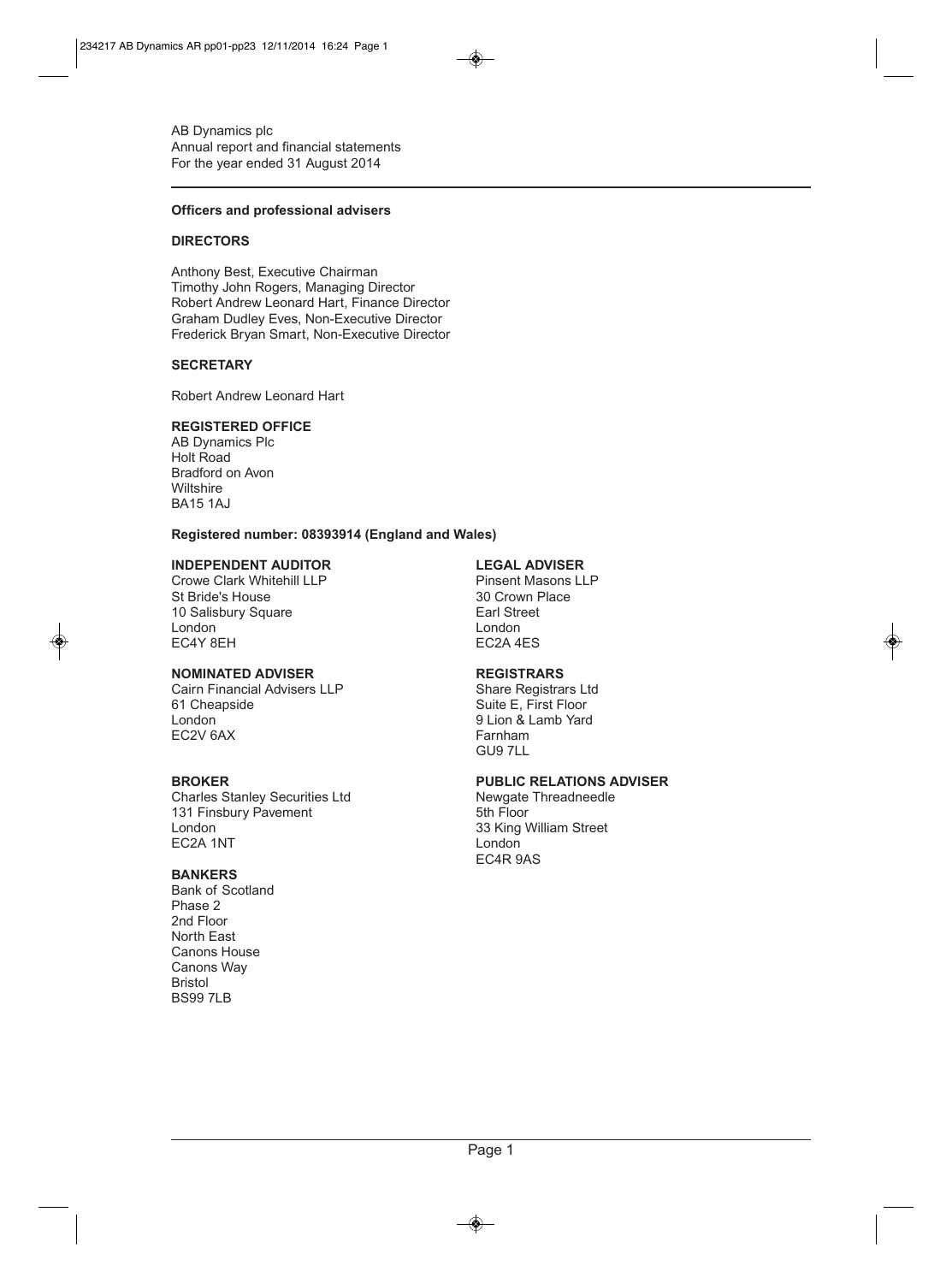AB Dynamics plc
Annual report and financial statements
For the year ended 31 August 2014

## Officers and professional advisers

### DIRECTORS

Anthony Best, Executive Chairman
Timothy John Rogers, Managing Director
Robert Andrew Leonard Hart, Finance Director
Graham Dudley Eves, Non-Executive Director
Frederick Bryan Smart, Non-Executive Director

### SECRETARY

Robert Andrew Leonard Hart

### REGISTERED OFFICE

AB Dynamics Plc
Holt Road
Bradford on Avon
Wiltshire
BA15 1AJ

**Registered number: 08393914 (England and Wales)**

### INDEPENDENT AUDITOR

Crowe Clark Whitehill LLP
St Bride's House
10 Salisbury Square
London
EC4Y 8EH

### NOMINATED ADVISER

Cairn Financial Advisers LLP
61 Cheapside
London
EC2V 6AX

### BROKER

Charles Stanley Securities Ltd
131 Finsbury Pavement
London
EC2A 1NT

### BANKERS

Bank of Scotland
Phase 2
2nd Floor
North East
Canons House
Canons Way
Bristol
BS99 7LB

### LEGAL ADVISER

Pinsent Masons LLP
30 Crown Place
Earl Street
London
EC2A 4ES

### REGISTRARS

Share Registrars Ltd
Suite E, First Floor
9 Lion & Lamb Yard
Farnham
GU9 7LL

### PUBLIC RELATIONS ADVISER

Newgate Threadneedle
5th Floor
33 King William Street
London
EC4R 9AS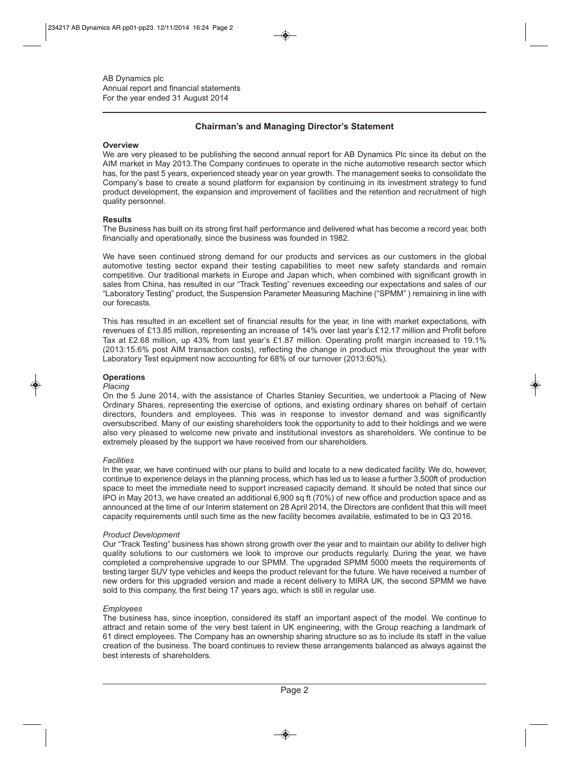AB Dynamics plc
Annual report and financial statements
For the year ended 31 August 2014

## Chairman's and Managing Director's Statement

### Overview

We are very pleased to be publishing the second annual report for AB Dynamics Plc since its debut on the AIM market in May 2013.The Company continues to operate in the niche automotive research sector which has, for the past 5 years, experienced steady year on year growth. The management seeks to consolidate the Company's base to create a sound platform for expansion by continuing in its investment strategy to fund product development, the expansion and improvement of facilities and the retention and recruitment of high quality personnel.

### Results

The Business has built on its strong first half performance and delivered what has become a record year, both financially and operationally, since the business was founded in 1982.

We have seen continued strong demand for our products and services as our customers in the global automotive testing sector expand their testing capabilities to meet new safety standards and remain competitive. Our traditional markets in Europe and Japan which, when combined with significant growth in sales from China, has resulted in our "Track Testing" revenues exceeding our expectations and sales of our "Laboratory Testing" product, the Suspension Parameter Measuring Machine ("SPMM" ) remaining in line with our forecasts.

This has resulted in an excellent set of financial results for the year, in line with market expectations, with revenues of £13.85 million, representing an increase of 14% over last year's £12.17 million and Profit before Tax at £2.68 million, up 43% from last year's £1.87 million. Operating profit margin increased to 19.1% (2013:15.6% post AIM transaction costs), reflecting the change in product mix throughout the year with Laboratory Test equipment now accounting for 68% of our turnover (2013:60%).

### Operations

*Placing*

On the 5 June 2014, with the assistance of Charles Stanley Securities, we undertook a Placing of New Ordinary Shares, representing the exercise of options, and existing ordinary shares on behalf of certain directors, founders and employees. This was in response to investor demand and was significantly oversubscribed. Many of our existing shareholders took the opportunity to add to their holdings and we were also very pleased to welcome new private and institutional investors as shareholders. We continue to be extremely pleased by the support we have received from our shareholders.

*Facilities*

In the year, we have continued with our plans to build and locate to a new dedicated facility. We do, however, continue to experience delays in the planning process, which has led us to lease a further 3,500ft of production space to meet the immediate need to support increased capacity demand. It should be noted that since our IPO in May 2013, we have created an additional 6,900 sq ft (70%) of new office and production space and as announced at the time of our Interim statement on 28 April 2014, the Directors are confident that this will meet capacity requirements until such time as the new facility becomes available, estimated to be in Q3 2016.

*Product Development*

Our "Track Testing" business has shown strong growth over the year and to maintain our ability to deliver high quality solutions to our customers we look to improve our products regularly. During the year, we have completed a comprehensive upgrade to our SPMM. The upgraded SPMM 5000 meets the requirements of testing larger SUV type vehicles and keeps the product relevant for the future. We have received a number of new orders for this upgraded version and made a recent delivery to MIRA UK, the second SPMM we have sold to this company, the first being 17 years ago, which is still in regular use.

*Employees*

The business has, since inception, considered its staff an important aspect of the model. We continue to attract and retain some of the very best talent in UK engineering, with the Group reaching a landmark of 61 direct employees. The Company has an ownership sharing structure so as to include its staff in the value creation of the business. The board continues to review these arrangements balanced as always against the best interests of shareholders.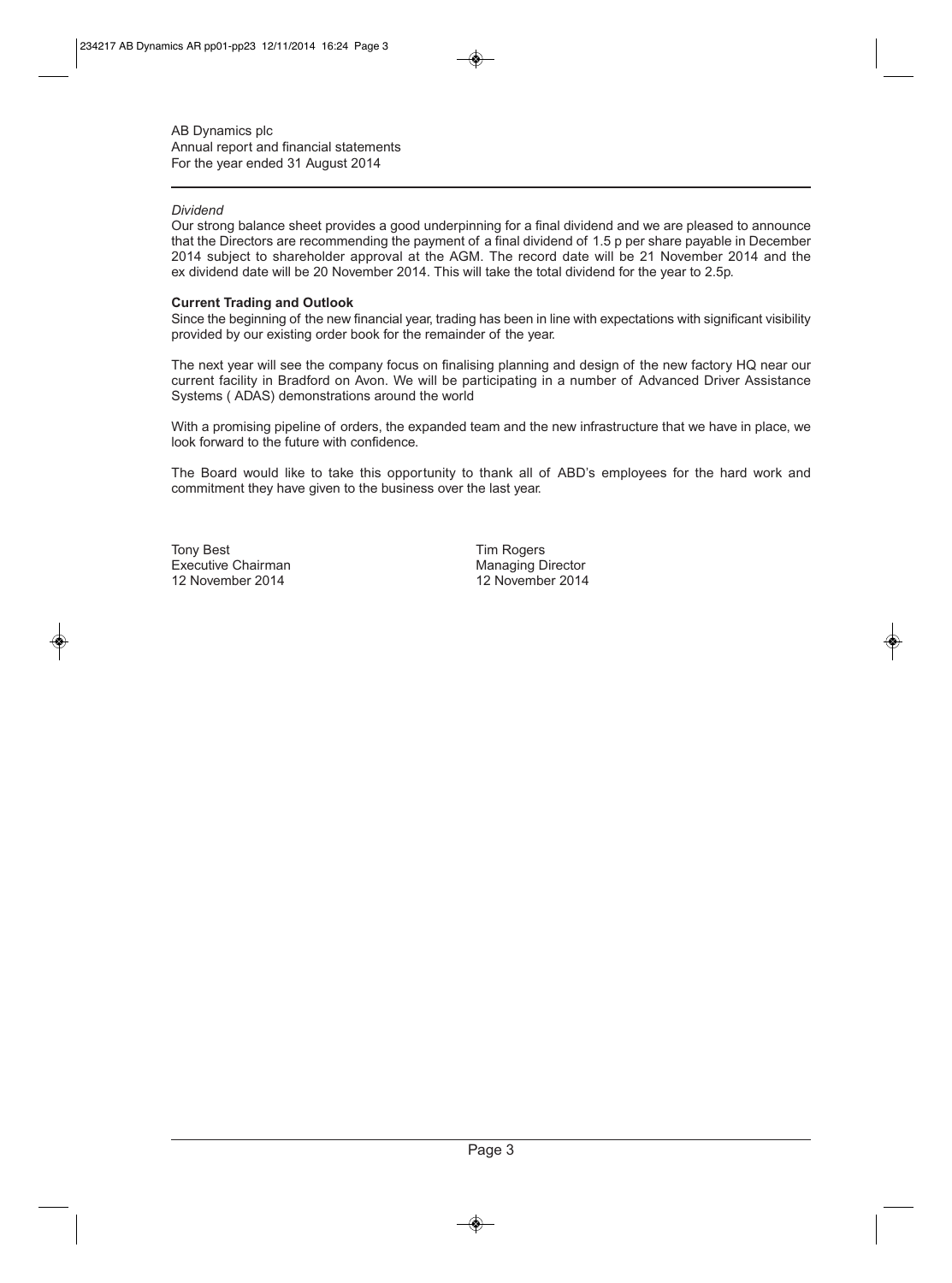*Dividend*

Our strong balance sheet provides a good underpinning for a final dividend and we are pleased to announce that the Directors are recommending the payment of a final dividend of 1.5 p per share payable in December 2014 subject to shareholder approval at the AGM. The record date will be 21 November 2014 and the ex dividend date will be 20 November 2014. This will take the total dividend for the year to 2.5p.

**Current Trading and Outlook**

Since the beginning of the new financial year, trading has been in line with expectations with significant visibility provided by our existing order book for the remainder of the year.

The next year will see the company focus on finalising planning and design of the new factory HQ near our current facility in Bradford on Avon. We will be participating in a number of Advanced Driver Assistance Systems ( ADAS) demonstrations around the world

With a promising pipeline of orders, the expanded team and the new infrastructure that we have in place, we look forward to the future with confidence.

The Board would like to take this opportunity to thank all of ABD's employees for the hard work and commitment they have given to the business over the last year.

Tony Best
Executive Chairman
12 November 2014

Tim Rogers
Managing Director
12 November 2014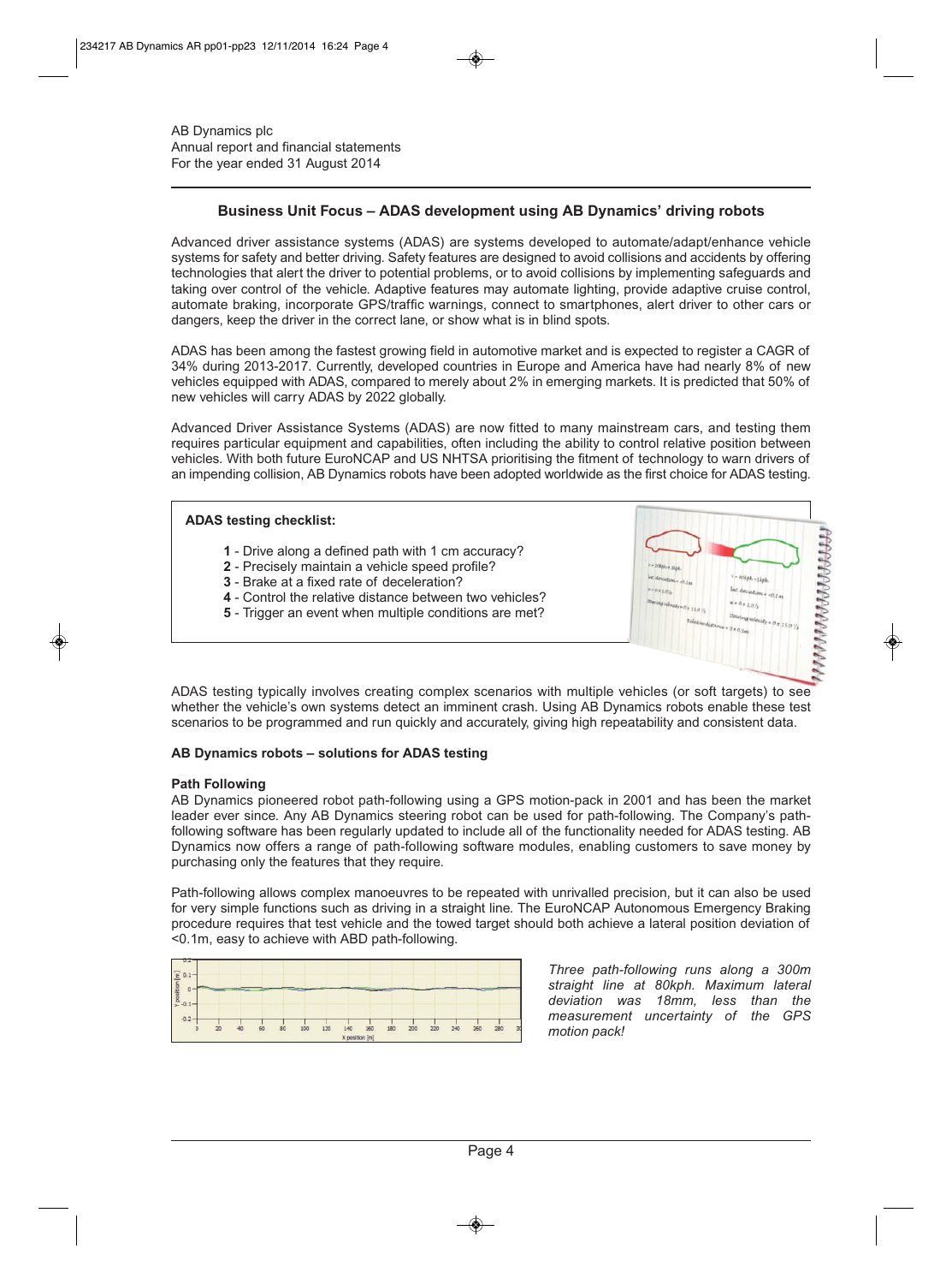AB Dynamics plc
Annual report and financial statements
For the year ended 31 August 2014

## Business Unit Focus – ADAS development using AB Dynamics' driving robots

Advanced driver assistance systems (ADAS) are systems developed to automate/adapt/enhance vehicle systems for safety and better driving. Safety features are designed to avoid collisions and accidents by offering technologies that alert the driver to potential problems, or to avoid collisions by implementing safeguards and taking over control of the vehicle. Adaptive features may automate lighting, provide adaptive cruise control, automate braking, incorporate GPS/traffic warnings, connect to smartphones, alert driver to other cars or dangers, keep the driver in the correct lane, or show what is in blind spots.

ADAS has been among the fastest growing field in automotive market and is expected to register a CAGR of 34% during 2013-2017. Currently, developed countries in Europe and America have had nearly 8% of new vehicles equipped with ADAS, compared to merely about 2% in emerging markets. It is predicted that 50% of new vehicles will carry ADAS by 2022 globally.

Advanced Driver Assistance Systems (ADAS) are now fitted to many mainstream cars, and testing them requires particular equipment and capabilities, often including the ability to control relative position between vehicles. With both future EuroNCAP and US NHTSA prioritising the fitment of technology to warn drivers of an impending collision, AB Dynamics robots have been adopted worldwide as the first choice for ADAS testing.

**ADAS testing checklist:**

- **1** - Drive along a defined path with 1 cm accuracy?
- **2** - Precisely maintain a vehicle speed profile?
- **3** - Brake at a fixed rate of deceleration?
- **4** - Control the relative distance between two vehicles?
- **5** - Trigger an event when multiple conditions are met?

ADAS testing typically involves creating complex scenarios with multiple vehicles (or soft targets) to see whether the vehicle's own systems detect an imminent crash. Using AB Dynamics robots enable these test scenarios to be programmed and run quickly and accurately, giving high repeatability and consistent data.

### AB Dynamics robots – solutions for ADAS testing

#### Path Following

AB Dynamics pioneered robot path-following using a GPS motion-pack in 2001 and has been the market leader ever since. Any AB Dynamics steering robot can be used for path-following. The Company's path-following software has been regularly updated to include all of the functionality needed for ADAS testing. AB Dynamics now offers a range of path-following software modules, enabling customers to save money by purchasing only the features that they require.

Path-following allows complex manoeuvres to be repeated with unrivalled precision, but it can also be used for very simple functions such as driving in a straight line. The EuroNCAP Autonomous Emergency Braking procedure requires that test vehicle and the towed target should both achieve a lateral position deviation of <0.1m, easy to achieve with ABD path-following.

*Three path-following runs along a 300m straight line at 80kph. Maximum lateral deviation was 18mm, less than the GPS measurement uncertainty of the GPS motion pack!*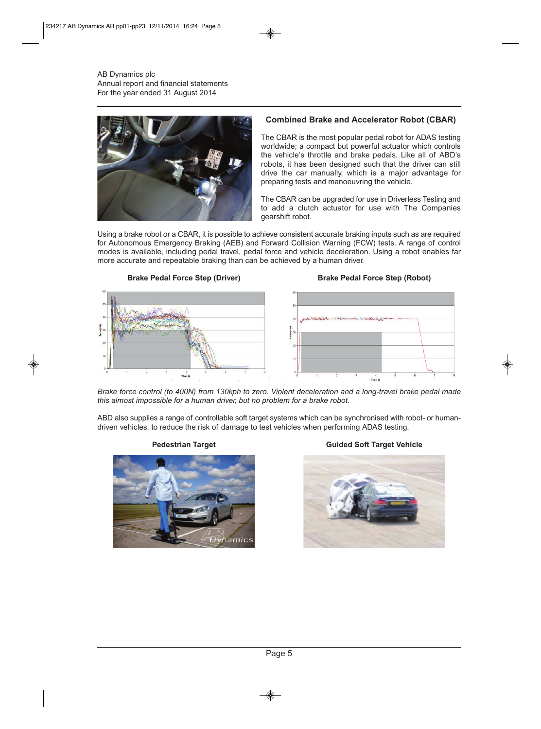## Combined Brake and Accelerator Robot (CBAR)

The CBAR is the most popular pedal robot for ADAS testing worldwide; a compact but powerful actuator which controls the vehicle's throttle and brake pedals. Like all of ABD's robots, it has been designed such that the driver can still drive the car manually, which is a major advantage for preparing tests and manoeuvring the vehicle.

The CBAR can be upgraded for use in Driverless Testing and to add a clutch actuator for use with The Companies gearshift robot.

Using a brake robot or a CBAR, it is possible to achieve consistent accurate braking inputs such as are required for Autonomous Emergency Braking (AEB) and Forward Collision Warning (FCW) tests. A range of control modes is available, including pedal travel, pedal force and vehicle deceleration. Using a robot enables far more accurate and repeatable braking than can be achieved by a human driver.

**Brake Pedal Force Step (Driver)**

**Brake Pedal Force Step (Robot)**

*Brake force control (to 400N) from 130kph to zero. Violent deceleration and a long-travel brake pedal made this almost impossible for a human driver, but no problem for a brake robot.*

ABD also supplies a range of controllable soft target systems which can be synchronised with robot- or human-driven vehicles, to reduce the risk of damage to test vehicles when performing ADAS testing.

**Pedestrian Target**

**Guided Soft Target Vehicle**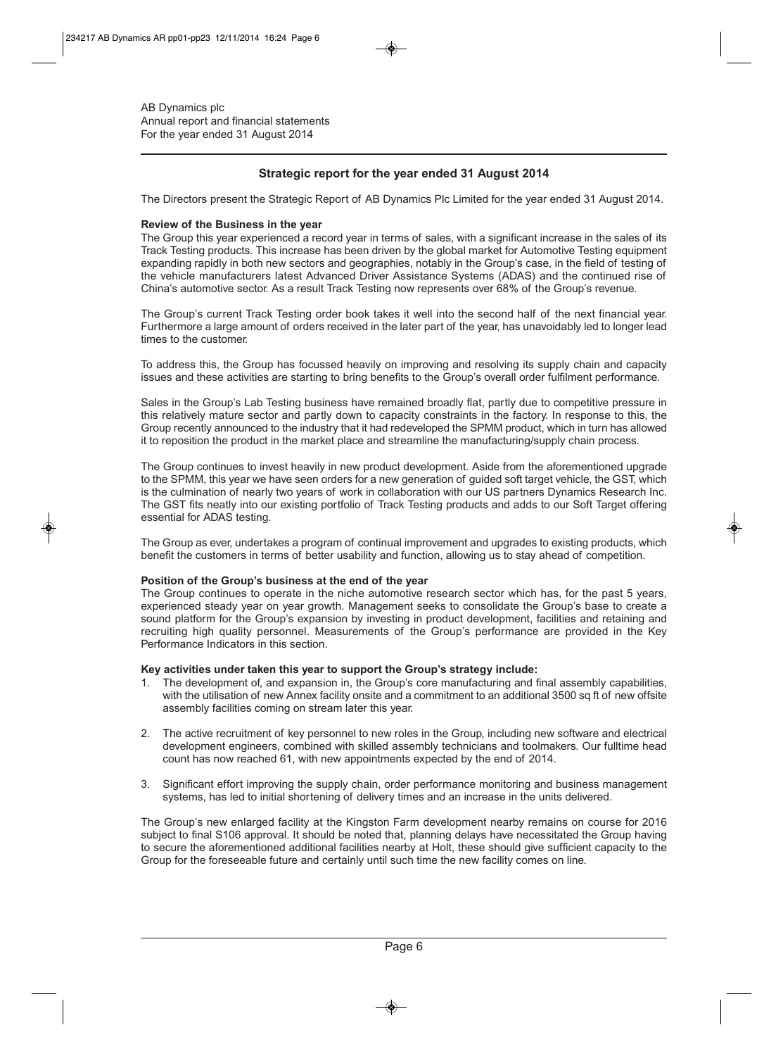AB Dynamics plc
Annual report and financial statements
For the year ended 31 August 2014

## Strategic report for the year ended 31 August 2014

The Directors present the Strategic Report of AB Dynamics Plc Limited for the year ended 31 August 2014.

**Review of the Business in the year**

The Group this year experienced a record year in terms of sales, with a significant increase in the sales of its Track Testing products. This increase has been driven by the global market for Automotive Testing equipment expanding rapidly in both new sectors and geographies, notably in the Group's case, in the field of testing of the vehicle manufacturers latest Advanced Driver Assistance Systems (ADAS) and the continued rise of China's automotive sector. As a result Track Testing now represents over 68% of the Group's revenue.

The Group's current Track Testing order book takes it well into the second half of the next financial year. Furthermore a large amount of orders received in the later part of the year, has unavoidably led to longer lead times to the customer.

To address this, the Group has focussed heavily on improving and resolving its supply chain and capacity issues and these activities are starting to bring benefits to the Group's overall order fulfilment performance.

Sales in the Group's Lab Testing business have remained broadly flat, partly due to competitive pressure in this relatively mature sector and partly down to capacity constraints in the factory. In response to this, the Group recently announced to the industry that it had redeveloped the SPMM product, which in turn has allowed it to reposition the product in the market place and streamline the manufacturing/supply chain process.

The Group continues to invest heavily in new product development. Aside from the aforementioned upgrade to the SPMM, this year we have seen orders for a new generation of guided soft target vehicle, the GST, which is the culmination of nearly two years of work in collaboration with our US partners Dynamics Research Inc. The GST fits neatly into our existing portfolio of Track Testing products and adds to our Soft Target offering essential for ADAS testing.

The Group as ever, undertakes a program of continual improvement and upgrades to existing products, which benefit the customers in terms of better usability and function, allowing us to stay ahead of competition.

**Position of the Group's business at the end of the year**

The Group continues to operate in the niche automotive research sector which has, for the past 5 years, experienced steady year on year growth. Management seeks to consolidate the Group's base to create a sound platform for the Group's expansion by investing in product development, facilities and retaining and recruiting high quality personnel. Measurements of the Group's performance are provided in the Key Performance Indicators in this section.

**Key activities under taken this year to support the Group's strategy include:**

1. The development of, and expansion in, the Group's core manufacturing and final assembly capabilities, with the utilisation of new Annex facility onsite and a commitment to an additional 3500 sq ft of new offsite assembly facilities coming on stream later this year.
2. The active recruitment of key personnel to new roles in the Group, including new software and electrical development engineers, combined with skilled assembly technicians and toolmakers. Our fulltime head count has now reached 61, with new appointments expected by the end of 2014.
3. Significant effort improving the supply chain, order performance monitoring and business management systems, has led to initial shortening of delivery times and an increase in the units delivered.

The Group's new enlarged facility at the Kingston Farm development nearby remains on course for 2016 subject to final S106 approval. It should be noted that, planning delays have necessitated the Group having to secure the aforementioned additional facilities nearby at Holt, these should give sufficient capacity to the Group for the foreseeable future and certainly until such time the new facility comes on line.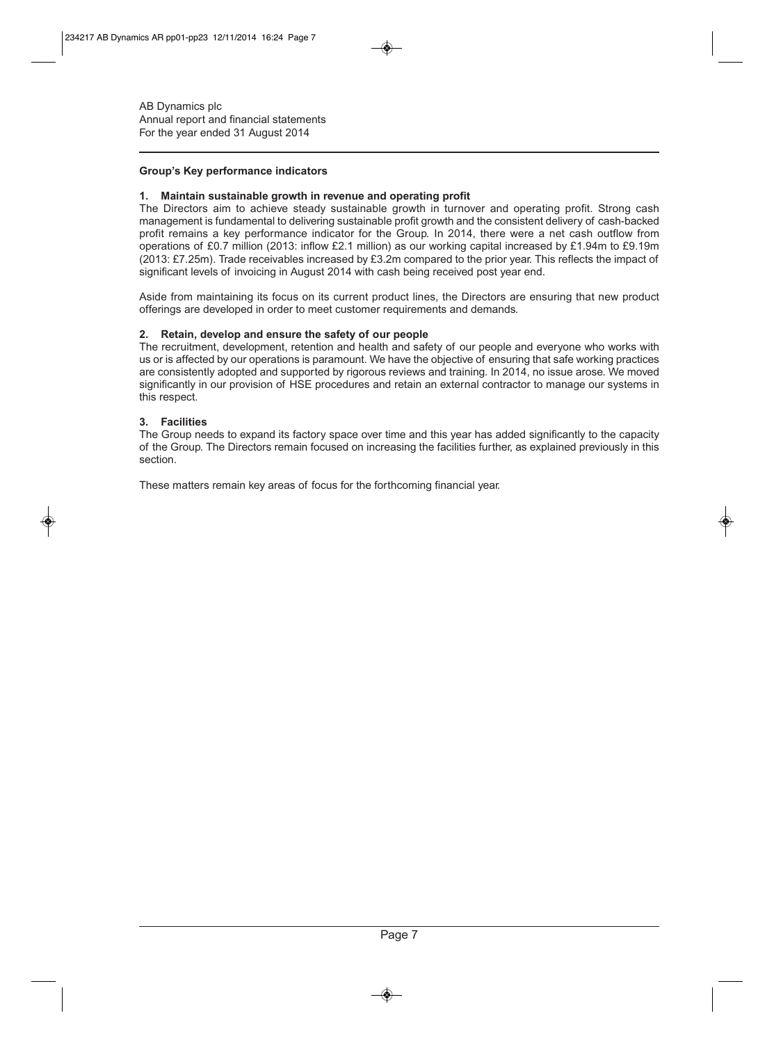AB Dynamics plc
Annual report and financial statements
For the year ended 31 August 2014

### Group's Key performance indicators

#### 1. Maintain sustainable growth in revenue and operating profit

The Directors aim to achieve steady sustainable growth in turnover and operating profit. Strong cash management is fundamental to delivering sustainable profit growth and the consistent delivery of cash-backed profit remains a key performance indicator for the Group. In 2014, there were a net cash outflow from operations of £0.7 million (2013: inflow £2.1 million) as our working capital increased by £1.94m to £9.19m (2013: £7.25m). Trade receivables increased by £3.2m compared to the prior year. This reflects the impact of significant levels of invoicing in August 2014 with cash being received post year end.

Aside from maintaining its focus on its current product lines, the Directors are ensuring that new product offerings are developed in order to meet customer requirements and demands.

#### 2. Retain, develop and ensure the safety of our people

The recruitment, development, retention and health and safety of our people and everyone who works with us or is affected by our operations is paramount. We have the objective of ensuring that safe working practices are consistently adopted and supported by rigorous reviews and training. In 2014, no issue arose. We moved significantly in our provision of HSE procedures and retain an external contractor to manage our systems in this respect.

#### 3. Facilities

The Group needs to expand its factory space over time and this year has added significantly to the capacity of the Group. The Directors remain focused on increasing the facilities further, as explained previously in this section.

These matters remain key areas of focus for the forthcoming financial year.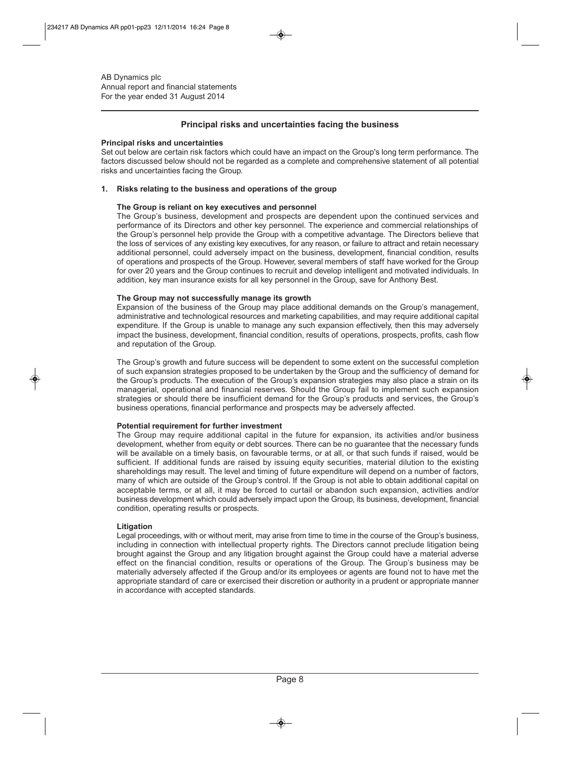AB Dynamics plc
Annual report and financial statements
For the year ended 31 August 2014

## Principal risks and uncertainties facing the business

**Principal risks and uncertainties**

Set out below are certain risk factors which could have an impact on the Group's long term performance. The factors discussed below should not be regarded as a complete and comprehensive statement of all potential risks and uncertainties facing the Group.

### 1. Risks relating to the business and operations of the group

**The Group is reliant on key executives and personnel**

The Group's business, development and prospects are dependent upon the continued services and performance of its Directors and other key personnel. The experience and commercial relationships of the Group's personnel help provide the Group with a competitive advantage. The Directors believe that the loss of services of any existing key executives, for any reason, or failure to attract and retain necessary additional personnel, could adversely impact on the business, development, financial condition, results of operations and prospects of the Group. However, several members of staff have worked for the Group for over 20 years and the Group continues to recruit and develop intelligent and motivated individuals. In addition, key man insurance exists for all key personnel in the Group, save for Anthony Best.

**The Group may not successfully manage its growth**

Expansion of the business of the Group may place additional demands on the Group's management, administrative and technological resources and marketing capabilities, and may require additional capital expenditure. If the Group is unable to manage any such expansion effectively, then this may adversely impact the business, development, financial condition, results of operations, prospects, profits, cash flow and reputation of the Group.

The Group's growth and future success will be dependent to some extent on the successful completion of such expansion strategies proposed to be undertaken by the Group and the sufficiency of demand for the Group's products. The execution of the Group's expansion strategies may also place a strain on its managerial, operational and financial reserves. Should the Group fail to implement such expansion strategies or should there be insufficient demand for the Group's products and services, the Group's business operations, financial performance and prospects may be adversely affected.

**Potential requirement for further investment**

The Group may require additional capital in the future for expansion, its activities and/or business development, whether from equity or debt sources. There can be no guarantee that the necessary funds will be available on a timely basis, on favourable terms, or at all, or that such funds if raised, would be sufficient. If additional funds are raised by issuing equity securities, material dilution to the existing shareholdings may result. The level and timing of future expenditure will depend on a number of factors, many of which are outside of the Group's control. If the Group is not able to obtain additional capital on acceptable terms, or at all, it may be forced to curtail or abandon such expansion, activities and/or business development which could adversely impact upon the Group, its business, development, financial condition, operating results or prospects.

**Litigation**

Legal proceedings, with or without merit, may arise from time to time in the course of the Group's business, including in connection with intellectual property rights. The Directors cannot preclude litigation being brought against the Group and any litigation brought against the Group could have a material adverse effect on the financial condition, results or operations of the Group. The Group's business may be materially adversely affected if the Group and/or its employees or agents are found not to have met the appropriate standard of care or exercised their discretion or authority in a prudent or appropriate manner in accordance with accepted standards.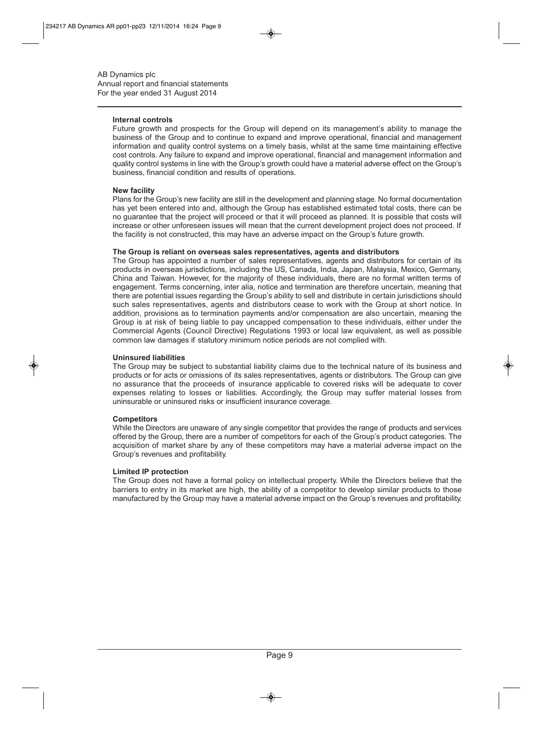### Internal controls

Future growth and prospects for the Group will depend on its management's ability to manage the business of the Group and to continue to expand and improve operational, financial and management information and quality control systems on a timely basis, whilst at the same time maintaining effective cost controls. Any failure to expand and improve operational, financial and management information and quality control systems in line with the Group's growth could have a material adverse effect on the Group's business, financial condition and results of operations.

### New facility

Plans for the Group's new facility are still in the development and planning stage. No formal documentation has yet been entered into and, although the Group has established estimated total costs, there can be no guarantee that the project will proceed or that it will proceed as planned. It is possible that costs will increase or other unforeseen issues will mean that the current development project does not proceed. If the facility is not constructed, this may have an adverse impact on the Group's future growth.

### The Group is reliant on overseas sales representatives, agents and distributors

The Group has appointed a number of sales representatives, agents and distributors for certain of its products in overseas jurisdictions, including the US, Canada, India, Japan, Malaysia, Mexico, Germany, China and Taiwan. However, for the majority of these individuals, there are no formal written terms of engagement. Terms concerning, inter alia, notice and termination are therefore uncertain, meaning that there are potential issues regarding the Group's ability to sell and distribute in certain jurisdictions should such sales representatives, agents and distributors cease to work with the Group at short notice. In addition, provisions as to termination payments and/or compensation are also uncertain, meaning the Group is at risk of being liable to pay uncapped compensation to these individuals, either under the Commercial Agents (Council Directive) Regulations 1993 or local law equivalent, as well as possible common law damages if statutory minimum notice periods are not complied with.

### Uninsured liabilities

The Group may be subject to substantial liability claims due to the technical nature of its business and products or for acts or omissions of its sales representatives, agents or distributors. The Group can give no assurance that the proceeds of insurance applicable to covered risks will be adequate to cover expenses relating to losses or liabilities. Accordingly, the Group may suffer material losses from uninsurable or uninsured risks or insufficient insurance coverage.

### Competitors

While the Directors are unaware of any single competitor that provides the range of products and services offered by the Group, there are a number of competitors for each of the Group's product categories. The acquisition of market share by any of these competitors may have a material adverse impact on the Group's revenues and profitability.

### Limited IP protection

The Group does not have a formal policy on intellectual property. While the Directors believe that the barriers to entry in its market are high, the ability of a competitor to develop similar products to those manufactured by the Group may have a material adverse impact on the Group's revenues and profitability.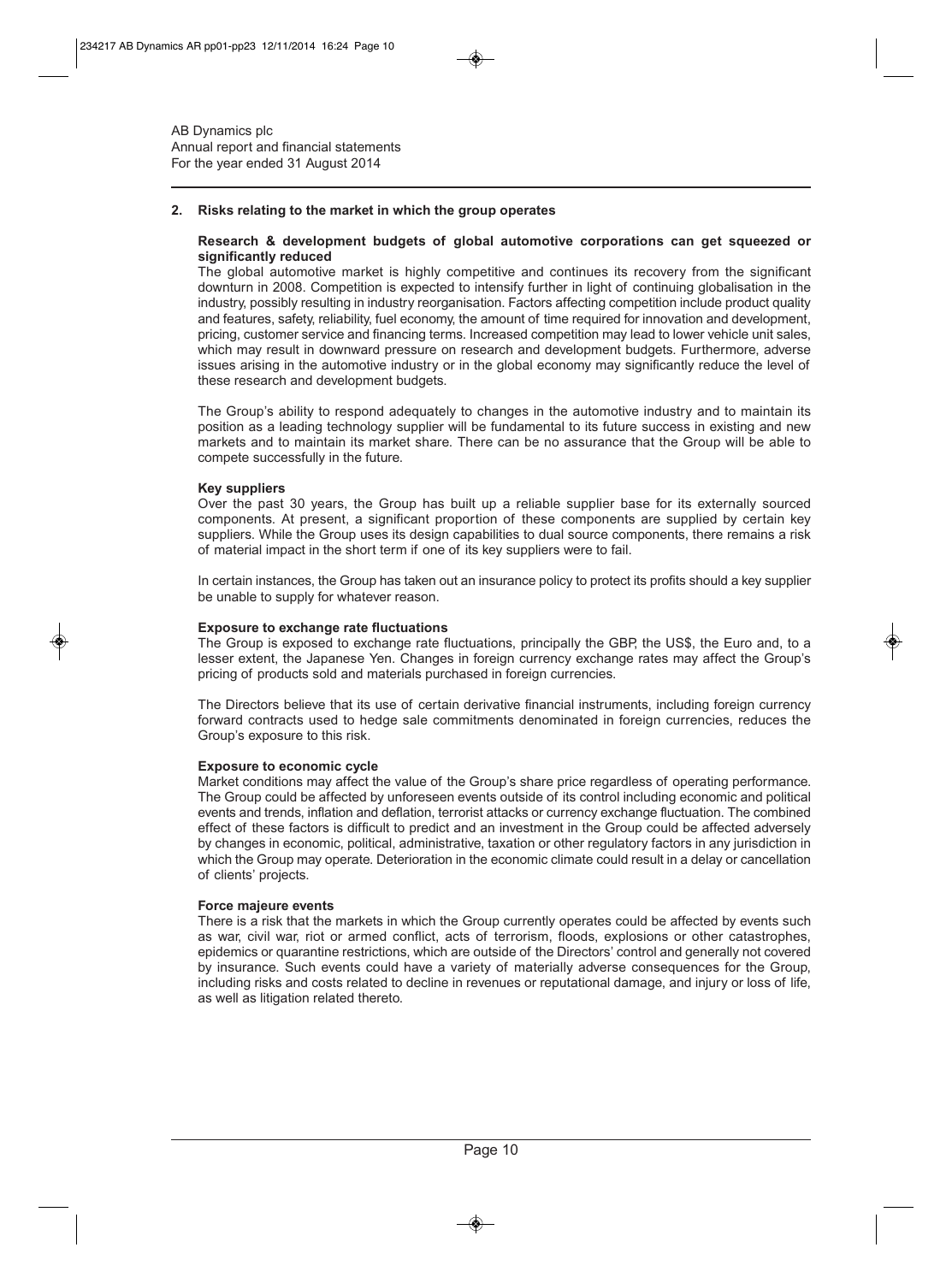## 2. Risks relating to the market in which the group operates

**Research & development budgets of global automotive corporations can get squeezed or significantly reduced**

The global automotive market is highly competitive and continues its recovery from the significant downturn in 2008. Competition is expected to intensify further in light of continuing globalisation in the industry, possibly resulting in industry reorganisation. Factors affecting competition include product quality and features, safety, reliability, fuel economy, the amount of time required for innovation and development, pricing, customer service and financing terms. Increased competition may lead to lower vehicle unit sales, which may result in downward pressure on research and development budgets. Furthermore, adverse issues arising in the automotive industry or in the global economy may significantly reduce the level of these research and development budgets.

The Group's ability to respond adequately to changes in the automotive industry and to maintain its position as a leading technology supplier will be fundamental to its future success in existing and new markets and to maintain its market share. There can be no assurance that the Group will be able to compete successfully in the future.

**Key suppliers**

Over the past 30 years, the Group has built up a reliable supplier base for its externally sourced components. At present, a significant proportion of these components are supplied by certain key suppliers. While the Group uses its design capabilities to dual source components, there remains a risk of material impact in the short term if one of its key suppliers were to fail.

In certain instances, the Group has taken out an insurance policy to protect its profits should a key supplier be unable to supply for whatever reason.

**Exposure to exchange rate fluctuations**

The Group is exposed to exchange rate fluctuations, principally the GBP, the US$, the Euro and, to a lesser extent, the Japanese Yen. Changes in foreign currency exchange rates may affect the Group's pricing of products sold and materials purchased in foreign currencies.

The Directors believe that its use of certain derivative financial instruments, including foreign currency forward contracts used to hedge sale commitments denominated in foreign currencies, reduces the Group's exposure to this risk.

**Exposure to economic cycle**

Market conditions may affect the value of the Group's share price regardless of operating performance. The Group could be affected by unforeseen events outside of its control including economic and political events and trends, inflation and deflation, terrorist attacks or currency exchange fluctuation. The combined effect of these factors is difficult to predict and an investment in the Group could be affected adversely by changes in economic, political, administrative, taxation or other regulatory factors in any jurisdiction in which the Group may operate. Deterioration in the economic climate could result in a delay or cancellation of clients' projects.

**Force majeure events**

There is a risk that the markets in which the Group currently operates could be affected by events such as war, civil war, riot or armed conflict, acts of terrorism, floods, explosions or other catastrophes, epidemics or quarantine restrictions, which are outside of the Directors' control and generally not covered by insurance. Such events could have a variety of materially adverse consequences for the Group, including risks and costs related to decline in revenues or reputational damage, and injury or loss of life, as well as litigation related thereto.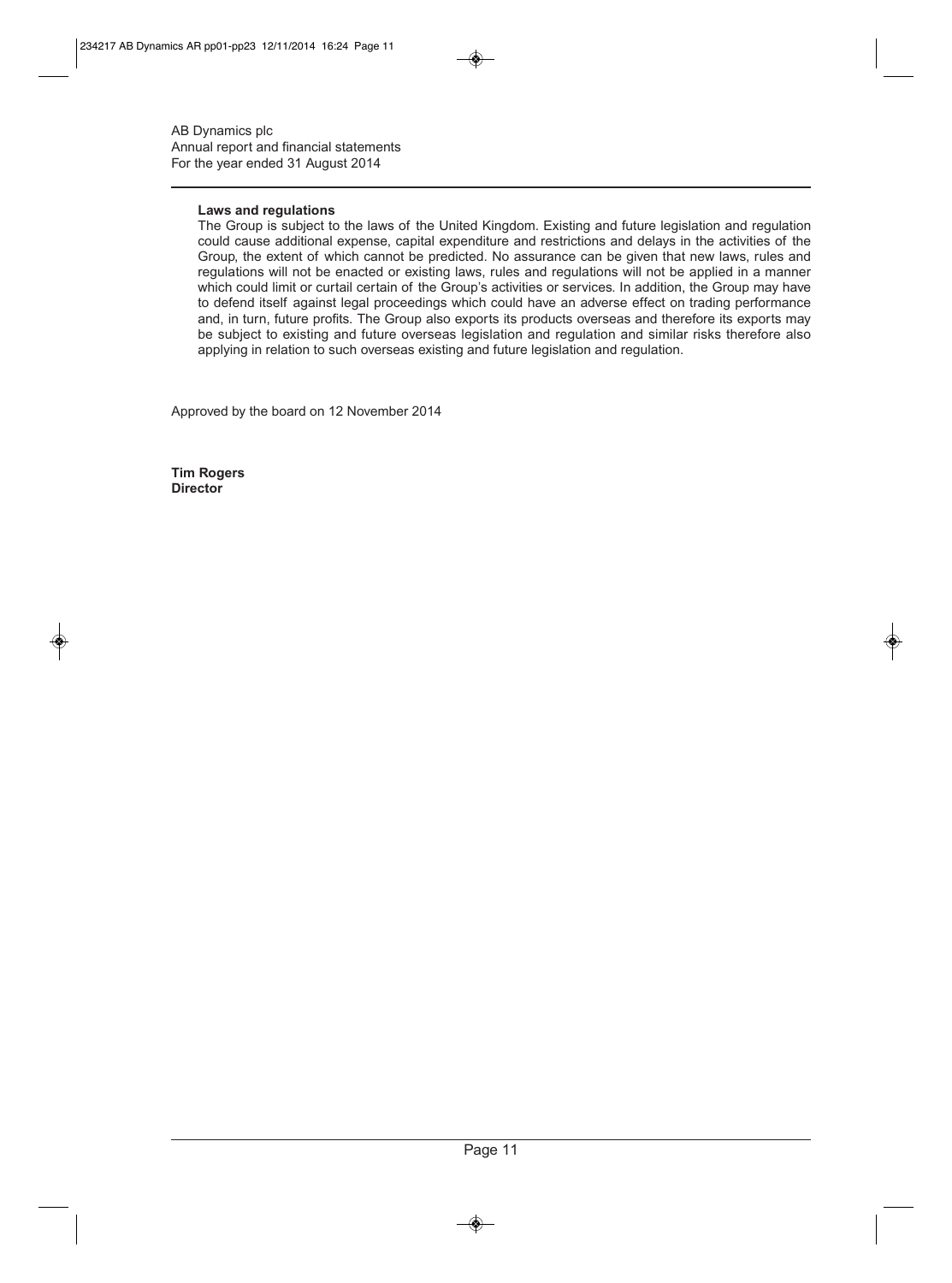### Laws and regulations

The Group is subject to the laws of the United Kingdom. Existing and future legislation and regulation could cause additional expense, capital expenditure and restrictions and delays in the activities of the Group, the extent of which cannot be predicted. No assurance can be given that new laws, rules and regulations will not be enacted or existing laws, rules and regulations will not be applied in a manner which could limit or curtail certain of the Group's activities or services. In addition, the Group may have to defend itself against legal proceedings which could have an adverse effect on trading performance and, in turn, future profits. The Group also exports its products overseas and therefore its exports may be subject to existing and future overseas legislation and regulation and similar risks therefore also applying in relation to such overseas existing and future legislation and regulation.

Approved by the board on 12 November 2014

**Tim Rogers**
**Director**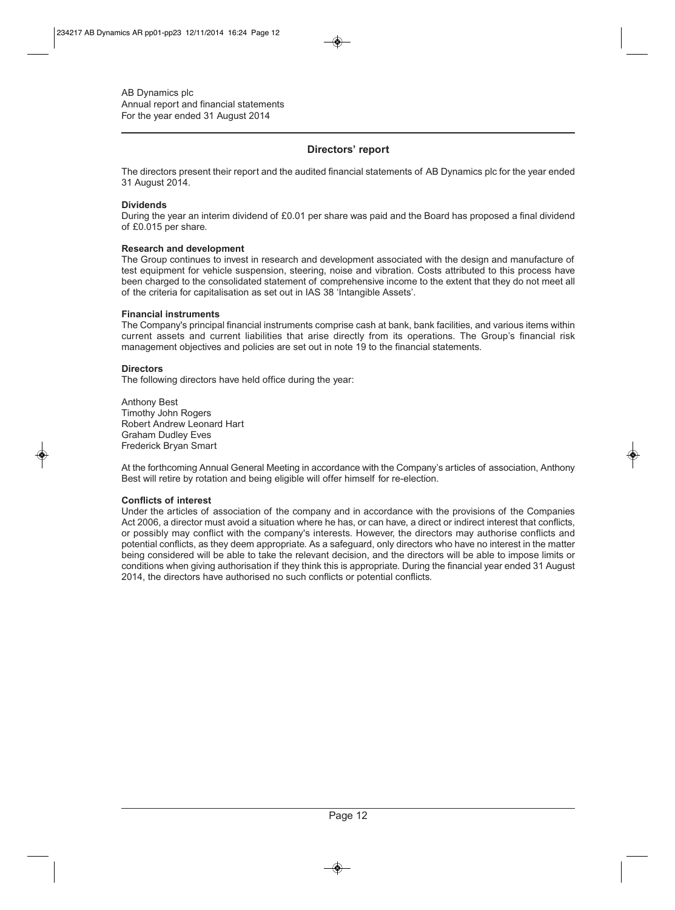AB Dynamics plc
Annual report and financial statements
For the year ended 31 August 2014

## Directors' report

The directors present their report and the audited financial statements of AB Dynamics plc for the year ended 31 August 2014.

**Dividends**
During the year an interim dividend of £0.01 per share was paid and the Board has proposed a final dividend of £0.015 per share.

**Research and development**
The Group continues to invest in research and development associated with the design and manufacture of test equipment for vehicle suspension, steering, noise and vibration. Costs attributed to this process have been charged to the consolidated statement of comprehensive income to the extent that they do not meet all of the criteria for capitalisation as set out in IAS 38 'Intangible Assets'.

**Financial instruments**
The Company's principal financial instruments comprise cash at bank, bank facilities, and various items within current assets and current liabilities that arise directly from its operations. The Group's financial risk management objectives and policies are set out in note 19 to the financial statements.

**Directors**
The following directors have held office during the year:

Anthony Best
Timothy John Rogers
Robert Andrew Leonard Hart
Graham Dudley Eves
Frederick Bryan Smart

At the forthcoming Annual General Meeting in accordance with the Company's articles of association, Anthony Best will retire by rotation and being eligible will offer himself for re-election.

**Conflicts of interest**
Under the articles of association of the company and in accordance with the provisions of the Companies Act 2006, a director must avoid a situation where he has, or can have, a direct or indirect interest that conflicts, or possibly may conflict with the company's interests. However, the directors may authorise conflicts and potential conflicts, as they deem appropriate. As a safeguard, only directors who have no interest in the matter being considered will be able to take the relevant decision, and the directors will be able to impose limits or conditions when giving authorisation if they think this is appropriate. During the financial year ended 31 August 2014, the directors have authorised no such conflicts or potential conflicts.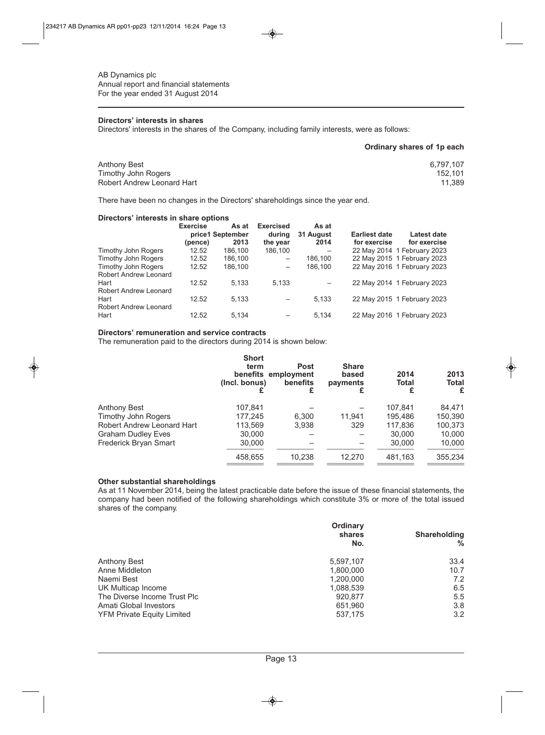AB Dynamics plc
Annual report and financial statements
For the year ended 31 August 2014

**Directors' interests in shares**

Directors' interests in the shares of the Company, including family interests, were as follows:

| | Ordinary shares of 1p each |
|---|---|
| Anthony Best | 6,797,107 |
| Timothy John Rogers | 152,101 |
| Robert Andrew Leonard Hart | 11,389 |

There have been no changes in the Directors' shareholdings since the year end.

**Directors' interests in share options**

| | Exercise price1 (pence) | As at September 2013 | Exercised during the year | As at 31 August 2014 | Earliest date for exercise | Latest date for exercise |
|---|---|---|---|---|---|---|
| Timothy John Rogers | 12.52 | 186,100 | 186,100 | – | 22 May 2014 | 1 February 2023 |
| Timothy John Rogers | 12.52 | 186,100 | – | 186,100 | 22 May 2015 | 1 February 2023 |
| Timothy John Rogers | 12.52 | 186,100 | – | 186,100 | 22 May 2016 | 1 February 2023 |
| Robert Andrew Leonard Hart | 12.52 | 5,133 | 5,133 | – | 22 May 2014 | 1 February 2023 |
| Robert Andrew Leonard Hart | 12.52 | 5,133 | – | 5,133 | 22 May 2015 | 1 February 2023 |
| Robert Andrew Leonard Hart | 12.52 | 5,134 | – | 5,134 | 22 May 2016 | 1 February 2023 |

**Directors' remuneration and service contracts**

The remuneration paid to the directors during 2014 is shown below:

| | Short term benefits (Incl. bonus) £ | Post employment benefits £ | Share based payments £ | 2014 Total £ | 2013 Total £ |
|---|---|---|---|---|---|
| Anthony Best | 107,841 | – | – | 107,841 | 84,471 |
| Timothy John Rogers | 177,245 | 6,300 | 11,941 | 195,486 | 150,390 |
| Robert Andrew Leonard Hart | 113,569 | 3,938 | 329 | 117,836 | 100,373 |
| Graham Dudley Eves | 30,000 | – | – | 30,000 | 10,000 |
| Frederick Bryan Smart | 30,000 | – | – | 30,000 | 10,000 |
| | 458,655 | 10,238 | 12,270 | 481,163 | 355,234 |

**Other substantial shareholdings**

As at 11 November 2014, being the latest practicable date before the issue of these financial statements, the company had been notified of the following shareholdings which constitute 3% or more of the total issued shares of the company.

| | Ordinary shares No. | Shareholding % |
|---|---|---|
| Anthony Best | 5,597,107 | 33.4 |
| Anne Middleton | 1,800,000 | 10.7 |
| Naemi Best | 1,200,000 | 7.2 |
| UK Multicap Income | 1,088,539 | 6.5 |
| The Diverse Income Trust Plc | 920,877 | 5.5 |
| Amati Global Investors | 651,960 | 3.8 |
| YFM Private Equity Limited | 537,175 | 3.2 |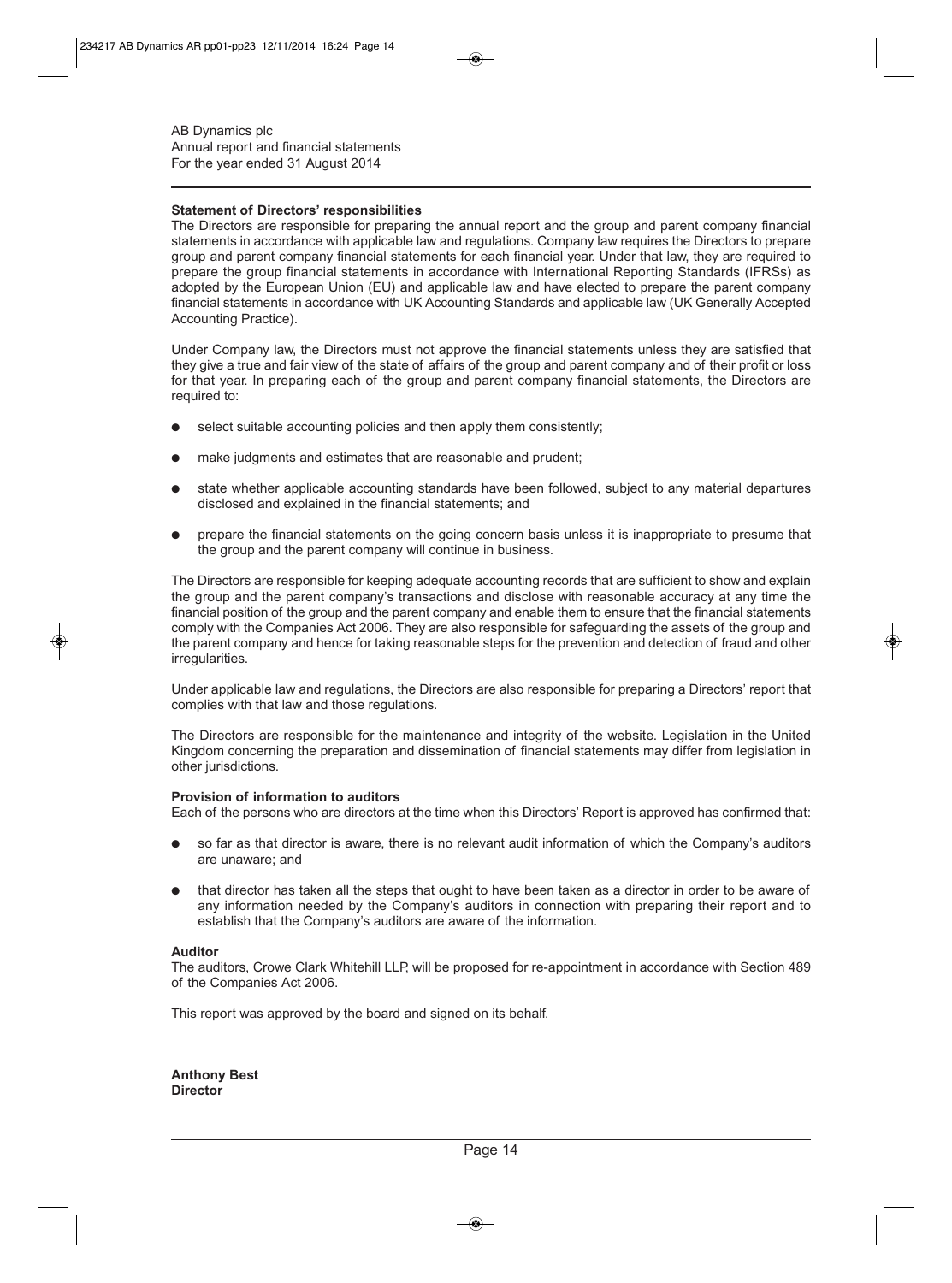AB Dynamics plc
Annual report and financial statements
For the year ended 31 August 2014

**Statement of Directors' responsibilities**

The Directors are responsible for preparing the annual report and the group and parent company financial statements in accordance with applicable law and regulations. Company law requires the Directors to prepare group and parent company financial statements for each financial year. Under that law, they are required to prepare the group financial statements in accordance with International Reporting Standards (IFRSs) as adopted by the European Union (EU) and applicable law and have elected to prepare the parent company financial statements in accordance with UK Accounting Standards and applicable law (UK Generally Accepted Accounting Practice).

Under Company law, the Directors must not approve the financial statements unless they are satisfied that they give a true and fair view of the state of affairs of the group and parent company and of their profit or loss for that year. In preparing each of the group and parent company financial statements, the Directors are required to:

- select suitable accounting policies and then apply them consistently;
- make judgments and estimates that are reasonable and prudent;
- state whether applicable accounting standards have been followed, subject to any material departures disclosed and explained in the financial statements; and
- prepare the financial statements on the going concern basis unless it is inappropriate to presume that the group and the parent company will continue in business.

The Directors are responsible for keeping adequate accounting records that are sufficient to show and explain the group and the parent company's transactions and disclose with reasonable accuracy at any time the financial position of the group and the parent company and enable them to ensure that the financial statements comply with the Companies Act 2006. They are also responsible for safeguarding the assets of the group and the parent company and hence for taking reasonable steps for the prevention and detection of fraud and other irregularities.

Under applicable law and regulations, the Directors are also responsible for preparing a Directors' report that complies with that law and those regulations.

The Directors are responsible for the maintenance and integrity of the website. Legislation in the United Kingdom concerning the preparation and dissemination of financial statements may differ from legislation in other jurisdictions.

**Provision of information to auditors**

Each of the persons who are directors at the time when this Directors' Report is approved has confirmed that:

- so far as that director is aware, there is no relevant audit information of which the Company's auditors are unaware; and
- that director has taken all the steps that ought to have been taken as a director in order to be aware of any information needed by the Company's auditors in connection with preparing their report and to establish that the Company's auditors are aware of the information.

**Auditor**

The auditors, Crowe Clark Whitehill LLP, will be proposed for re-appointment in accordance with Section 489 of the Companies Act 2006.

This report was approved by the board and signed on its behalf.

**Anthony Best**
**Director**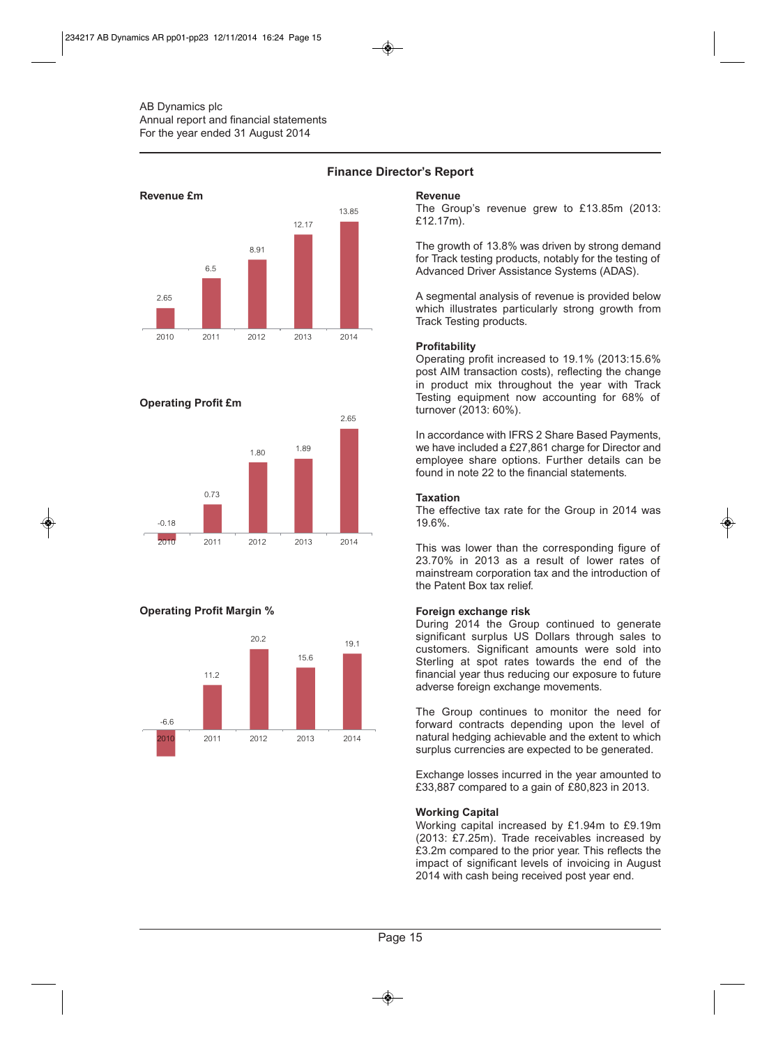AB Dynamics plc
Annual report and financial statements
For the year ended 31 August 2014

## Finance Director's Report

**Revenue £m**

| Year | 2010 | 2011 | 2012 | 2013 | 2014 |
|---|---|---|---|---|---|
| Revenue £m | 2.65 | 6.5 | 8.91 | 12.17 | 13.85 |

**Operating Profit £m**

| Year | 2010 | 2011 | 2012 | 2013 | 2014 |
|---|---|---|---|---|---|
| Operating Profit £m | -0.18 | 0.73 | 1.80 | 1.89 | 2.65 |

**Operating Profit Margin %**

| Year | 2010 | 2011 | 2012 | 2013 | 2014 |
|---|---|---|---|---|---|
| Operating Profit Margin % | -6.6 | 11.2 | 20.2 | 15.6 | 19.1 |

### Revenue

The Group's revenue grew to £13.85m (2013: £12.17m).

The growth of 13.8% was driven by strong demand for Track testing products, notably for the testing of Advanced Driver Assistance Systems (ADAS).

A segmental analysis of revenue is provided below which illustrates particularly strong growth from Track Testing products.

### Profitability

Operating profit increased to 19.1% (2013:15.6% post AIM transaction costs), reflecting the change in product mix throughout the year with Track Testing equipment now accounting for 68% of turnover (2013: 60%).

In accordance with IFRS 2 Share Based Payments, we have included a £27,861 charge for Director and employee share options. Further details can be found in note 22 to the financial statements.

### Taxation

The effective tax rate for the Group in 2014 was 19.6%.

This was lower than the corresponding figure of 23.70% in 2013 as a result of lower rates of mainstream corporation tax and the introduction of the Patent Box tax relief.

### Foreign exchange risk

During 2014 the Group continued to generate significant surplus US Dollars through sales to customers. Significant amounts were sold into Sterling at spot rates towards the end of the financial year thus reducing our exposure to future adverse foreign exchange movements.

The Group continues to monitor the need for forward contracts depending upon the level of natural hedging achievable and the extent to which surplus currencies are expected to be generated.

Exchange losses incurred in the year amounted to £33,887 compared to a gain of £80,823 in 2013.

### Working Capital

Working capital increased by £1.94m to £9.19m (2013: £7.25m). Trade receivables increased by £3.2m compared to the prior year. This reflects the impact of significant levels of invoicing in August 2014 with cash being received post year end.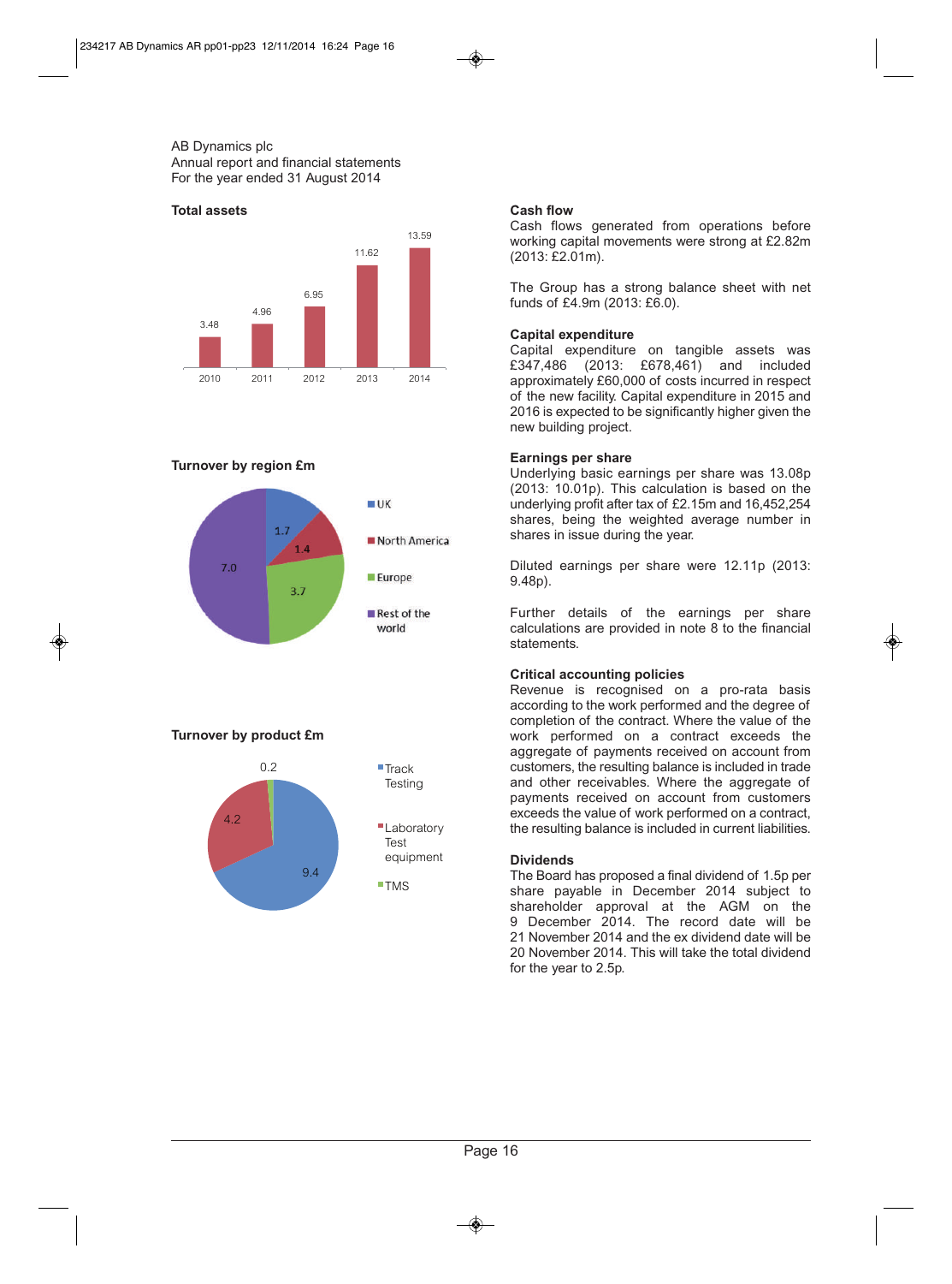AB Dynamics plc
Annual report and financial statements
For the year ended 31 August 2014

**Total assets**

| Year | Total assets |
|---|---|
| 2010 | 3.48 |
| 2011 | 4.96 |
| 2012 | 6.95 |
| 2013 | 11.62 |
| 2014 | 13.59 |

**Turnover by region £m**

| Region | £m |
|---|---|
| UK | 1.7 |
| North America | 1.4 |
| Europe | 3.7 |
| Rest of the world | 7.0 |

**Turnover by product £m**

| Product | £m |
|---|---|
| Track Testing | 9.4 |
| Laboratory Test equipment | 4.2 |
| TMS | 0.2 |

**Cash flow**

Cash flows generated from operations before working capital movements were strong at £2.82m (2013: £2.01m).

The Group has a strong balance sheet with net funds of £4.9m (2013: £6.0).

**Capital expenditure**

Capital expenditure on tangible assets was £347,486 (2013: £678,461) and included approximately £60,000 of costs incurred in respect of the new facility. Capital expenditure in 2015 and 2016 is expected to be significantly higher given the new building project.

**Earnings per share**

Underlying basic earnings per share was 13.08p (2013: 10.01p). This calculation is based on the underlying profit after tax of £2.15m and 16,452,254 shares, being the weighted average number in shares in issue during the year.

Diluted earnings per share were 12.11p (2013: 9.48p).

Further details of the earnings per share calculations are provided in note 8 to the financial statements.

**Critical accounting policies**

Revenue is recognised on a pro-rata basis according to the work performed and the degree of completion of the contract. Where the value of the work performed on a contract exceeds the aggregate of payments received on account from customers, the resulting balance is included in trade and other receivables. Where the aggregate of payments received on account from customers exceeds the value of work performed on a contract, the resulting balance is included in current liabilities.

**Dividends**

The Board has proposed a final dividend of 1.5p per share payable in December 2014 subject to shareholder approval at the AGM on the 9 December 2014. The record date will be 21 November 2014 and the ex dividend date will be 20 November 2014. This will take the total dividend for the year to 2.5p.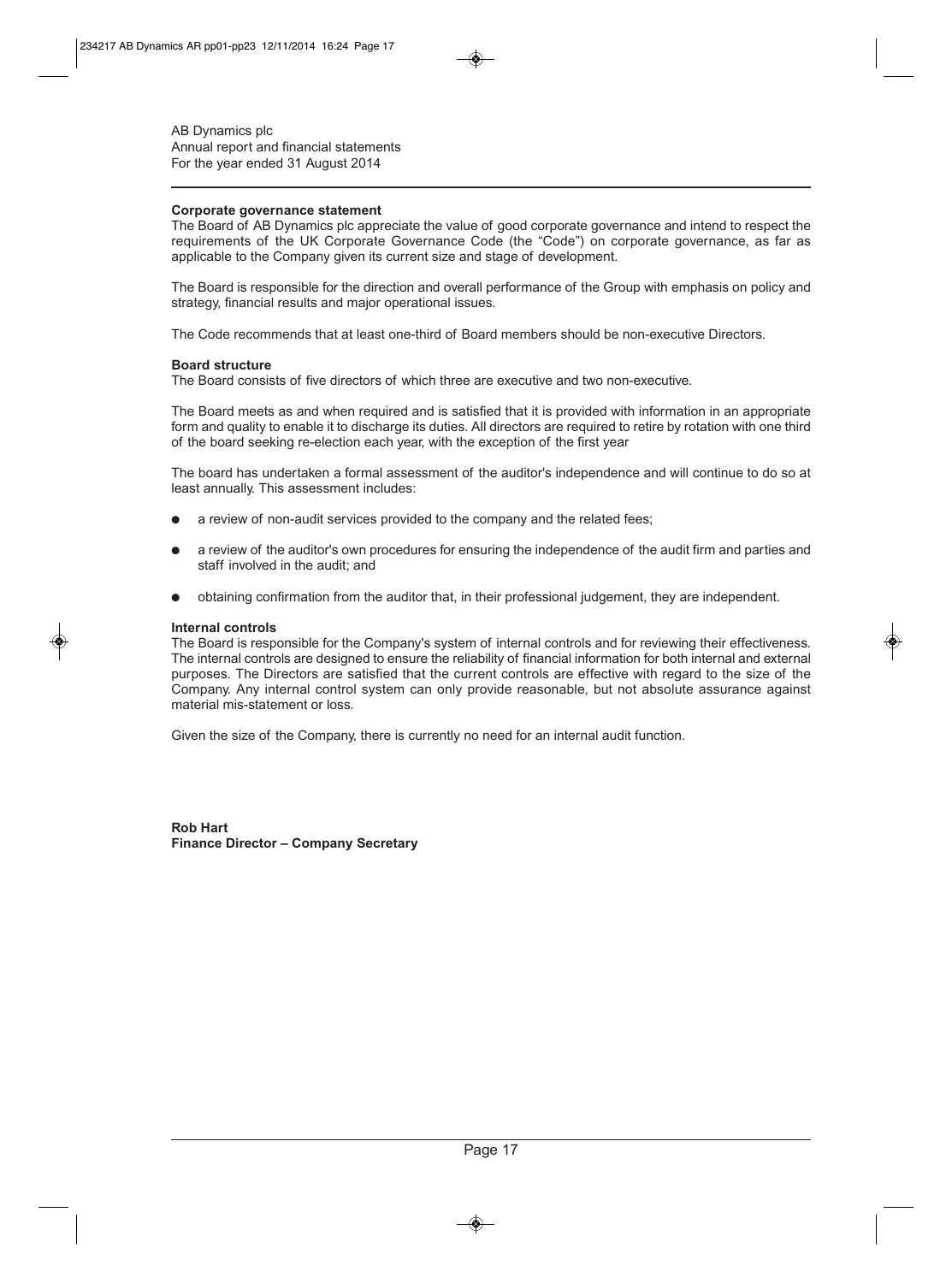**Corporate governance statement**

The Board of AB Dynamics plc appreciate the value of good corporate governance and intend to respect the requirements of the UK Corporate Governance Code (the "Code") on corporate governance, as far as applicable to the Company given its current size and stage of development.

The Board is responsible for the direction and overall performance of the Group with emphasis on policy and strategy, financial results and major operational issues.

The Code recommends that at least one-third of Board members should be non-executive Directors.

**Board structure**

The Board consists of five directors of which three are executive and two non-executive.

The Board meets as and when required and is satisfied that it is provided with information in an appropriate form and quality to enable it to discharge its duties. All directors are required to retire by rotation with one third of the board seeking re-election each year, with the exception of the first year

The board has undertaken a formal assessment of the auditor's independence and will continue to do so at least annually. This assessment includes:

- a review of non-audit services provided to the company and the related fees;
- a review of the auditor's own procedures for ensuring the independence of the audit firm and parties and staff involved in the audit; and
- obtaining confirmation from the auditor that, in their professional judgement, they are independent.

**Internal controls**

The Board is responsible for the Company's system of internal controls and for reviewing their effectiveness. The internal controls are designed to ensure the reliability of financial information for both internal and external purposes. The Directors are satisfied that the current controls are effective with regard to the size of the Company. Any internal control system can only provide reasonable, but not absolute assurance against material mis-statement or loss.

Given the size of the Company, there is currently no need for an internal audit function.

**Rob Hart**
**Finance Director – Company Secretary**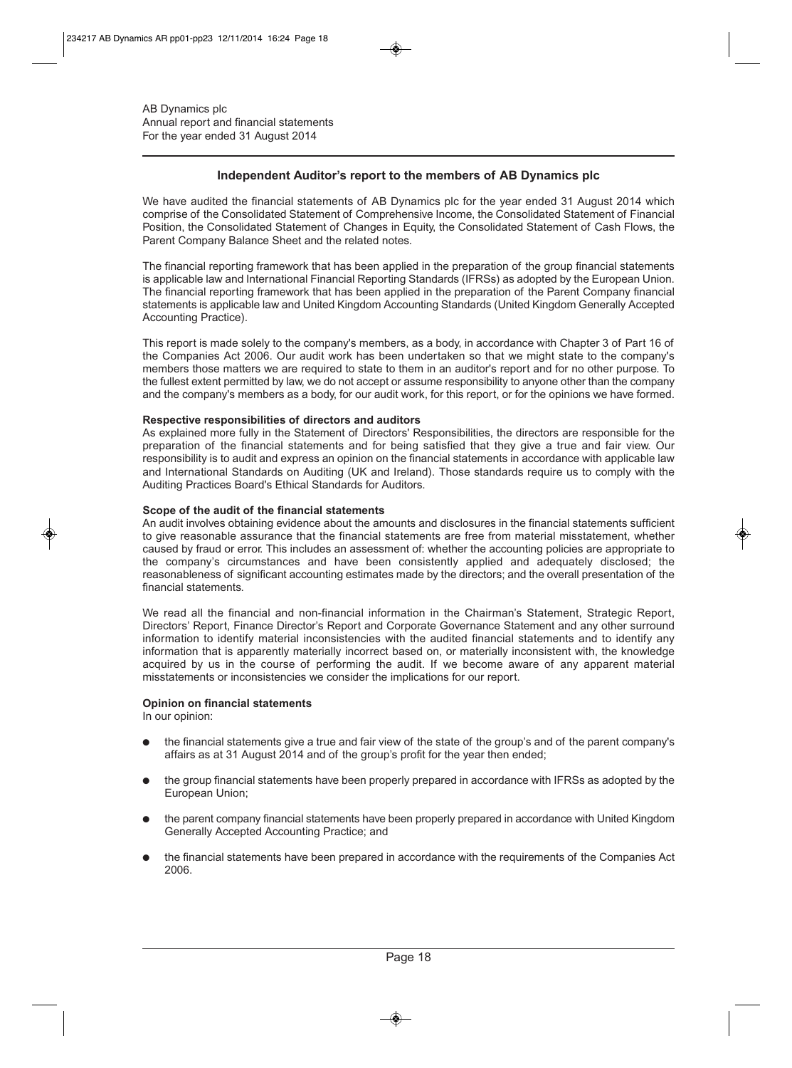AB Dynamics plc
Annual report and financial statements
For the year ended 31 August 2014

## Independent Auditor's report to the members of AB Dynamics plc

We have audited the financial statements of AB Dynamics plc for the year ended 31 August 2014 which comprise of the Consolidated Statement of Comprehensive Income, the Consolidated Statement of Financial Position, the Consolidated Statement of Changes in Equity, the Consolidated Statement of Cash Flows, the Parent Company Balance Sheet and the related notes.

The financial reporting framework that has been applied in the preparation of the group financial statements is applicable law and International Financial Reporting Standards (IFRSs) as adopted by the European Union. The financial reporting framework that has been applied in the preparation of the Parent Company financial statements is applicable law and United Kingdom Accounting Standards (United Kingdom Generally Accepted Accounting Practice).

This report is made solely to the company's members, as a body, in accordance with Chapter 3 of Part 16 of the Companies Act 2006. Our audit work has been undertaken so that we might state to the company's members those matters we are required to state to them in an auditor's report and for no other purpose. To the fullest extent permitted by law, we do not accept or assume responsibility to anyone other than the company and the company's members as a body, for our audit work, for this report, or for the opinions we have formed.

**Respective responsibilities of directors and auditors**

As explained more fully in the Statement of Directors' Responsibilities, the directors are responsible for the preparation of the financial statements and for being satisfied that they give a true and fair view. Our responsibility is to audit and express an opinion on the financial statements in accordance with applicable law and International Standards on Auditing (UK and Ireland). Those standards require us to comply with the Auditing Practices Board's Ethical Standards for Auditors.

**Scope of the audit of the financial statements**

An audit involves obtaining evidence about the amounts and disclosures in the financial statements sufficient to give reasonable assurance that the financial statements are free from material misstatement, whether caused by fraud or error. This includes an assessment of: whether the accounting policies are appropriate to the company's circumstances and have been consistently applied and adequately disclosed; the reasonableness of significant accounting estimates made by the directors; and the overall presentation of the financial statements.

We read all the financial and non-financial information in the Chairman's Statement, Strategic Report, Directors' Report, Finance Director's Report and Corporate Governance Statement and any other surround information to identify material inconsistencies with the audited financial statements and to identify any information that is apparently materially incorrect based on, or materially inconsistent with, the knowledge acquired by us in the course of performing the audit. If we become aware of any apparent material misstatements or inconsistencies we consider the implications for our report.

**Opinion on financial statements**

In our opinion:

- the financial statements give a true and fair view of the state of the group's and of the parent company's affairs as at 31 August 2014 and of the group's profit for the year then ended;
- the group financial statements have been properly prepared in accordance with IFRSs as adopted by the European Union;
- the parent company financial statements have been properly prepared in accordance with United Kingdom Generally Accepted Accounting Practice; and
- the financial statements have been prepared in accordance with the requirements of the Companies Act 2006.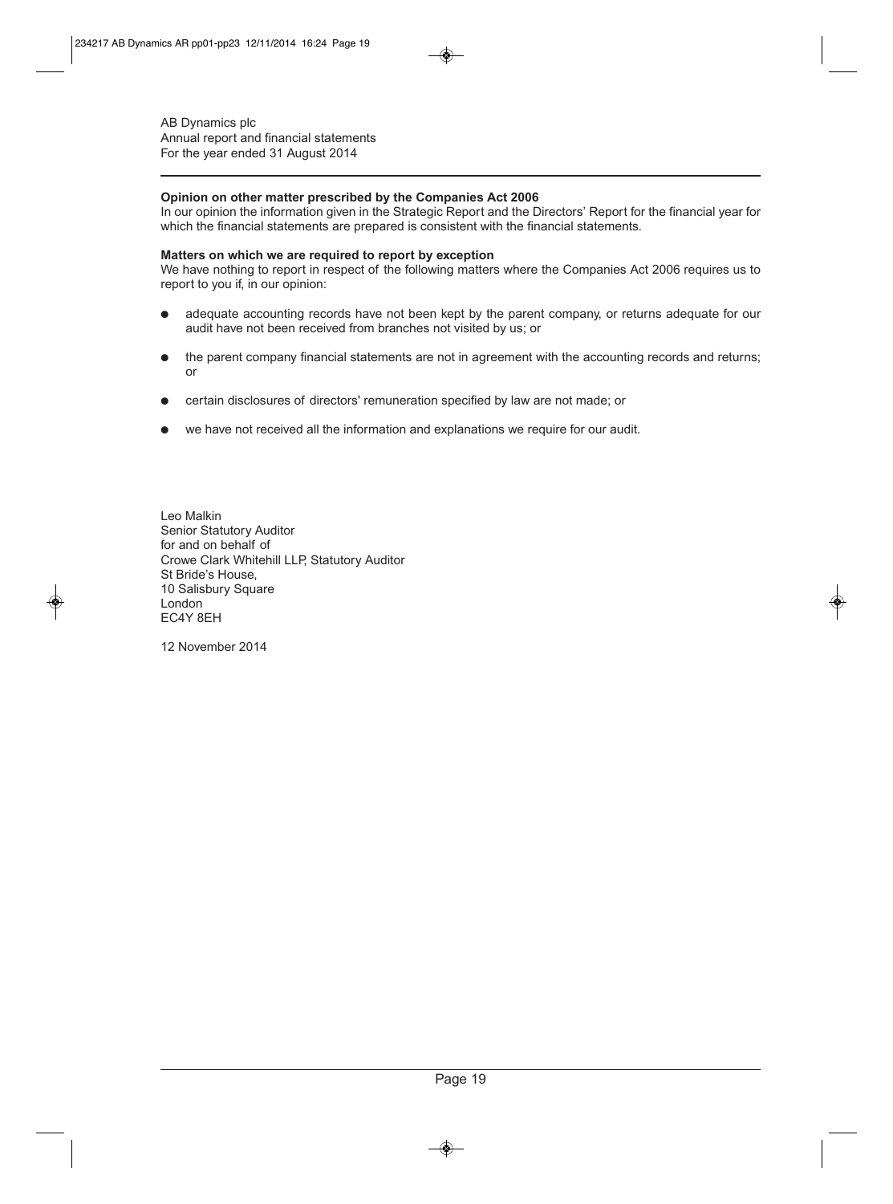**Opinion on other matter prescribed by the Companies Act 2006**

In our opinion the information given in the Strategic Report and the Directors' Report for the financial year for which the financial statements are prepared is consistent with the financial statements.

**Matters on which we are required to report by exception**

We have nothing to report in respect of the following matters where the Companies Act 2006 requires us to report to you if, in our opinion:

- adequate accounting records have not been kept by the parent company, or returns adequate for our audit have not been received from branches not visited by us; or
- the parent company financial statements are not in agreement with the accounting records and returns; or
- certain disclosures of directors' remuneration specified by law are not made; or
- we have not received all the information and explanations we require for our audit.

Leo Malkin
Senior Statutory Auditor
for and on behalf of
Crowe Clark Whitehill LLP, Statutory Auditor
St Bride's House,
10 Salisbury Square
London
EC4Y 8EH

12 November 2014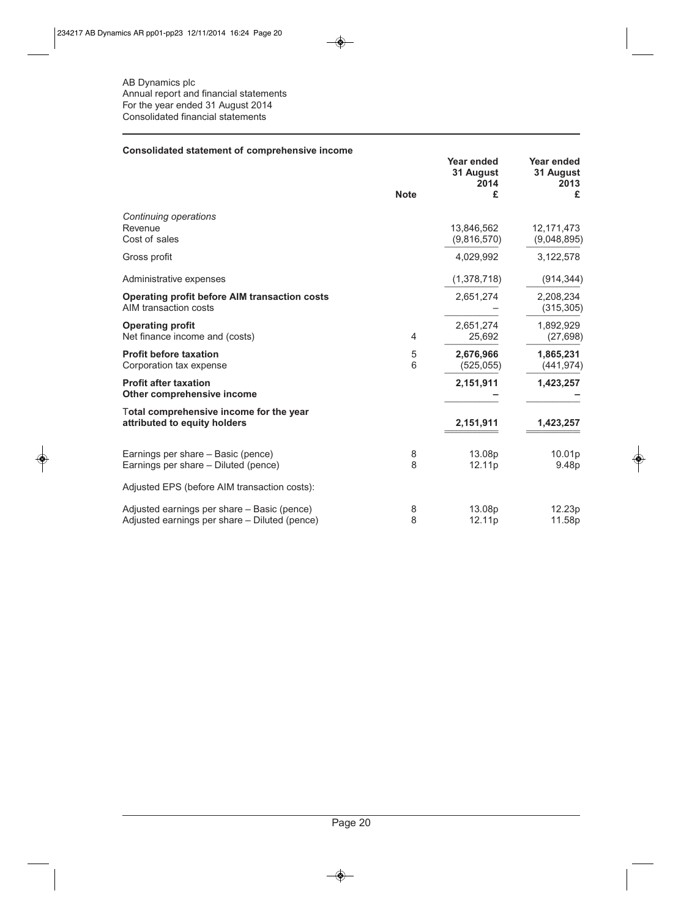AB Dynamics plc
Annual report and financial statements
For the year ended 31 August 2014
Consolidated financial statements

**Consolidated statement of comprehensive income**

| | Note | Year ended 31 August 2014 £ | Year ended 31 August 2013 £ |
|---|---|---|---|
| *Continuing operations* | | | |
| Revenue | | 13,846,562 | 12,171,473 |
| Cost of sales | | (9,816,570) | (9,048,895) |
| Gross profit | | 4,029,992 | 3,122,578 |
| Administrative expenses | | (1,378,718) | (914,344) |
| **Operating profit before AIM transaction costs** | | 2,651,274 | 2,208,234 |
| AIM transaction costs | | – | (315,305) |
| **Operating profit** | | 2,651,274 | 1,892,929 |
| Net finance income and (costs) | 4 | 25,692 | (27,698) |
| **Profit before taxation** | 5 | **2,676,966** | **1,865,231** |
| Corporation tax expense | 6 | (525,055) | (441,974) |
| **Profit after taxation** | | **2,151,911** | **1,423,257** |
| **Other comprehensive income** | | – | – |
| **Total comprehensive income for the year attributed to equity holders** | | **2,151,911** | **1,423,257** |
| Earnings per share – Basic (pence) | 8 | 13.08p | 10.01p |
| Earnings per share – Diluted (pence) | 8 | 12.11p | 9.48p |
| Adjusted EPS (before AIM transaction costs): | | | |
| Adjusted earnings per share – Basic (pence) | 8 | 13.08p | 12.23p |
| Adjusted earnings per share – Diluted (pence) | 8 | 12.11p | 11.58p |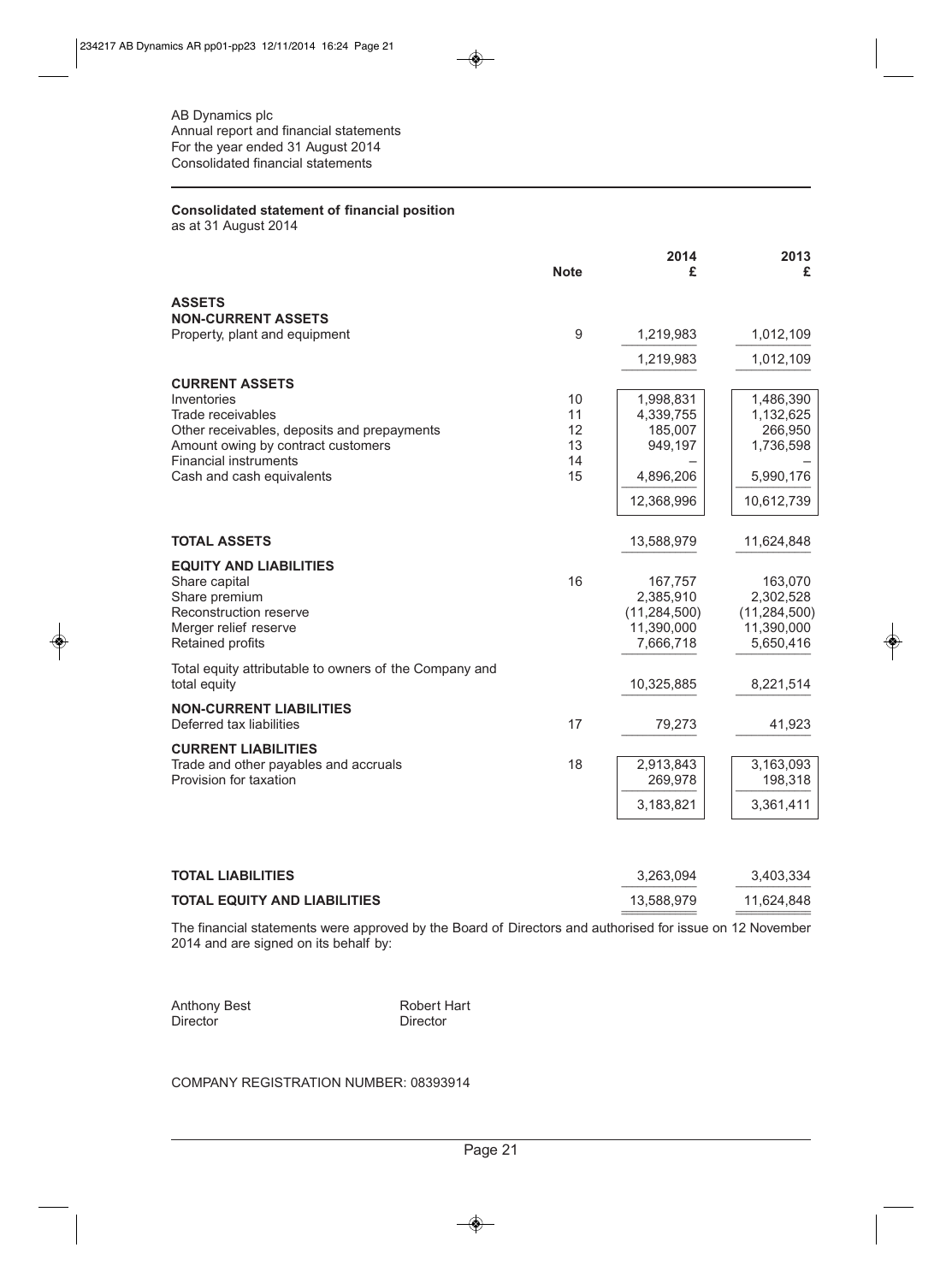AB Dynamics plc
Annual report and financial statements
For the year ended 31 August 2014
Consolidated financial statements

## Consolidated statement of financial position

as at 31 August 2014

| | Note | 2014 £ | 2013 £ |
|---|---|---|---|
| **ASSETS** | | | |
| **NON-CURRENT ASSETS** | | | |
| Property, plant and equipment | 9 | 1,219,983 | 1,012,109 |
| | | 1,219,983 | 1,012,109 |
| **CURRENT ASSETS** | | | |
| Inventories | 10 | 1,998,831 | 1,486,390 |
| Trade receivables | 11 | 4,339,755 | 1,132,625 |
| Other receivables, deposits and prepayments | 12 | 185,007 | 266,950 |
| Amount owing by contract customers | 13 | 949,197 | 1,736,598 |
| Financial instruments | 14 | – | – |
| Cash and cash equivalents | 15 | 4,896,206 | 5,990,176 |
| | | 12,368,996 | 10,612,739 |
| **TOTAL ASSETS** | | 13,588,979 | 11,624,848 |
| **EQUITY AND LIABILITIES** | | | |
| Share capital | 16 | 167,757 | 163,070 |
| Share premium | | 2,385,910 | 2,302,528 |
| Reconstruction reserve | | (11,284,500) | (11,284,500) |
| Merger relief reserve | | 11,390,000 | 11,390,000 |
| Retained profits | | 7,666,718 | 5,650,416 |
| Total equity attributable to owners of the Company and total equity | | 10,325,885 | 8,221,514 |
| **NON-CURRENT LIABILITIES** | | | |
| Deferred tax liabilities | 17 | 79,273 | 41,923 |
| **CURRENT LIABILITIES** | | | |
| Trade and other payables and accruals | 18 | 2,913,843 | 3,163,093 |
| Provision for taxation | | 269,978 | 198,318 |
| | | 3,183,821 | 3,361,411 |
| **TOTAL LIABILITIES** | | 3,263,094 | 3,403,334 |
| **TOTAL EQUITY AND LIABILITIES** | | 13,588,979 | 11,624,848 |

The financial statements were approved by the Board of Directors and authorised for issue on 12 November 2014 and are signed on its behalf by:

Anthony Best
Director

Robert Hart
Director

COMPANY REGISTRATION NUMBER: 08393914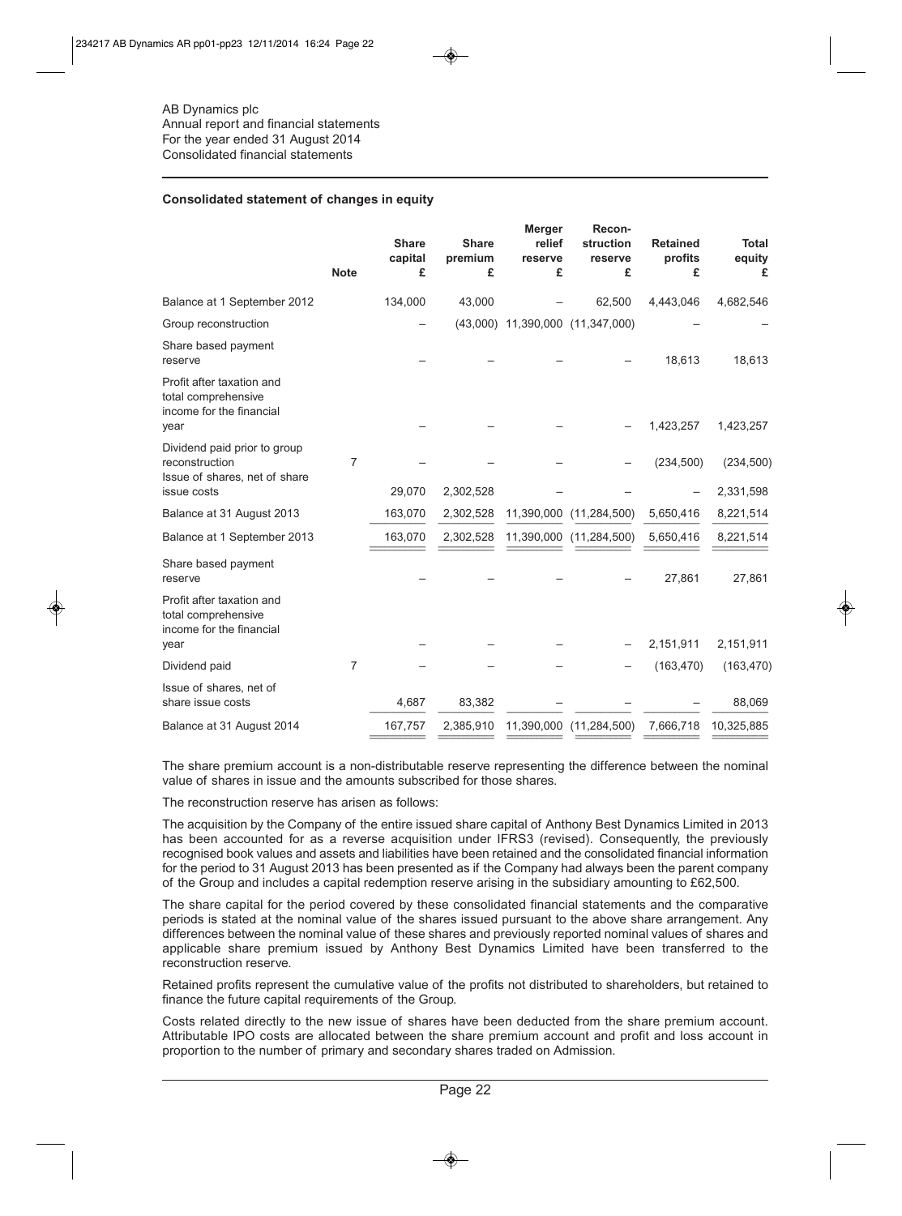AB Dynamics plc
Annual report and financial statements
For the year ended 31 August 2014
Consolidated financial statements

**Consolidated statement of changes in equity**

| | Note | Share capital £ | Share premium £ | Merger relief reserve £ | Reconstruction reserve £ | Retained profits £ | Total equity £ |
|---|---|---|---|---|---|---|---|
| Balance at 1 September 2012 | | 134,000 | 43,000 | – | 62,500 | 4,443,046 | 4,682,546 |
| Group reconstruction | | – | (43,000) | 11,390,000 | (11,347,000) | – | – |
| Share based payment reserve | | – | – | – | – | 18,613 | 18,613 |
| Profit after taxation and total comprehensive income for the financial year | | – | – | – | – | 1,423,257 | 1,423,257 |
| Dividend paid prior to group reconstruction | 7 | – | – | – | – | (234,500) | (234,500) |
| Issue of shares, net of share issue costs | | 29,070 | 2,302,528 | – | – | – | 2,331,598 |
| Balance at 31 August 2013 | | 163,070 | 2,302,528 | 11,390,000 | (11,284,500) | 5,650,416 | 8,221,514 |
| Balance at 1 September 2013 | | 163,070 | 2,302,528 | 11,390,000 | (11,284,500) | 5,650,416 | 8,221,514 |
| Share based payment reserve | | – | – | – | – | 27,861 | 27,861 |
| Profit after taxation and total comprehensive income for the financial year | | – | – | – | – | 2,151,911 | 2,151,911 |
| Dividend paid | 7 | – | – | – | – | (163,470) | (163,470) |
| Issue of shares, net of share issue costs | | 4,687 | 83,382 | – | – | – | 88,069 |
| Balance at 31 August 2014 | | 167,757 | 2,385,910 | 11,390,000 | (11,284,500) | 7,666,718 | 10,325,885 |

The share premium account is a non-distributable reserve representing the difference between the nominal value of shares in issue and the amounts subscribed for those shares.

The reconstruction reserve has arisen as follows:

The acquisition by the Company of the entire issued share capital of Anthony Best Dynamics Limited in 2013 has been accounted for as a reverse acquisition under IFRS3 (revised). Consequently, the previously recognised book values and assets and liabilities have been retained and the consolidated financial information for the period to 31 August 2013 has been presented as if the Company had always been the parent company of the Group and includes a capital redemption reserve arising in the subsidiary amounting to £62,500.

The share capital for the period covered by these consolidated financial statements and the comparative periods is stated at the nominal value of the shares issued pursuant to the above share arrangement. Any differences between the nominal value of these shares and previously reported nominal values of shares and applicable share premium issued by Anthony Best Dynamics Limited have been transferred to the reconstruction reserve.

Retained profits represent the cumulative value of the profits not distributed to shareholders, but retained to finance the future capital requirements of the Group.

Costs related directly to the new issue of shares have been deducted from the share premium account. Attributable IPO costs are allocated between the share premium account and profit and loss account in proportion to the number of primary and secondary shares traded on Admission.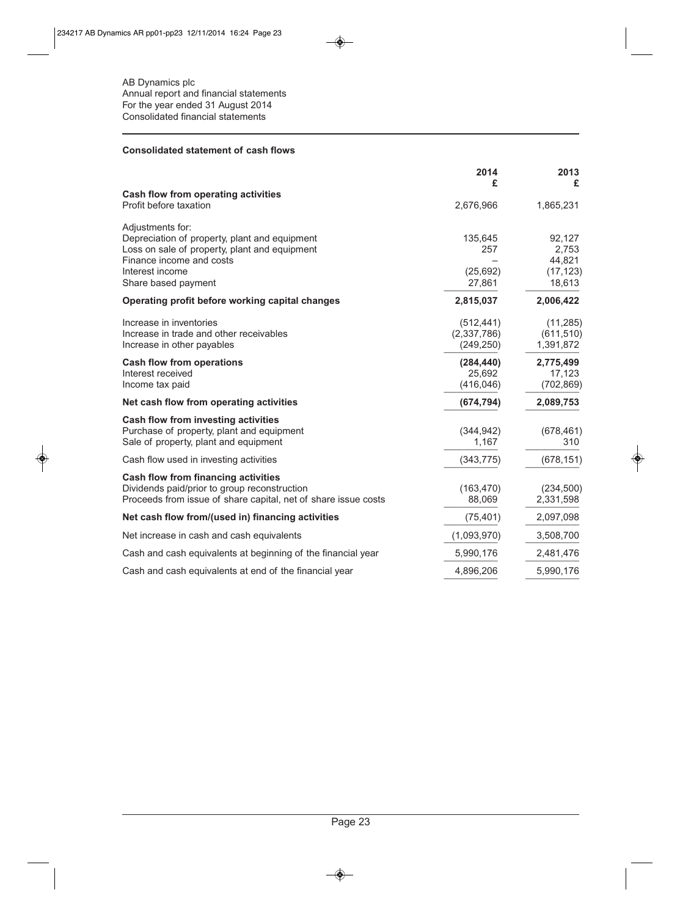AB Dynamics plc
Annual report and financial statements
For the year ended 31 August 2014
Consolidated financial statements

**Consolidated statement of cash flows**

| | 2014<br>£ | 2013<br>£ |
|---|---|---|
| **Cash flow from operating activities** | | |
| Profit before taxation | 2,676,966 | 1,865,231 |
| Adjustments for: | | |
| Depreciation of property, plant and equipment | 135,645 | 92,127 |
| Loss on sale of property, plant and equipment | 257 | 2,753 |
| Finance income and costs | – | 44,821 |
| Interest income | (25,692) | (17,123) |
| Share based payment | 27,861 | 18,613 |
| **Operating profit before working capital changes** | **2,815,037** | **2,006,422** |
| Increase in inventories | (512,441) | (11,285) |
| Increase in trade and other receivables | (2,337,786) | (611,510) |
| Increase in other payables | (249,250) | 1,391,872 |
| **Cash flow from operations** | **(284,440)** | **2,775,499** |
| Interest received | 25,692 | 17,123 |
| Income tax paid | (416,046) | (702,869) |
| **Net cash flow from operating activities** | **(674,794)** | **2,089,753** |
| **Cash flow from investing activities** | | |
| Purchase of property, plant and equipment | (344,942) | (678,461) |
| Sale of property, plant and equipment | 1,167 | 310 |
| Cash flow used in investing activities | (343,775) | (678,151) |
| **Cash flow from financing activities** | | |
| Dividends paid/prior to group reconstruction | (163,470) | (234,500) |
| Proceeds from issue of share capital, net of share issue costs | 88,069 | 2,331,598 |
| **Net cash flow from/(used in) financing activities** | (75,401) | 2,097,098 |
| Net increase in cash and cash equivalents | (1,093,970) | 3,508,700 |
| Cash and cash equivalents at beginning of the financial year | 5,990,176 | 2,481,476 |
| Cash and cash equivalents at end of the financial year | 4,896,206 | 5,990,176 |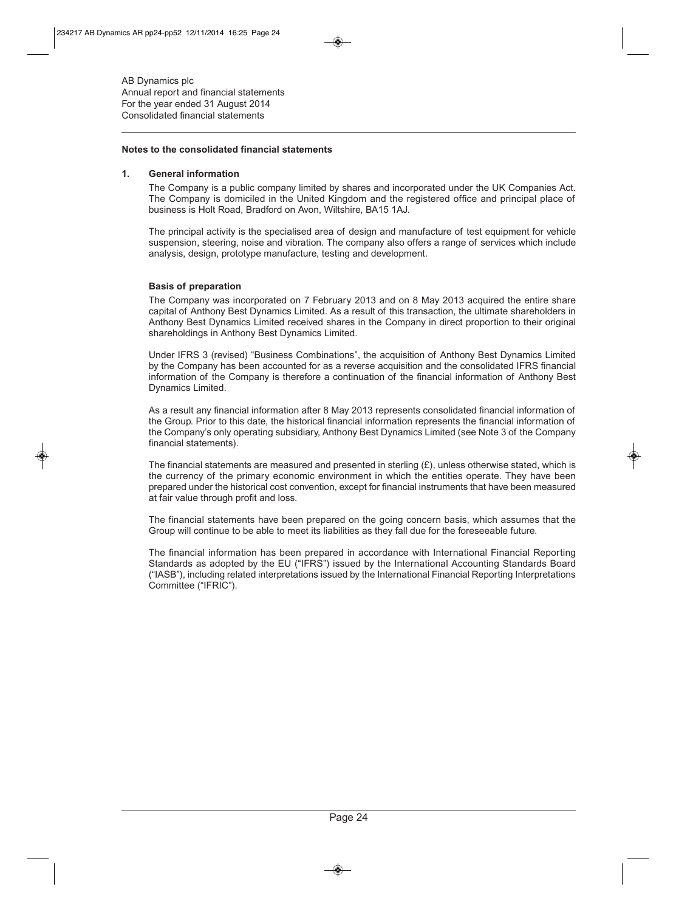AB Dynamics plc
Annual report and financial statements
For the year ended 31 August 2014
Consolidated financial statements

## Notes to the consolidated financial statements

### 1. General information

The Company is a public company limited by shares and incorporated under the UK Companies Act. The Company is domiciled in the United Kingdom and the registered office and principal place of business is Holt Road, Bradford on Avon, Wiltshire, BA15 1AJ.

The principal activity is the specialised area of design and manufacture of test equipment for vehicle suspension, steering, noise and vibration. The company also offers a range of services which include analysis, design, prototype manufacture, testing and development.

#### Basis of preparation

The Company was incorporated on 7 February 2013 and on 8 May 2013 acquired the entire share capital of Anthony Best Dynamics Limited. As a result of this transaction, the ultimate shareholders in Anthony Best Dynamics Limited received shares in the Company in direct proportion to their original shareholdings in Anthony Best Dynamics Limited.

Under IFRS 3 (revised) "Business Combinations", the acquisition of Anthony Best Dynamics Limited by the Company has been accounted for as a reverse acquisition and the consolidated IFRS financial information of the Company is therefore a continuation of the financial information of Anthony Best Dynamics Limited.

As a result any financial information after 8 May 2013 represents consolidated financial information of the Group. Prior to this date, the historical financial information represents the financial information of the Company's only operating subsidiary, Anthony Best Dynamics Limited (see Note 3 of the Company financial statements).

The financial statements are measured and presented in sterling (£), unless otherwise stated, which is the currency of the primary economic environment in which the entities operate. They have been prepared under the historical cost convention, except for financial instruments that have been measured at fair value through profit and loss.

The financial statements have been prepared on the going concern basis, which assumes that the Group will continue to be able to meet its liabilities as they fall due for the foreseeable future.

The financial information has been prepared in accordance with International Financial Reporting Standards as adopted by the EU ("IFRS") issued by the International Accounting Standards Board ("IASB"), including related interpretations issued by the International Financial Reporting Interpretations Committee ("IFRIC").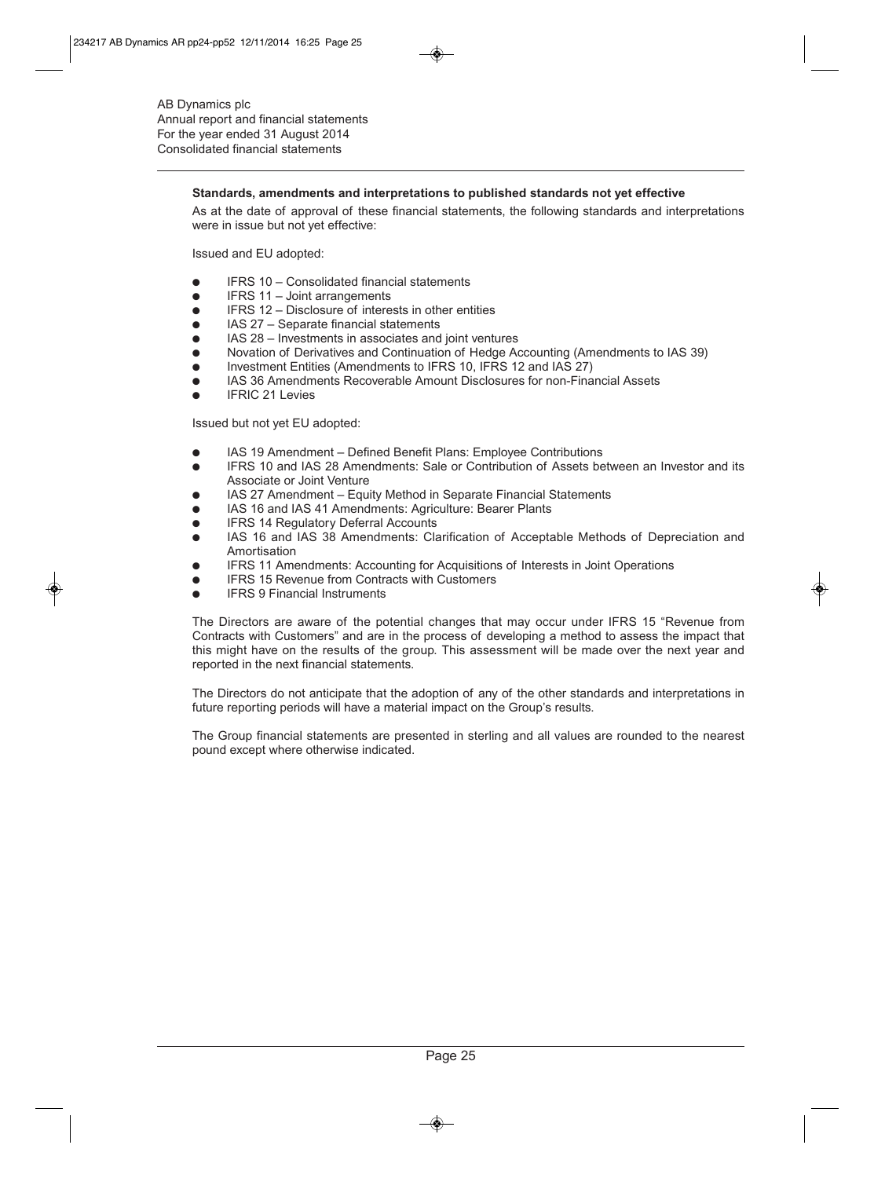### Standards, amendments and interpretations to published standards not yet effective

As at the date of approval of these financial statements, the following standards and interpretations were in issue but not yet effective:

Issued and EU adopted:

- IFRS 10 – Consolidated financial statements
- IFRS 11 – Joint arrangements
- IFRS 12 – Disclosure of interests in other entities
- IAS 27 – Separate financial statements
- IAS 28 – Investments in associates and joint ventures
- Novation of Derivatives and Continuation of Hedge Accounting (Amendments to IAS 39)
- Investment Entities (Amendments to IFRS 10, IFRS 12 and IAS 27)
- IAS 36 Amendments Recoverable Amount Disclosures for non-Financial Assets
- IFRIC 21 Levies

Issued but not yet EU adopted:

- IAS 19 Amendment – Defined Benefit Plans: Employee Contributions
- IFRS 10 and IAS 28 Amendments: Sale or Contribution of Assets between an Investor and its Associate or Joint Venture
- IAS 27 Amendment – Equity Method in Separate Financial Statements
- IAS 16 and IAS 41 Amendments: Agriculture: Bearer Plants
- IFRS 14 Regulatory Deferral Accounts
- IAS 16 and IAS 38 Amendments: Clarification of Acceptable Methods of Depreciation and Amortisation
- IFRS 11 Amendments: Accounting for Acquisitions of Interests in Joint Operations
- IFRS 15 Revenue from Contracts with Customers
- IFRS 9 Financial Instruments

The Directors are aware of the potential changes that may occur under IFRS 15 "Revenue from Contracts with Customers" and are in the process of developing a method to assess the impact that this might have on the results of the group. This assessment will be made over the next year and reported in the next financial statements.

The Directors do not anticipate that the adoption of any of the other standards and interpretations in future reporting periods will have a material impact on the Group's results.

The Group financial statements are presented in sterling and all values are rounded to the nearest pound except where otherwise indicated.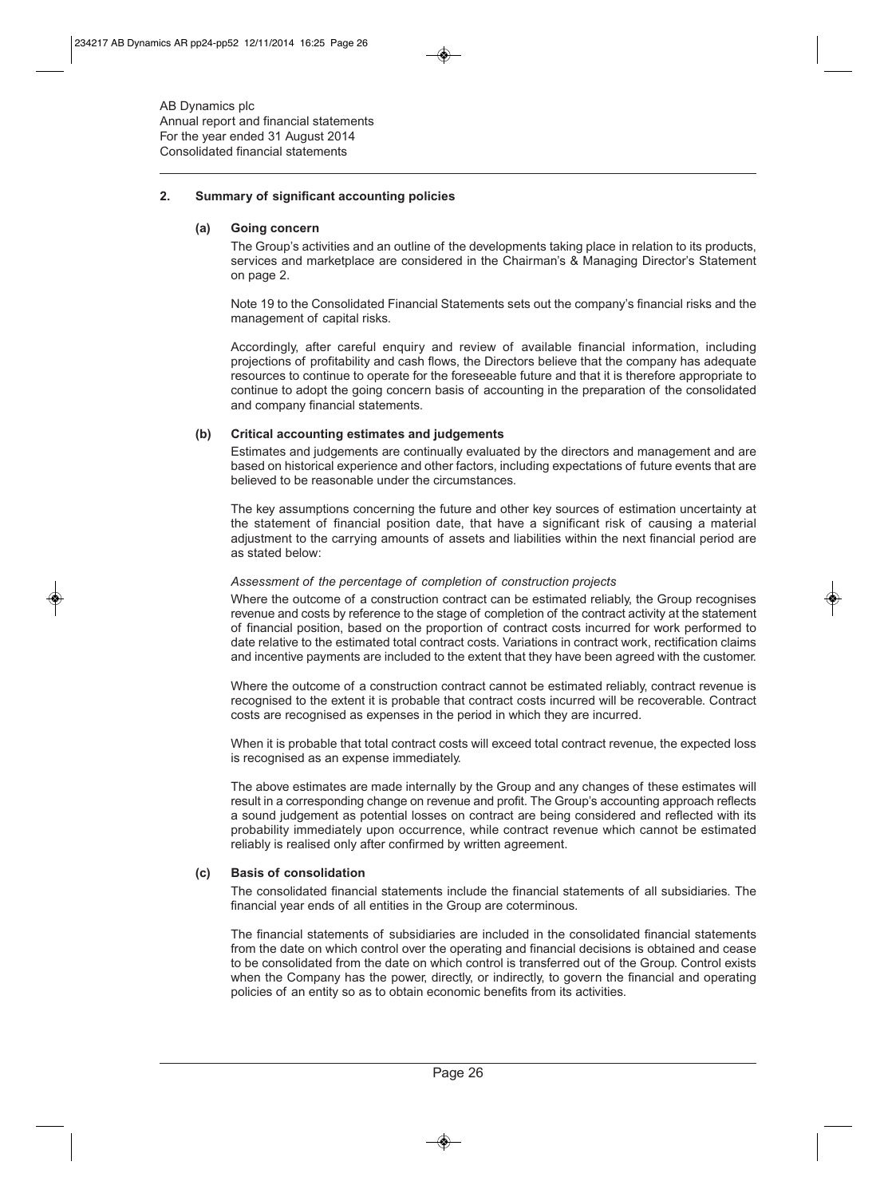## 2. Summary of significant accounting policies

### (a) Going concern

The Group's activities and an outline of the developments taking place in relation to its products, services and marketplace are considered in the Chairman's & Managing Director's Statement on page 2.

Note 19 to the Consolidated Financial Statements sets out the company's financial risks and the management of capital risks.

Accordingly, after careful enquiry and review of available financial information, including projections of profitability and cash flows, the Directors believe that the company has adequate resources to continue to operate for the foreseeable future and that it is therefore appropriate to continue to adopt the going concern basis of accounting in the preparation of the consolidated and company financial statements.

### (b) Critical accounting estimates and judgements

Estimates and judgements are continually evaluated by the directors and management and are based on historical experience and other factors, including expectations of future events that are believed to be reasonable under the circumstances.

The key assumptions concerning the future and other key sources of estimation uncertainty at the statement of financial position date, that have a significant risk of causing a material adjustment to the carrying amounts of assets and liabilities within the next financial period are as stated below:

*Assessment of the percentage of completion of construction projects*

Where the outcome of a construction contract can be estimated reliably, the Group recognises revenue and costs by reference to the stage of completion of the contract activity at the statement of financial position, based on the proportion of contract costs incurred for work performed to date relative to the estimated total contract costs. Variations in contract work, rectification claims and incentive payments are included to the extent that they have been agreed with the customer.

Where the outcome of a construction contract cannot be estimated reliably, contract revenue is recognised to the extent it is probable that contract costs incurred will be recoverable. Contract costs are recognised as expenses in the period in which they are incurred.

When it is probable that total contract costs will exceed total contract revenue, the expected loss is recognised as an expense immediately.

The above estimates are made internally by the Group and any changes of these estimates will result in a corresponding change on revenue and profit. The Group's accounting approach reflects a sound judgement as potential losses on contract are being considered and reflected with its probability immediately upon occurrence, while contract revenue which cannot be estimated reliably is realised only after confirmed by written agreement.

### (c) Basis of consolidation

The consolidated financial statements include the financial statements of all subsidiaries. The financial year ends of all entities in the Group are coterminous.

The financial statements of subsidiaries are included in the consolidated financial statements from the date on which control over the operating and financial decisions is obtained and cease to be consolidated from the date on which control is transferred out of the Group. Control exists when the Company has the power, directly, or indirectly, to govern the financial and operating policies of an entity so as to obtain economic benefits from its activities.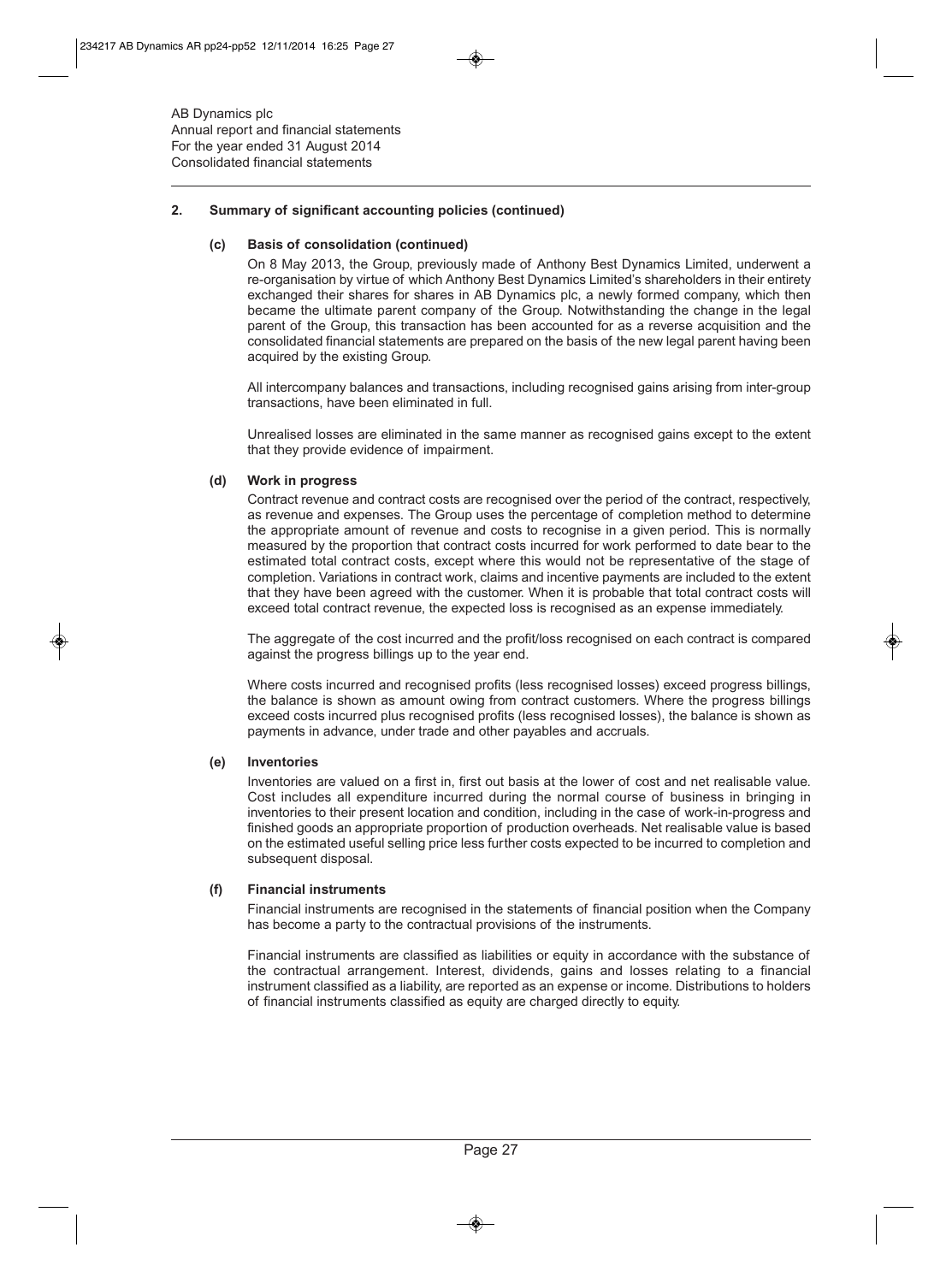AB Dynamics plc
Annual report and financial statements
For the year ended 31 August 2014
Consolidated financial statements

## 2. Summary of significant accounting policies (continued)

### (c) Basis of consolidation (continued)

On 8 May 2013, the Group, previously made of Anthony Best Dynamics Limited, underwent a re-organisation by virtue of which Anthony Best Dynamics Limited's shareholders in their entirety exchanged their shares for shares in AB Dynamics plc, a newly formed company, which then became the ultimate parent company of the Group. Notwithstanding the change in the legal parent of the Group, this transaction has been accounted for as a reverse acquisition and the consolidated financial statements are prepared on the basis of the new legal parent having been acquired by the existing Group.

All intercompany balances and transactions, including recognised gains arising from inter-group transactions, have been eliminated in full.

Unrealised losses are eliminated in the same manner as recognised gains except to the extent that they provide evidence of impairment.

### (d) Work in progress

Contract revenue and contract costs are recognised over the period of the contract, respectively, as revenue and expenses. The Group uses the percentage of completion method to determine the appropriate amount of revenue and costs to recognise in a given period. This is normally measured by the proportion that contract costs incurred for work performed to date bear to the estimated total contract costs, except where this would not be representative of the stage of completion. Variations in contract work, claims and incentive payments are included to the extent that they have been agreed with the customer. When it is probable that total contract costs will exceed total contract revenue, the expected loss is recognised as an expense immediately.

The aggregate of the cost incurred and the profit/loss recognised on each contract is compared against the progress billings up to the year end.

Where costs incurred and recognised profits (less recognised losses) exceed progress billings, the balance is shown as amount owing from contract customers. Where the progress billings exceed costs incurred plus recognised profits (less recognised losses), the balance is shown as payments in advance, under trade and other payables and accruals.

### (e) Inventories

Inventories are valued on a first in, first out basis at the lower of cost and net realisable value. Cost includes all expenditure incurred during the normal course of business in bringing in inventories to their present location and condition, including in the case of work-in-progress and finished goods an appropriate proportion of production overheads. Net realisable value is based on the estimated useful selling price less further costs expected to be incurred to completion and subsequent disposal.

### (f) Financial instruments

Financial instruments are recognised in the statements of financial position when the Company has become a party to the contractual provisions of the instruments.

Financial instruments are classified as liabilities or equity in accordance with the substance of the contractual arrangement. Interest, dividends, gains and losses relating to a financial instrument classified as a liability, are reported as an expense or income. Distributions to holders of financial instruments classified as equity are charged directly to equity.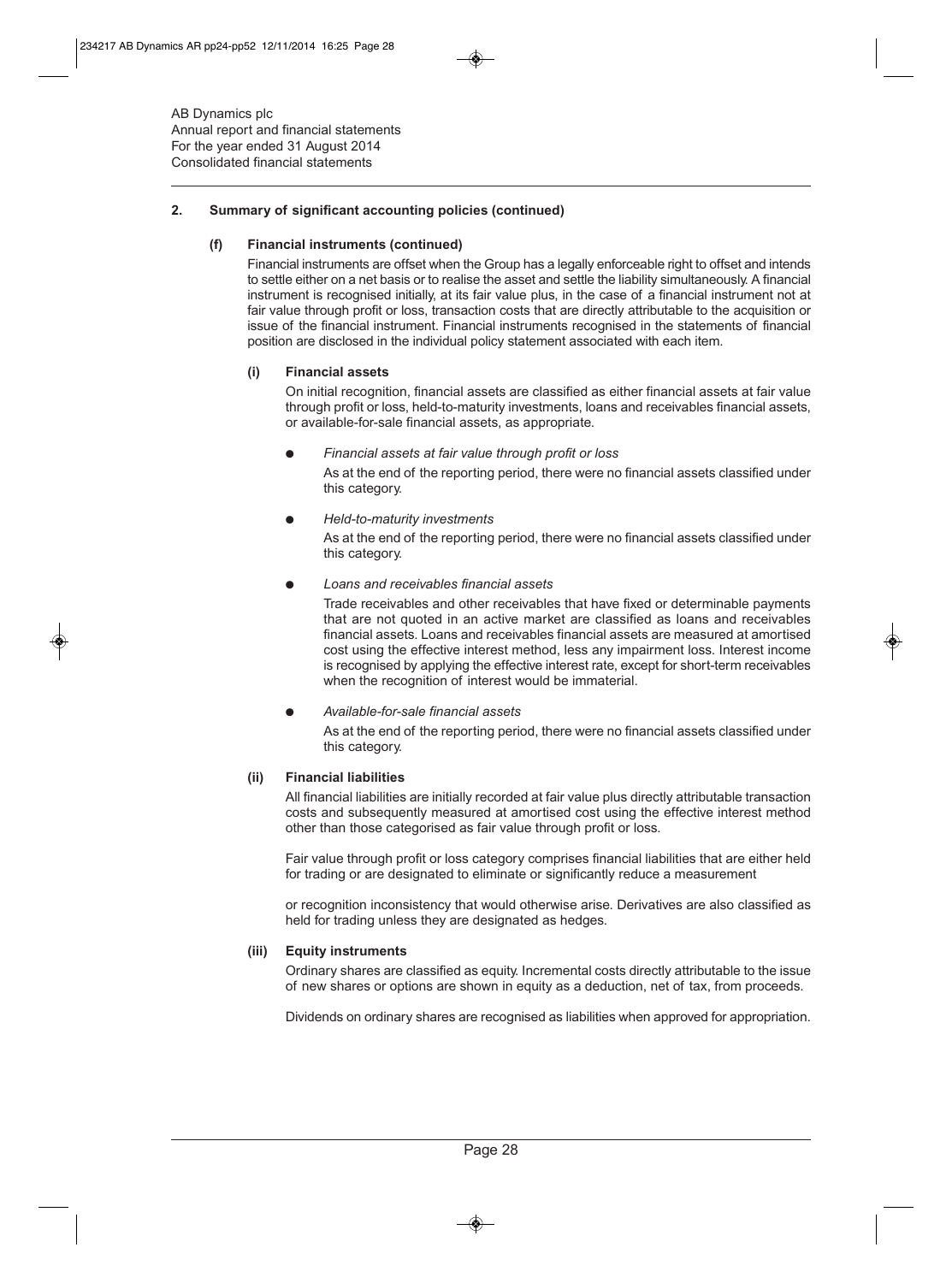## 2. Summary of significant accounting policies (continued)

### (f) Financial instruments (continued)

Financial instruments are offset when the Group has a legally enforceable right to offset and intends to settle either on a net basis or to realise the asset and settle the liability simultaneously. A financial instrument is recognised initially, at its fair value plus, in the case of a financial instrument not at fair value through profit or loss, transaction costs that are directly attributable to the acquisition or issue of the financial instrument. Financial instruments recognised in the statements of financial position are disclosed in the individual policy statement associated with each item.

#### (i) Financial assets

On initial recognition, financial assets are classified as either financial assets at fair value through profit or loss, held-to-maturity investments, loans and receivables financial assets, or available-for-sale financial assets, as appropriate.

- *Financial assets at fair value through profit or loss*

  As at the end of the reporting period, there were no financial assets classified under this category.

- *Held-to-maturity investments*

  As at the end of the reporting period, there were no financial assets classified under this category.

- *Loans and receivables financial assets*

  Trade receivables and other receivables that have fixed or determinable payments that are not quoted in an active market are classified as loans and receivables financial assets. Loans and receivables financial assets are measured at amortised cost using the effective interest method, less any impairment loss. Interest income is recognised by applying the effective interest rate, except for short-term receivables when the recognition of interest would be immaterial.

- *Available-for-sale financial assets*

  As at the end of the reporting period, there were no financial assets classified under this category.

#### (ii) Financial liabilities

All financial liabilities are initially recorded at fair value plus directly attributable transaction costs and subsequently measured at amortised cost using the effective interest method other than those categorised as fair value through profit or loss.

Fair value through profit or loss category comprises financial liabilities that are either held for trading or are designated to eliminate or significantly reduce a measurement

or recognition inconsistency that would otherwise arise. Derivatives are also classified as held for trading unless they are designated as hedges.

#### (iii) Equity instruments

Ordinary shares are classified as equity. Incremental costs directly attributable to the issue of new shares or options are shown in equity as a deduction, net of tax, from proceeds.

Dividends on ordinary shares are recognised as liabilities when approved for appropriation.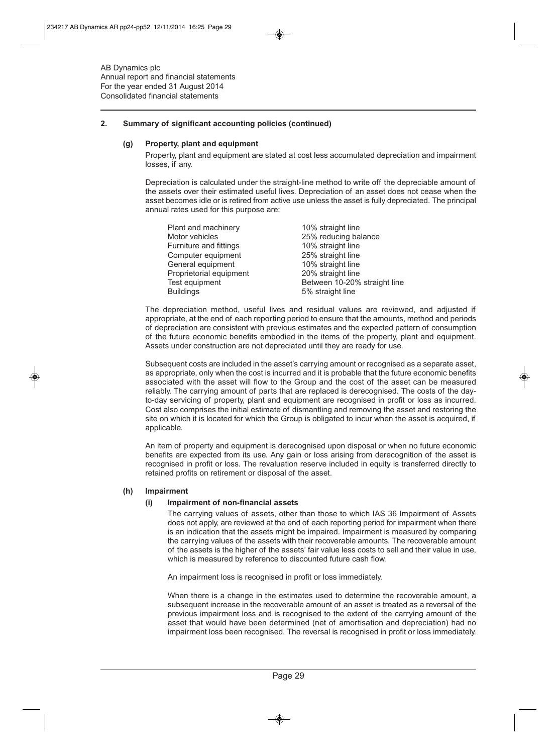## 2. Summary of significant accounting policies (continued)

### (g) Property, plant and equipment

Property, plant and equipment are stated at cost less accumulated depreciation and impairment losses, if any.

Depreciation is calculated under the straight-line method to write off the depreciable amount of the assets over their estimated useful lives. Depreciation of an asset does not cease when the asset becomes idle or is retired from active use unless the asset is fully depreciated. The principal annual rates used for this purpose are:

| | |
|---|---|
| Plant and machinery | 10% straight line |
| Motor vehicles | 25% reducing balance |
| Furniture and fittings | 10% straight line |
| Computer equipment | 25% straight line |
| General equipment | 10% straight line |
| Proprietorial equipment | 20% straight line |
| Test equipment | Between 10-20% straight line |
| Buildings | 5% straight line |

The depreciation method, useful lives and residual values are reviewed, and adjusted if appropriate, at the end of each reporting period to ensure that the amounts, method and periods of depreciation are consistent with previous estimates and the expected pattern of consumption of the future economic benefits embodied in the items of the property, plant and equipment. Assets under construction are not depreciated until they are ready for use.

Subsequent costs are included in the asset's carrying amount or recognised as a separate asset, as appropriate, only when the cost is incurred and it is probable that the future economic benefits associated with the asset will flow to the Group and the cost of the asset can be measured reliably. The carrying amount of parts that are replaced is derecognised. The costs of the day-to-day servicing of property, plant and equipment are recognised in profit or loss as incurred. Cost also comprises the initial estimate of dismantling and removing the asset and restoring the site on which it is located for which the Group is obligated to incur when the asset is acquired, if applicable.

An item of property and equipment is derecognised upon disposal or when no future economic benefits are expected from its use. Any gain or loss arising from derecognition of the asset is recognised in profit or loss. The revaluation reserve included in equity is transferred directly to retained profits on retirement or disposal of the asset.

### (h) Impairment

#### (i) Impairment of non-financial assets

The carrying values of assets, other than those to which IAS 36 Impairment of Assets does not apply, are reviewed at the end of each reporting period for impairment when there is an indication that the assets might be impaired. Impairment is measured by comparing the carrying values of the assets with their recoverable amounts. The recoverable amount of the assets is the higher of the assets' fair value less costs to sell and their value in use, which is measured by reference to discounted future cash flow.

An impairment loss is recognised in profit or loss immediately.

When there is a change in the estimates used to determine the recoverable amount, a subsequent increase in the recoverable amount of an asset is treated as a reversal of the previous impairment loss and is recognised to the extent of the carrying amount of the asset that would have been determined (net of amortisation and depreciation) had no impairment loss been recognised. The reversal is recognised in profit or loss immediately.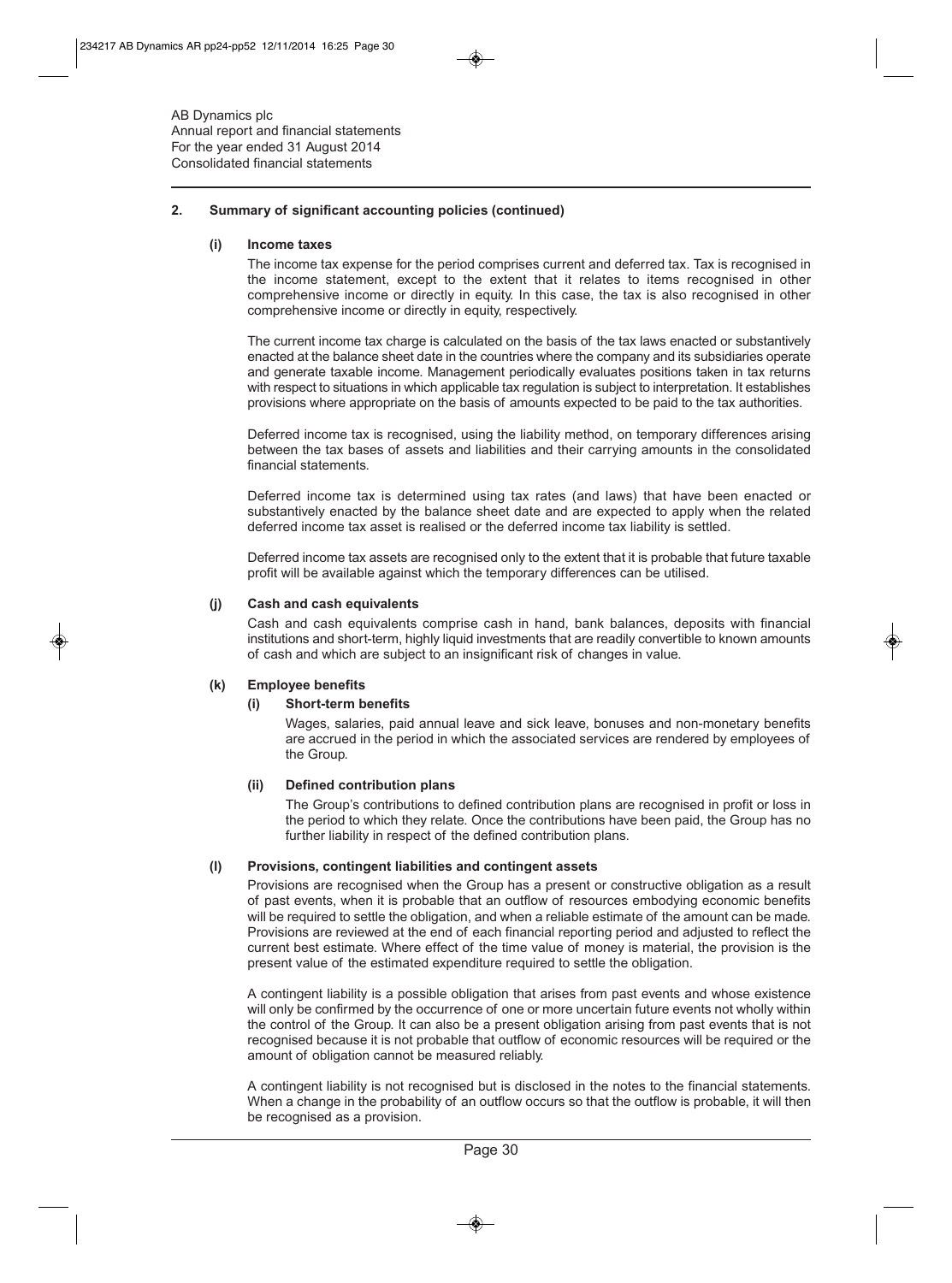AB Dynamics plc
Annual report and financial statements
For the year ended 31 August 2014
Consolidated financial statements

## 2. Summary of significant accounting policies (continued)

### (i) Income taxes

The income tax expense for the period comprises current and deferred tax. Tax is recognised in the income statement, except to the extent that it relates to items recognised in other comprehensive income or directly in equity. In this case, the tax is also recognised in other comprehensive income or directly in equity, respectively.

The current income tax charge is calculated on the basis of the tax laws enacted or substantively enacted at the balance sheet date in the countries where the company and its subsidiaries operate and generate taxable income. Management periodically evaluates positions taken in tax returns with respect to situations in which applicable tax regulation is subject to interpretation. It establishes provisions where appropriate on the basis of amounts expected to be paid to the tax authorities.

Deferred income tax is recognised, using the liability method, on temporary differences arising between the tax bases of assets and liabilities and their carrying amounts in the consolidated financial statements.

Deferred income tax is determined using tax rates (and laws) that have been enacted or substantively enacted by the balance sheet date and are expected to apply when the related deferred income tax asset is realised or the deferred income tax liability is settled.

Deferred income tax assets are recognised only to the extent that it is probable that future taxable profit will be available against which the temporary differences can be utilised.

### (j) Cash and cash equivalents

Cash and cash equivalents comprise cash in hand, bank balances, deposits with financial institutions and short-term, highly liquid investments that are readily convertible to known amounts of cash and which are subject to an insignificant risk of changes in value.

### (k) Employee benefits

#### (i) Short-term benefits

Wages, salaries, paid annual leave and sick leave, bonuses and non-monetary benefits are accrued in the period in which the associated services are rendered by employees of the Group.

#### (ii) Defined contribution plans

The Group's contributions to defined contribution plans are recognised in profit or loss in the period to which they relate. Once the contributions have been paid, the Group has no further liability in respect of the defined contribution plans.

### (l) Provisions, contingent liabilities and contingent assets

Provisions are recognised when the Group has a present or constructive obligation as a result of past events, when it is probable that an outflow of resources embodying economic benefits will be required to settle the obligation, and when a reliable estimate of the amount can be made. Provisions are reviewed at the end of each financial reporting period and adjusted to reflect the current best estimate. Where effect of the time value of money is material, the provision is the present value of the estimated expenditure required to settle the obligation.

A contingent liability is a possible obligation that arises from past events and whose existence will only be confirmed by the occurrence of one or more uncertain future events not wholly within the control of the Group. It can also be a present obligation arising from past events that is not recognised because it is not probable that outflow of economic resources will be required or the amount of obligation cannot be measured reliably.

A contingent liability is not recognised but is disclosed in the notes to the financial statements. When a change in the probability of an outflow occurs so that the outflow is probable, it will then be recognised as a provision.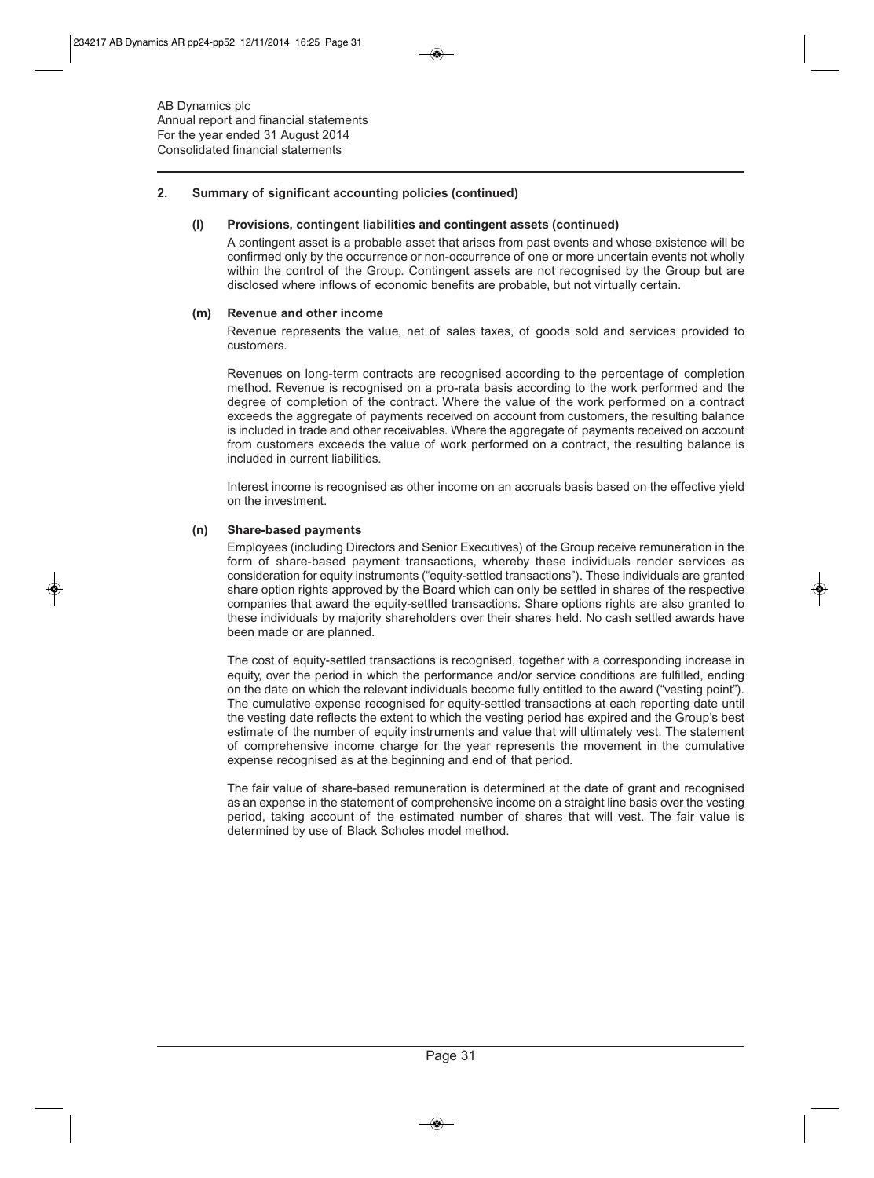## 2. Summary of significant accounting policies (continued)

### (l) Provisions, contingent liabilities and contingent assets (continued)

A contingent asset is a probable asset that arises from past events and whose existence will be confirmed only by the occurrence or non-occurrence of one or more uncertain events not wholly within the control of the Group. Contingent assets are not recognised by the Group but are disclosed where inflows of economic benefits are probable, but not virtually certain.

### (m) Revenue and other income

Revenue represents the value, net of sales taxes, of goods sold and services provided to customers.

Revenues on long-term contracts are recognised according to the percentage of completion method. Revenue is recognised on a pro-rata basis according to the work performed and the degree of completion of the contract. Where the value of the work performed on a contract exceeds the aggregate of payments received on account from customers, the resulting balance is included in trade and other receivables. Where the aggregate of payments received on account from customers exceeds the value of work performed on a contract, the resulting balance is included in current liabilities.

Interest income is recognised as other income on an accruals basis based on the effective yield on the investment.

### (n) Share-based payments

Employees (including Directors and Senior Executives) of the Group receive remuneration in the form of share-based payment transactions, whereby these individuals render services as consideration for equity instruments ("equity-settled transactions"). These individuals are granted share option rights approved by the Board which can only be settled in shares of the respective companies that award the equity-settled transactions. Share options rights are also granted to these individuals by majority shareholders over their shares held. No cash settled awards have been made or are planned.

The cost of equity-settled transactions is recognised, together with a corresponding increase in equity, over the period in which the performance and/or service conditions are fulfilled, ending on the date on which the relevant individuals become fully entitled to the award ("vesting point"). The cumulative expense recognised for equity-settled transactions at each reporting date until the vesting date reflects the extent to which the vesting period has expired and the Group's best estimate of the number of equity instruments and value that will ultimately vest. The statement of comprehensive income charge for the year represents the movement in the cumulative expense recognised as at the beginning and end of that period.

The fair value of share-based remuneration is determined at the date of grant and recognised as an expense in the statement of comprehensive income on a straight line basis over the vesting period, taking account of the estimated number of shares that will vest. The fair value is determined by use of Black Scholes model method.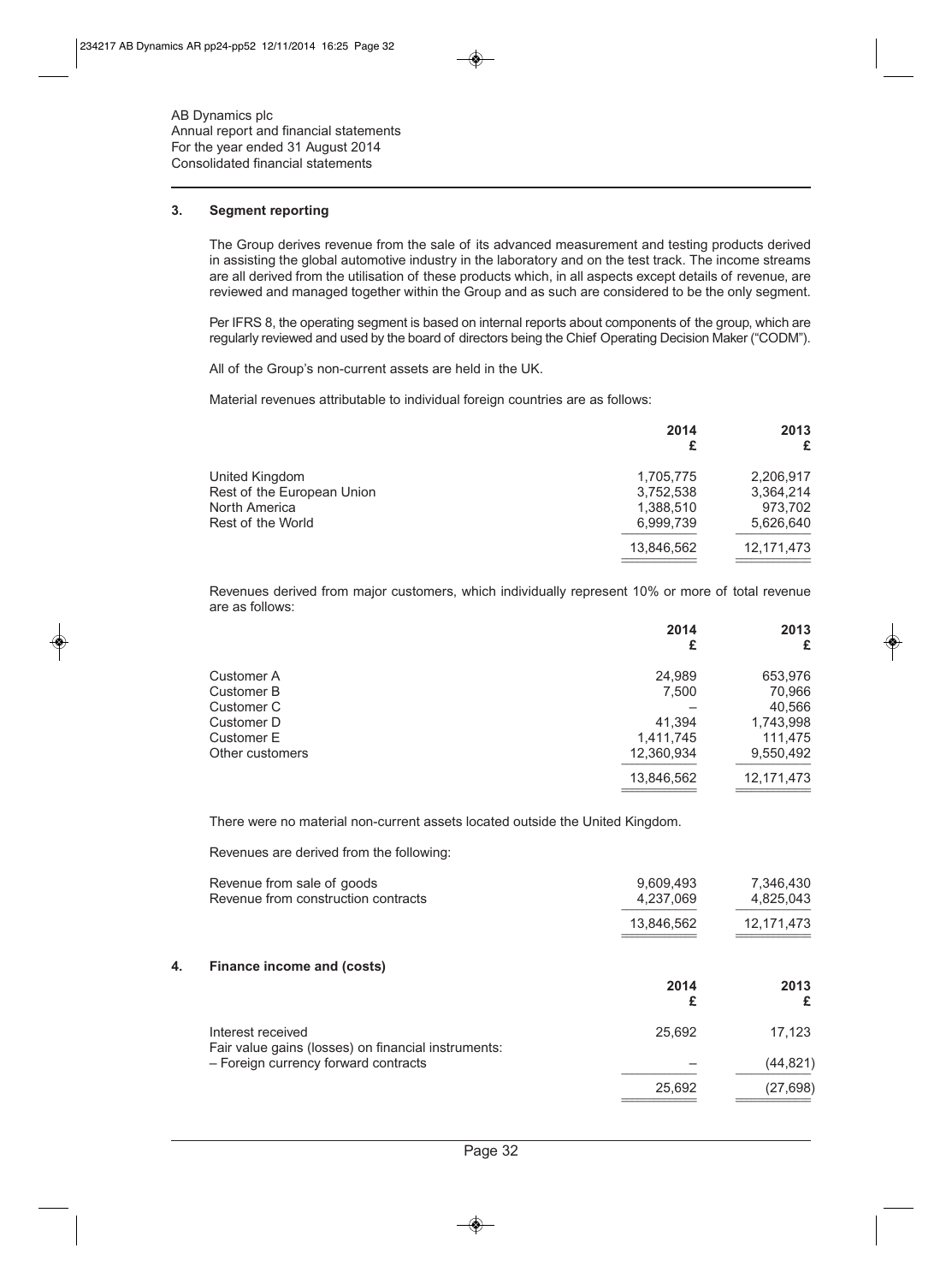AB Dynamics plc
Annual report and financial statements
For the year ended 31 August 2014
Consolidated financial statements

## 3. Segment reporting

The Group derives revenue from the sale of its advanced measurement and testing products derived in assisting the global automotive industry in the laboratory and on the test track. The income streams are all derived from the utilisation of these products which, in all aspects except details of revenue, are reviewed and managed together within the Group and as such are considered to be the only segment.

Per IFRS 8, the operating segment is based on internal reports about components of the group, which are regularly reviewed and used by the board of directors being the Chief Operating Decision Maker ("CODM").

All of the Group's non-current assets are held in the UK.

Material revenues attributable to individual foreign countries are as follows:

| | 2014<br>£ | 2013<br>£ |
|---|---|---|
| United Kingdom | 1,705,775 | 2,206,917 |
| Rest of the European Union | 3,752,538 | 3,364,214 |
| North America | 1,388,510 | 973,702 |
| Rest of the World | 6,999,739 | 5,626,640 |
| | 13,846,562 | 12,171,473 |

Revenues derived from major customers, which individually represent 10% or more of total revenue are as follows:

| | 2014<br>£ | 2013<br>£ |
|---|---|---|
| Customer A | 24,989 | 653,976 |
| Customer B | 7,500 | 70,966 |
| Customer C | – | 40,566 |
| Customer D | 41,394 | 1,743,998 |
| Customer E | 1,411,745 | 111,475 |
| Other customers | 12,360,934 | 9,550,492 |
| | 13,846,562 | 12,171,473 |

There were no material non-current assets located outside the United Kingdom.

Revenues are derived from the following:

| | 2014<br>£ | 2013<br>£ |
|---|---|---|
| Revenue from sale of goods | 9,609,493 | 7,346,430 |
| Revenue from construction contracts | 4,237,069 | 4,825,043 |
| | 13,846,562 | 12,171,473 |

## 4. Finance income and (costs)

| | 2014<br>£ | 2013<br>£ |
|---|---|---|
| Interest received | 25,692 | 17,123 |
| Fair value gains (losses) on financial instruments: | | |
| – Foreign currency forward contracts | – | (44,821) |
| | 25,692 | (27,698) |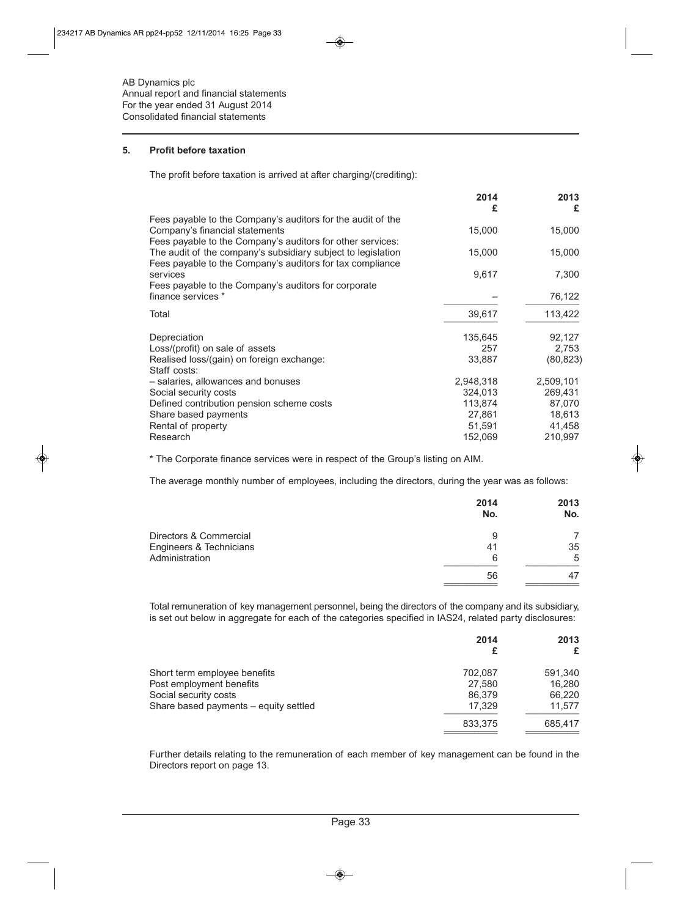AB Dynamics plc
Annual report and financial statements
For the year ended 31 August 2014
Consolidated financial statements

## 5. Profit before taxation

The profit before taxation is arrived at after charging/(crediting):

| | 2014 £ | 2013 £ |
|---|---|---|
| Fees payable to the Company's auditors for the audit of the Company's financial statements | 15,000 | 15,000 |
| Fees payable to the Company's auditors for other services: | | |
| The audit of the company's subsidiary subject to legislation | 15,000 | 15,000 |
| Fees payable to the Company's auditors for tax compliance services | 9,617 | 7,300 |
| Fees payable to the Company's auditors for corporate finance services * | – | 76,122 |
| Total | 39,617 | 113,422 |
| Depreciation | 135,645 | 92,127 |
| Loss/(profit) on sale of assets | 257 | 2,753 |
| Realised loss/(gain) on foreign exchange: | 33,887 | (80,823) |
| Staff costs: | | |
| – salaries, allowances and bonuses | 2,948,318 | 2,509,101 |
| Social security costs | 324,013 | 269,431 |
| Defined contribution pension scheme costs | 113,874 | 87,070 |
| Share based payments | 27,861 | 18,613 |
| Rental of property | 51,591 | 41,458 |
| Research | 152,069 | 210,997 |

* The Corporate finance services were in respect of the Group's listing on AIM.

The average monthly number of employees, including the directors, during the year was as follows:

| | 2014 No. | 2013 No. |
|---|---|---|
| Directors & Commercial | 9 | 7 |
| Engineers & Technicians | 41 | 35 |
| Administration | 6 | 5 |
| | 56 | 47 |

Total remuneration of key management personnel, being the directors of the company and its subsidiary, is set out below in aggregate for each of the categories specified in IAS24, related party disclosures:

| | 2014 £ | 2013 £ |
|---|---|---|
| Short term employee benefits | 702,087 | 591,340 |
| Post employment benefits | 27,580 | 16,280 |
| Social security costs | 86,379 | 66,220 |
| Share based payments – equity settled | 17,329 | 11,577 |
| | 833,375 | 685,417 |

Further details relating to the remuneration of each member of key management can be found in the Directors report on page 13.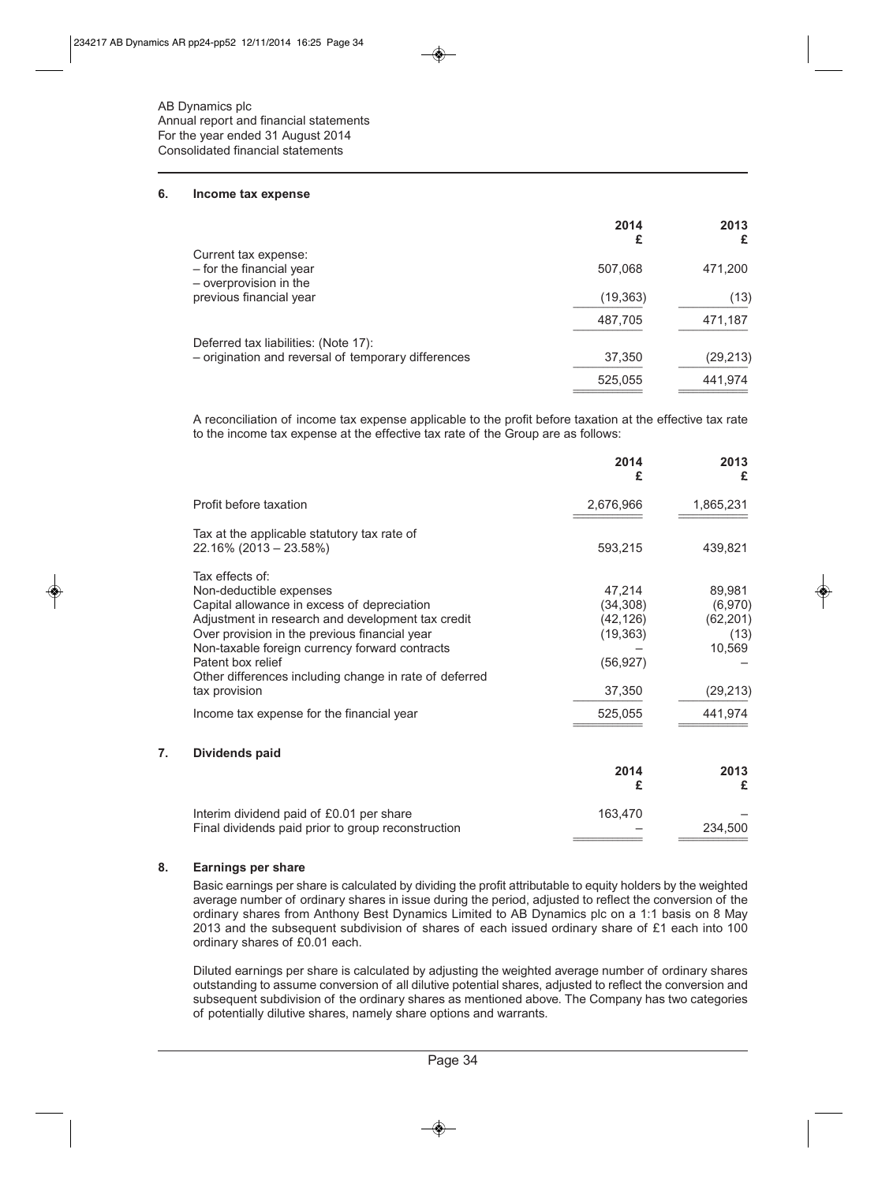AB Dynamics plc
Annual report and financial statements
For the year ended 31 August 2014
Consolidated financial statements

## 6. Income tax expense

| | 2014 £ | 2013 £ |
|---|---|---|
| Current tax expense: | | |
| – for the financial year | 507,068 | 471,200 |
| – overprovision in the previous financial year | (19,363) | (13) |
| | 487,705 | 471,187 |
| Deferred tax liabilities: (Note 17): | | |
| – origination and reversal of temporary differences | 37,350 | (29,213) |
| | 525,055 | 441,974 |

A reconciliation of income tax expense applicable to the profit before taxation at the effective tax rate to the income tax expense at the effective tax rate of the Group are as follows:

| | 2014 £ | 2013 £ |
|---|---|---|
| Profit before taxation | 2,676,966 | 1,865,231 |
| Tax at the applicable statutory tax rate of 22.16% (2013 – 23.58%) | 593,215 | 439,821 |
| Tax effects of: | | |
| Non-deductible expenses | 47,214 | 89,981 |
| Capital allowance in excess of depreciation | (34,308) | (6,970) |
| Adjustment in research and development tax credit | (42,126) | (62,201) |
| Over provision in the previous financial year | (19,363) | (13) |
| Non-taxable foreign currency forward contracts | – | 10,569 |
| Patent box relief | (56,927) | – |
| Other differences including change in rate of deferred tax provision | 37,350 | (29,213) |
| Income tax expense for the financial year | 525,055 | 441,974 |

## 7. Dividends paid

| | 2014 £ | 2013 £ |
|---|---|---|
| Interim dividend paid of £0.01 per share | 163,470 | – |
| Final dividends paid prior to group reconstruction | – | 234,500 |

## 8. Earnings per share

Basic earnings per share is calculated by dividing the profit attributable to equity holders by the weighted average number of ordinary shares in issue during the period, adjusted to reflect the conversion of the ordinary shares from Anthony Best Dynamics Limited to AB Dynamics plc on a 1:1 basis on 8 May 2013 and the subsequent subdivision of shares of each issued ordinary share of £1 each into 100 ordinary shares of £0.01 each.

Diluted earnings per share is calculated by adjusting the weighted average number of ordinary shares outstanding to assume conversion of all dilutive potential shares, adjusted to reflect the conversion and subsequent subdivision of the ordinary shares as mentioned above. The Company has two categories of potentially dilutive shares, namely share options and warrants.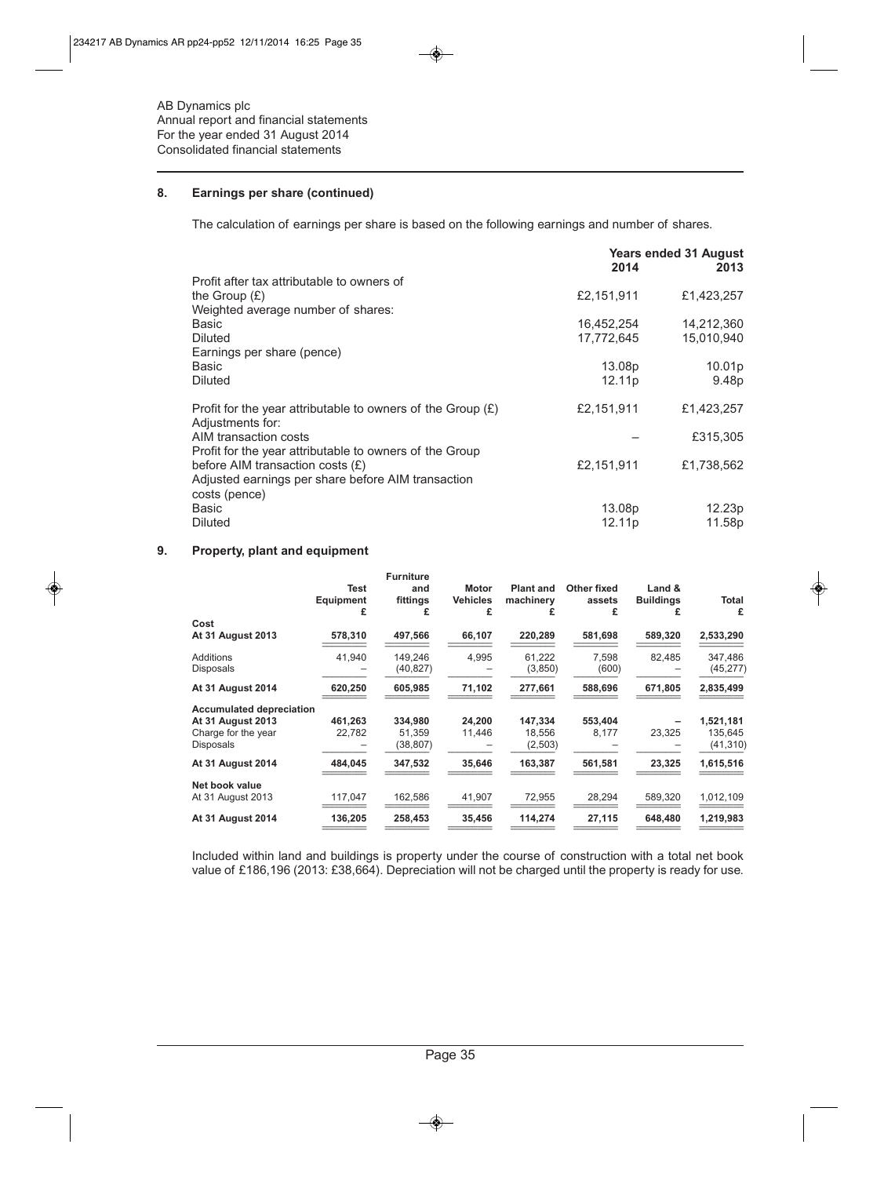AB Dynamics plc
Annual report and financial statements
For the year ended 31 August 2014
Consolidated financial statements

## 8. Earnings per share (continued)

The calculation of earnings per share is based on the following earnings and number of shares.

| | Years ended 31 August 2014 | 2013 |
|---|---|---|
| Profit after tax attributable to owners of the Group (£) | £2,151,911 | £1,423,257 |
| Weighted average number of shares: | | |
| Basic | 16,452,254 | 14,212,360 |
| Diluted | 17,772,645 | 15,010,940 |
| Earnings per share (pence) | | |
| Basic | 13.08p | 10.01p |
| Diluted | 12.11p | 9.48p |
| Profit for the year attributable to owners of the Group (£) | £2,151,911 | £1,423,257 |
| Adjustments for: | | |
| AIM transaction costs | – | £315,305 |
| Profit for the year attributable to owners of the Group before AIM transaction costs (£) | £2,151,911 | £1,738,562 |
| Adjusted earnings per share before AIM transaction costs (pence) | | |
| Basic | 13.08p | 12.23p |
| Diluted | 12.11p | 11.58p |

## 9. Property, plant and equipment

| | Test Equipment £ | Furniture and fittings £ | Motor Vehicles £ | Plant and machinery £ | Other fixed assets £ | Land & Buildings £ | Total £ |
|---|---|---|---|---|---|---|---|
| **Cost** | | | | | | | |
| **At 31 August 2013** | **578,310** | **497,566** | **66,107** | **220,289** | **581,698** | **589,320** | **2,533,290** |
| Additions | 41,940 | 149,246 | 4,995 | 61,222 | 7,598 | 82,485 | 347,486 |
| Disposals | – | (40,827) | – | (3,850) | (600) | – | (45,277) |
| **At 31 August 2014** | **620,250** | **605,985** | **71,102** | **277,661** | **588,696** | **671,805** | **2,835,499** |
| **Accumulated depreciation** | | | | | | | |
| **At 31 August 2013** | **461,263** | **334,980** | **24,200** | **147,334** | **553,404** | **–** | **1,521,181** |
| Charge for the year | 22,782 | 51,359 | 11,446 | 18,556 | 8,177 | 23,325 | 135,645 |
| Disposals | – | (38,807) | – | (2,503) | – | – | (41,310) |
| **At 31 August 2014** | **484,045** | **347,532** | **35,646** | **163,387** | **561,581** | **23,325** | **1,615,516** |
| **Net book value** | | | | | | | |
| At 31 August 2013 | 117,047 | 162,586 | 41,907 | 72,955 | 28,294 | 589,320 | 1,012,109 |
| **At 31 August 2014** | **136,205** | **258,453** | **35,456** | **114,274** | **27,115** | **648,480** | **1,219,983** |

Included within land and buildings is property under the course of construction with a total net book value of £186,196 (2013: £38,664). Depreciation will not be charged until the property is ready for use.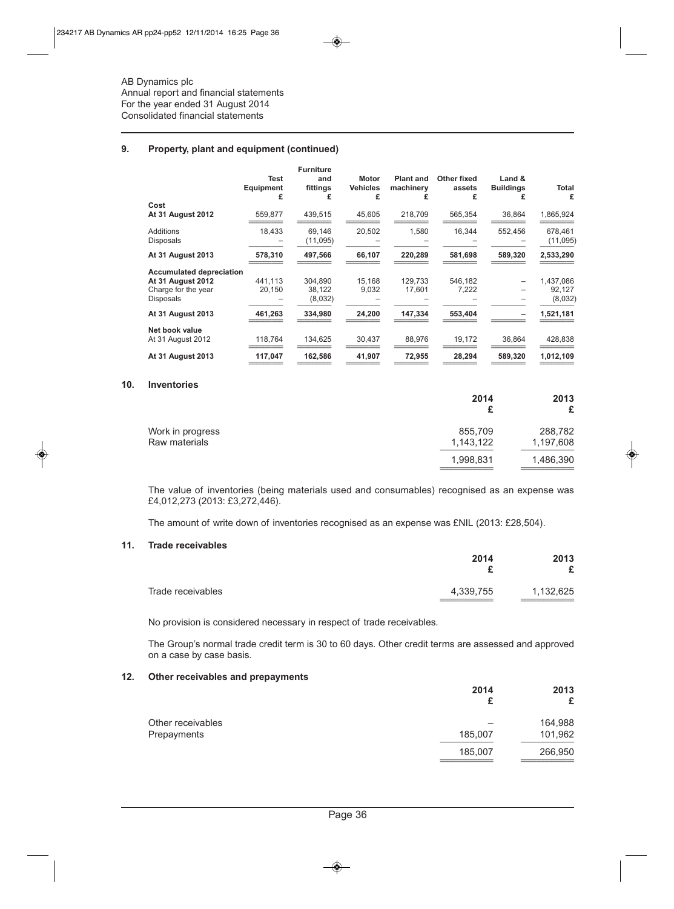AB Dynamics plc
Annual report and financial statements
For the year ended 31 August 2014
Consolidated financial statements

## 9. Property, plant and equipment (continued)

| | Test Equipment £ | Furniture and fittings £ | Motor Vehicles £ | Plant and machinery £ | Other fixed assets £ | Land & Buildings £ | Total £ |
|---|---|---|---|---|---|---|---|
| **Cost** | | | | | | | |
| **At 31 August 2012** | 559,877 | 439,515 | 45,605 | 218,709 | 565,354 | 36,864 | 1,865,924 |
| Additions | 18,433 | 69,146 | 20,502 | 1,580 | 16,344 | 552,456 | 678,461 |
| Disposals | – | (11,095) | – | – | – | – | (11,095) |
| **At 31 August 2013** | **578,310** | **497,566** | **66,107** | **220,289** | **581,698** | **589,320** | **2,533,290** |
| **Accumulated depreciation** | | | | | | | |
| **At 31 August 2012** | 441,113 | 304,890 | 15,168 | 129,733 | 546,182 | – | 1,437,086 |
| Charge for the year | 20,150 | 38,122 | 9,032 | 17,601 | 7,222 | – | 92,127 |
| Disposals | – | (8,032) | – | – | – | – | (8,032) |
| **At 31 August 2013** | **461,263** | **334,980** | **24,200** | **147,334** | **553,404** | **–** | **1,521,181** |
| **Net book value** | | | | | | | |
| At 31 August 2012 | 118,764 | 134,625 | 30,437 | 88,976 | 19,172 | 36,864 | 428,838 |
| **At 31 August 2013** | **117,047** | **162,586** | **41,907** | **72,955** | **28,294** | **589,320** | **1,012,109** |

## 10. Inventories

| | 2014 £ | 2013 £ |
|---|---|---|
| Work in progress | 855,709 | 288,782 |
| Raw materials | 1,143,122 | 1,197,608 |
| | 1,998,831 | 1,486,390 |

The value of inventories (being materials used and consumables) recognised as an expense was £4,012,273 (2013: £3,272,446).

The amount of write down of inventories recognised as an expense was £NIL (2013: £28,504).

## 11. Trade receivables

| | 2014 £ | 2013 £ |
|---|---|---|
| Trade receivables | 4,339,755 | 1,132,625 |

No provision is considered necessary in respect of trade receivables.

The Group's normal trade credit term is 30 to 60 days. Other credit terms are assessed and approved on a case by case basis.

## 12. Other receivables and prepayments

| | 2014 £ | 2013 £ |
|---|---|---|
| Other receivables | – | 164,988 |
| Prepayments | 185,007 | 101,962 |
| | 185,007 | 266,950 |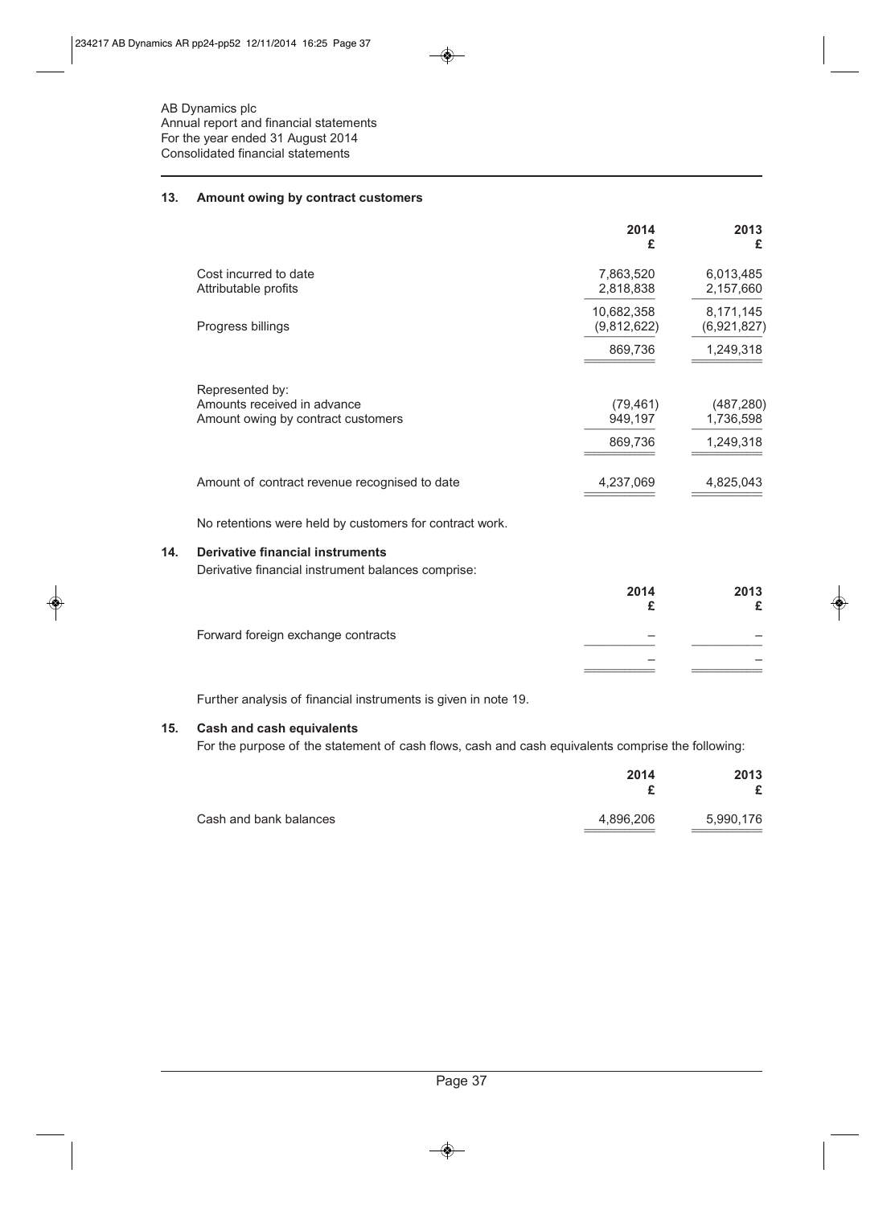AB Dynamics plc
Annual report and financial statements
For the year ended 31 August 2014
Consolidated financial statements

## 13. Amount owing by contract customers

| | 2014 £ | 2013 £ |
|---|---|---|
| Cost incurred to date | 7,863,520 | 6,013,485 |
| Attributable profits | 2,818,838 | 2,157,660 |
| | 10,682,358 | 8,171,145 |
| Progress billings | (9,812,622) | (6,921,827) |
| | 869,736 | 1,249,318 |
| Represented by: | | |
| Amounts received in advance | (79,461) | (487,280) |
| Amount owing by contract customers | 949,197 | 1,736,598 |
| | 869,736 | 1,249,318 |
| Amount of contract revenue recognised to date | 4,237,069 | 4,825,043 |

No retentions were held by customers for contract work.

## 14. Derivative financial instruments

Derivative financial instrument balances comprise:

| | 2014 £ | 2013 £ |
|---|---|---|
| Forward foreign exchange contracts | – | – |
| | – | – |

Further analysis of financial instruments is given in note 19.

## 15. Cash and cash equivalents

For the purpose of the statement of cash flows, cash and cash equivalents comprise the following:

| | 2014 £ | 2013 £ |
|---|---|---|
| Cash and bank balances | 4,896,206 | 5,990,176 |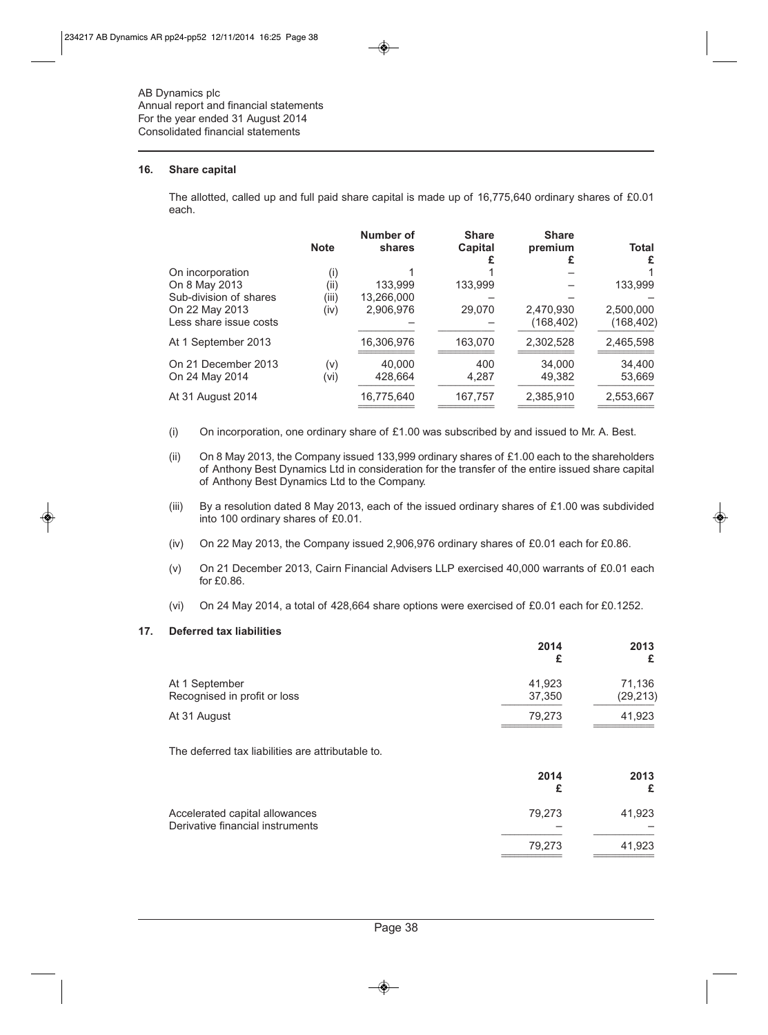AB Dynamics plc
Annual report and financial statements
For the year ended 31 August 2014
Consolidated financial statements

## 16. Share capital

The allotted, called up and full paid share capital is made up of 16,775,640 ordinary shares of £0.01 each.

| | Note | Number of shares | Share Capital £ | Share premium £ | Total £ |
|---|---|---|---|---|---|
| On incorporation | (i) | 1 | 1 | – | 1 |
| On 8 May 2013 | (ii) | 133,999 | 133,999 | – | 133,999 |
| Sub-division of shares | (iii) | 13,266,000 | – | – | – |
| On 22 May 2013 | (iv) | 2,906,976 | 29,070 | 2,470,930 | 2,500,000 |
| Less share issue costs | | – | – | (168,402) | (168,402) |
| At 1 September 2013 | | 16,306,976 | 163,070 | 2,302,528 | 2,465,598 |
| On 21 December 2013 | (v) | 40,000 | 400 | 34,000 | 34,400 |
| On 24 May 2014 | (vi) | 428,664 | 4,287 | 49,382 | 53,669 |
| At 31 August 2014 | | 16,775,640 | 167,757 | 2,385,910 | 2,553,667 |

(i) On incorporation, one ordinary share of £1.00 was subscribed by and issued to Mr. A. Best.

(ii) On 8 May 2013, the Company issued 133,999 ordinary shares of £1.00 each to the shareholders of Anthony Best Dynamics Ltd in consideration for the transfer of the entire issued share capital of Anthony Best Dynamics Ltd to the Company.

(iii) By a resolution dated 8 May 2013, each of the issued ordinary shares of £1.00 was subdivided into 100 ordinary shares of £0.01.

(iv) On 22 May 2013, the Company issued 2,906,976 ordinary shares of £0.01 each for £0.86.

(v) On 21 December 2013, Cairn Financial Advisers LLP exercised 40,000 warrants of £0.01 each for £0.86.

(vi) On 24 May 2014, a total of 428,664 share options were exercised of £0.01 each for £0.1252.

## 17. Deferred tax liabilities

| | 2014 £ | 2013 £ |
|---|---|---|
| At 1 September | 41,923 | 71,136 |
| Recognised in profit or loss | 37,350 | (29,213) |
| At 31 August | 79,273 | 41,923 |

The deferred tax liabilities are attributable to.

| | 2014 £ | 2013 £ |
|---|---|---|
| Accelerated capital allowances | 79,273 | 41,923 |
| Derivative financial instruments | – | – |
| | 79,273 | 41,923 |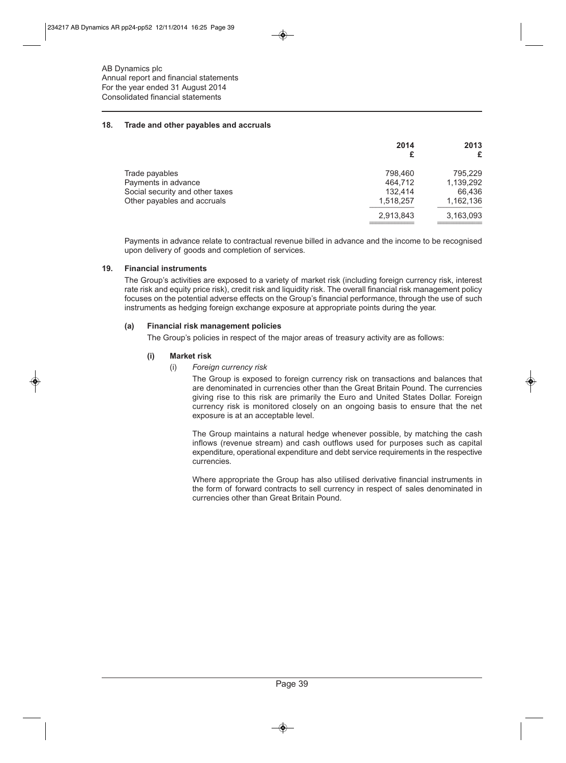AB Dynamics plc
Annual report and financial statements
For the year ended 31 August 2014
Consolidated financial statements

## 18. Trade and other payables and accruals

| | 2014<br>£ | 2013<br>£ |
|---|---|---|
| Trade payables | 798,460 | 795,229 |
| Payments in advance | 464,712 | 1,139,292 |
| Social security and other taxes | 132,414 | 66,436 |
| Other payables and accruals | 1,518,257 | 1,162,136 |
| | 2,913,843 | 3,163,093 |

Payments in advance relate to contractual revenue billed in advance and the income to be recognised upon delivery of goods and completion of services.

## 19. Financial instruments

The Group's activities are exposed to a variety of market risk (including foreign currency risk, interest rate risk and equity price risk), credit risk and liquidity risk. The overall financial risk management policy focuses on the potential adverse effects on the Group's financial performance, through the use of such instruments as hedging foreign exchange exposure at appropriate points during the year.

### (a) Financial risk management policies

The Group's policies in respect of the major areas of treasury activity are as follows:

#### (i) Market risk

(i) *Foreign currency risk*

The Group is exposed to foreign currency risk on transactions and balances that are denominated in currencies other than the Great Britain Pound. The currencies giving rise to this risk are primarily the Euro and United States Dollar. Foreign currency risk is monitored closely on an ongoing basis to ensure that the net exposure is at an acceptable level.

The Group maintains a natural hedge whenever possible, by matching the cash inflows (revenue stream) and cash outflows used for purposes such as capital expenditure, operational expenditure and debt service requirements in the respective currencies.

Where appropriate the Group has also utilised derivative financial instruments in the form of forward contracts to sell currency in respect of sales denominated in currencies other than Great Britain Pound.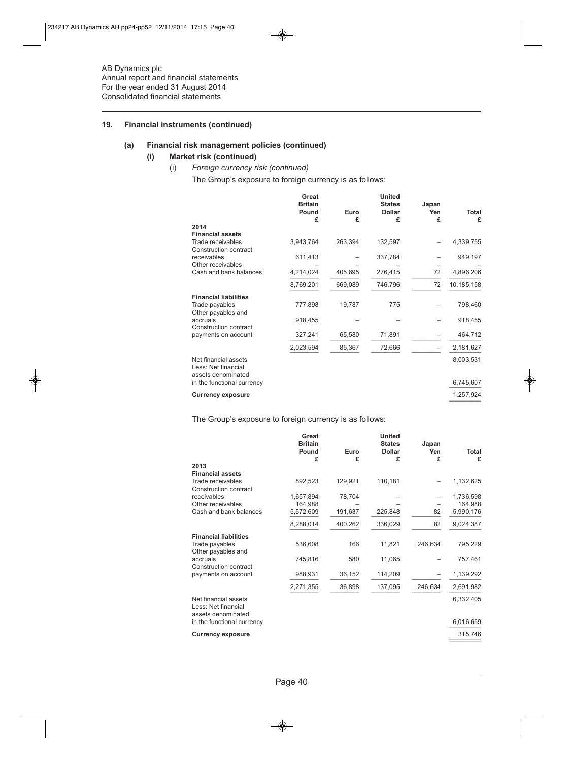AB Dynamics plc
Annual report and financial statements
For the year ended 31 August 2014
Consolidated financial statements

## 19. Financial instruments (continued)

### (a) Financial risk management policies (continued)

#### (i) Market risk (continued)

(i) *Foreign currency risk (continued)*

The Group's exposure to foreign currency is as follows:

| | Great Britain Pound £ | Euro £ | United States Dollar £ | Japan Yen £ | Total £ |
|---|---|---|---|---|---|
| **2014** | | | | | |
| **Financial assets** | | | | | |
| Trade receivables | 3,943,764 | 263,394 | 132,597 | – | 4,339,755 |
| Construction contract receivables | 611,413 | – | 337,784 | – | 949,197 |
| Other receivables | – | – | – | – | – |
| Cash and bank balances | 4,214,024 | 405,695 | 276,415 | 72 | 4,896,206 |
| | 8,769,201 | 669,089 | 746,796 | 72 | 10,185,158 |
| **Financial liabilities** | | | | | |
| Trade payables | 777,898 | 19,787 | 775 | – | 798,460 |
| Other payables and accruals | 918,455 | – | – | – | 918,455 |
| Construction contract payments on account | 327,241 | 65,580 | 71,891 | – | 464,712 |
| | 2,023,594 | 85,367 | 72,666 | – | 2,181,627 |
| Net financial assets | | | | | 8,003,531 |
| Less: Net financial assets denominated in the functional currency | | | | | 6,745,607 |
| **Currency exposure** | | | | | 1,257,924 |

The Group's exposure to foreign currency is as follows:

| | Great Britain Pound £ | Euro £ | United States Dollar £ | Japan Yen £ | Total £ |
|---|---|---|---|---|---|
| **2013** | | | | | |
| **Financial assets** | | | | | |
| Trade receivables | 892,523 | 129,921 | 110,181 | – | 1,132,625 |
| Construction contract receivables | 1,657,894 | 78,704 | – | – | 1,736,598 |
| Other receivables | 164,988 | – | – | – | 164,988 |
| Cash and bank balances | 5,572,609 | 191,637 | 225,848 | 82 | 5,990,176 |
| | 8,288,014 | 400,262 | 336,029 | 82 | 9,024,387 |
| **Financial liabilities** | | | | | |
| Trade payables | 536,608 | 166 | 11,821 | 246,634 | 795,229 |
| Other payables and accruals | 745,816 | 580 | 11,065 | – | 757,461 |
| Construction contract payments on account | 988,931 | 36,152 | 114,209 | – | 1,139,292 |
| | 2,271,355 | 36,898 | 137,095 | 246,634 | 2,691,982 |
| Net financial assets | | | | | 6,332,405 |
| Less: Net financial assets denominated in the functional currency | | | | | 6,016,659 |
| **Currency exposure** | | | | | 315,746 |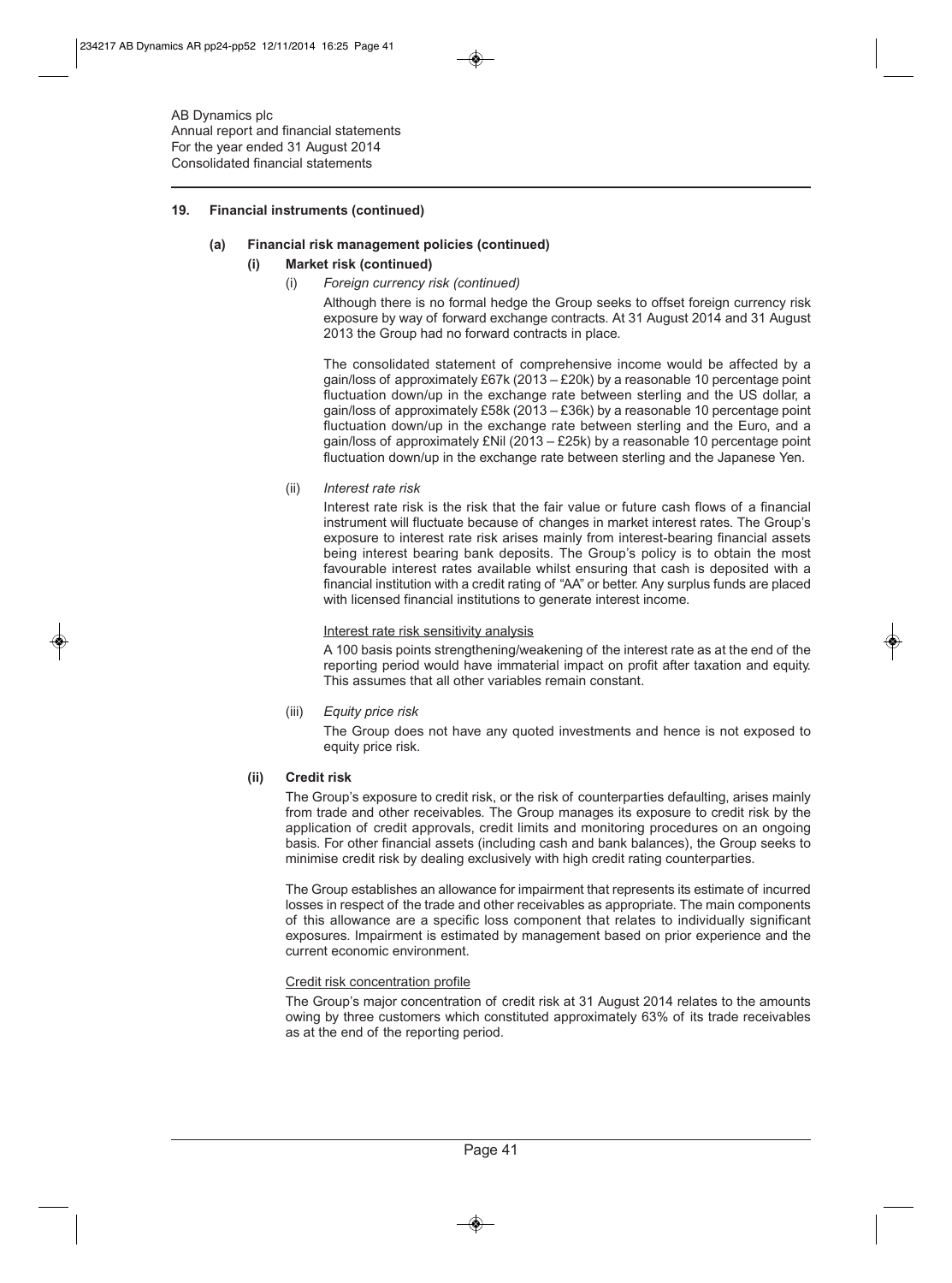AB Dynamics plc
Annual report and financial statements
For the year ended 31 August 2014
Consolidated financial statements

## 19. Financial instruments (continued)

### (a) Financial risk management policies (continued)

#### (i) Market risk (continued)

(i) *Foreign currency risk (continued)*

Although there is no formal hedge the Group seeks to offset foreign currency risk exposure by way of forward exchange contracts. At 31 August 2014 and 31 August 2013 the Group had no forward contracts in place.

The consolidated statement of comprehensive income would be affected by a gain/loss of approximately £67k (2013 – £20k) by a reasonable 10 percentage point fluctuation down/up in the exchange rate between sterling and the US dollar, a gain/loss of approximately £58k (2013 – £36k) by a reasonable 10 percentage point fluctuation down/up in the exchange rate between sterling and the Euro, and a gain/loss of approximately £Nil (2013 – £25k) by a reasonable 10 percentage point fluctuation down/up in the exchange rate between sterling and the Japanese Yen.

(ii) *Interest rate risk*

Interest rate risk is the risk that the fair value or future cash flows of a financial instrument will fluctuate because of changes in market interest rates. The Group's exposure to interest rate risk arises mainly from interest-bearing financial assets being interest bearing bank deposits. The Group's policy is to obtain the most favourable interest rates available whilst ensuring that cash is deposited with a financial institution with a credit rating of "AA" or better. Any surplus funds are placed with licensed financial institutions to generate interest income.

Interest rate risk sensitivity analysis

A 100 basis points strengthening/weakening of the interest rate as at the end of the reporting period would have immaterial impact on profit after taxation and equity. This assumes that all other variables remain constant.

(iii) *Equity price risk*

The Group does not have any quoted investments and hence is not exposed to equity price risk.

#### (ii) Credit risk

The Group's exposure to credit risk, or the risk of counterparties defaulting, arises mainly from trade and other receivables. The Group manages its exposure to credit risk by the application of credit approvals, credit limits and monitoring procedures on an ongoing basis. For other financial assets (including cash and bank balances), the Group seeks to minimise credit risk by dealing exclusively with high credit rating counterparties.

The Group establishes an allowance for impairment that represents its estimate of incurred losses in respect of the trade and other receivables as appropriate. The main components of this allowance are a specific loss component that relates to individually significant exposures. Impairment is estimated by management based on prior experience and the current economic environment.

Credit risk concentration profile

The Group's major concentration of credit risk at 31 August 2014 relates to the amounts owing by three customers which constituted approximately 63% of its trade receivables as at the end of the reporting period.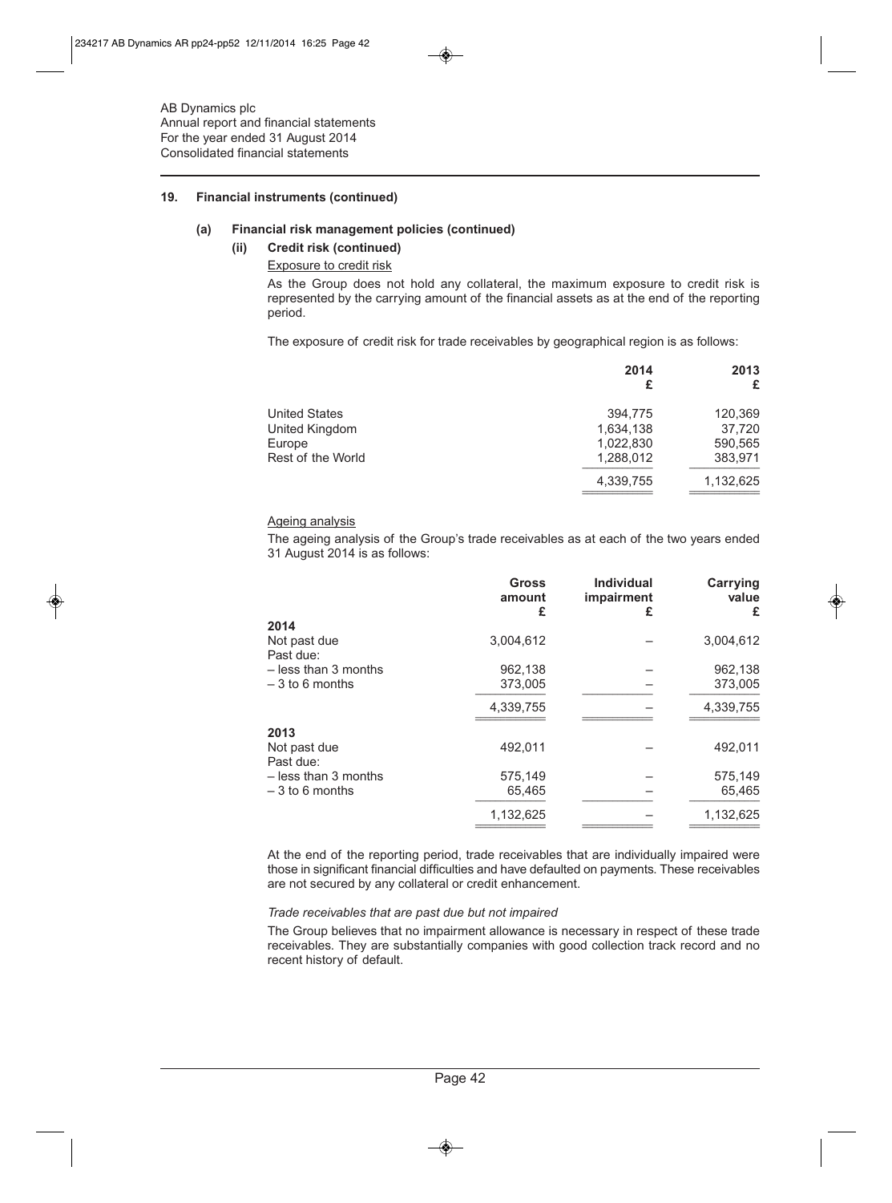AB Dynamics plc
Annual report and financial statements
For the year ended 31 August 2014
Consolidated financial statements

## 19. Financial instruments (continued)

### (a) Financial risk management policies (continued)

#### (ii) Credit risk (continued)

Exposure to credit risk

As the Group does not hold any collateral, the maximum exposure to credit risk is represented by the carrying amount of the financial assets as at the end of the reporting period.

The exposure of credit risk for trade receivables by geographical region is as follows:

| | 2014 £ | 2013 £ |
|---|---|---|
| United States | 394,775 | 120,369 |
| United Kingdom | 1,634,138 | 37,720 |
| Europe | 1,022,830 | 590,565 |
| Rest of the World | 1,288,012 | 383,971 |
| | 4,339,755 | 1,132,625 |

Ageing analysis

The ageing analysis of the Group's trade receivables as at each of the two years ended 31 August 2014 is as follows:

| | Gross amount £ | Individual impairment £ | Carrying value £ |
|---|---|---|---|
| **2014** | | | |
| Not past due | 3,004,612 | – | 3,004,612 |
| Past due: | | | |
| – less than 3 months | 962,138 | – | 962,138 |
| – 3 to 6 months | 373,005 | – | 373,005 |
| | 4,339,755 | – | 4,339,755 |
| **2013** | | | |
| Not past due | 492,011 | – | 492,011 |
| Past due: | | | |
| – less than 3 months | 575,149 | – | 575,149 |
| – 3 to 6 months | 65,465 | – | 65,465 |
| | 1,132,625 | – | 1,132,625 |

At the end of the reporting period, trade receivables that are individually impaired were those in significant financial difficulties and have defaulted on payments. These receivables are not secured by any collateral or credit enhancement.

*Trade receivables that are past due but not impaired*

The Group believes that no impairment allowance is necessary in respect of these trade receivables. They are substantially companies with good collection track record and no recent history of default.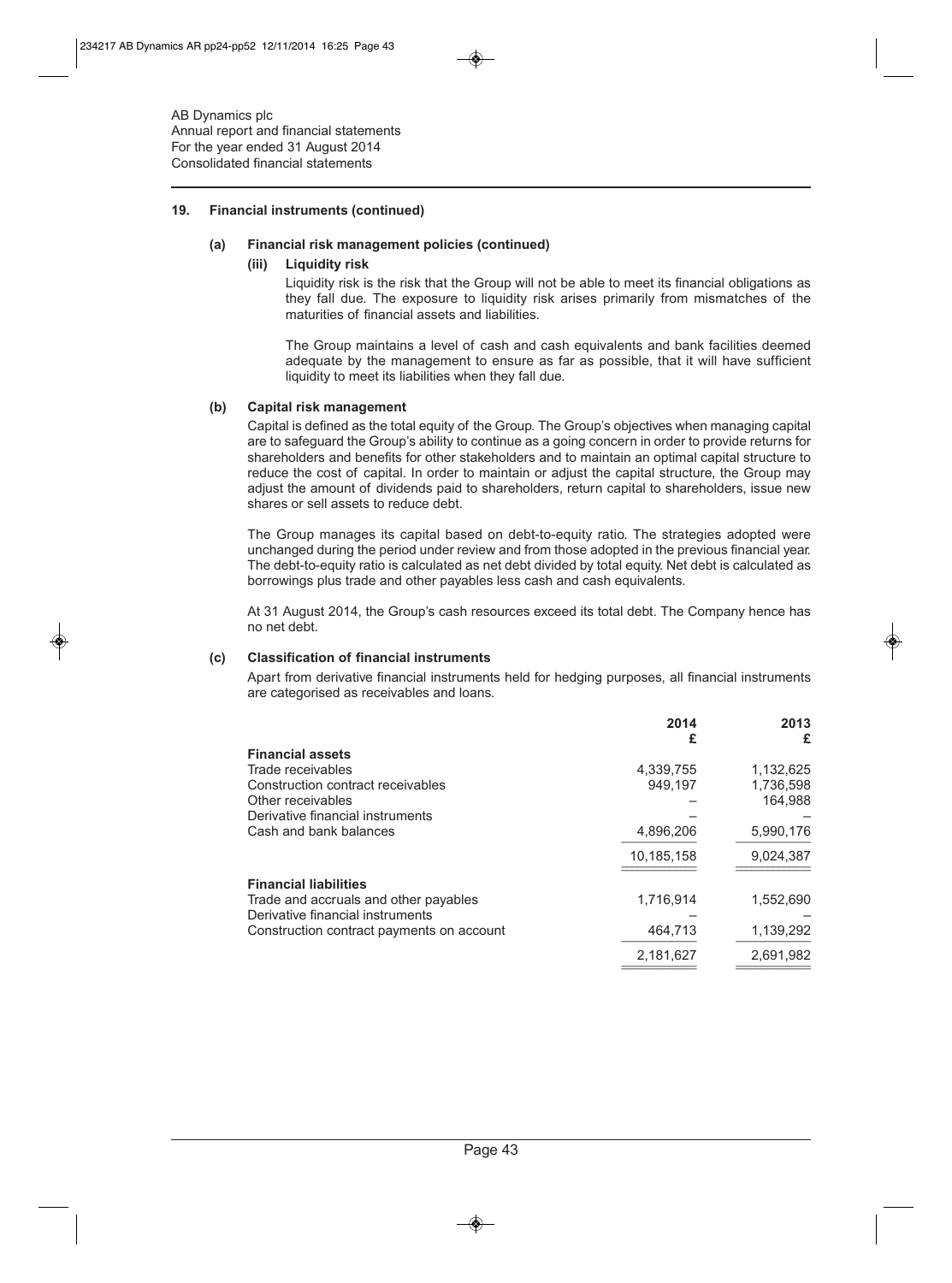AB Dynamics plc
Annual report and financial statements
For the year ended 31 August 2014
Consolidated financial statements

## 19. Financial instruments (continued)

### (a) Financial risk management policies (continued)

#### (iii) Liquidity risk

Liquidity risk is the risk that the Group will not be able to meet its financial obligations as they fall due. The exposure to liquidity risk arises primarily from mismatches of the maturities of financial assets and liabilities.

The Group maintains a level of cash and cash equivalents and bank facilities deemed adequate by the management to ensure as far as possible, that it will have sufficient liquidity to meet its liabilities when they fall due.

### (b) Capital risk management

Capital is defined as the total equity of the Group. The Group's objectives when managing capital are to safeguard the Group's ability to continue as a going concern in order to provide returns for shareholders and benefits for other stakeholders and to maintain an optimal capital structure to reduce the cost of capital. In order to maintain or adjust the capital structure, the Group may adjust the amount of dividends paid to shareholders, return capital to shareholders, issue new shares or sell assets to reduce debt.

The Group manages its capital based on debt-to-equity ratio. The strategies adopted were unchanged during the period under review and from those adopted in the previous financial year. The debt-to-equity ratio is calculated as net debt divided by total equity. Net debt is calculated as borrowings plus trade and other payables less cash and cash equivalents.

At 31 August 2014, the Group's cash resources exceed its total debt. The Company hence has no net debt.

### (c) Classification of financial instruments

Apart from derivative financial instruments held for hedging purposes, all financial instruments are categorised as receivables and loans.

| | 2014 £ | 2013 £ |
|---|---|---|
| **Financial assets** | | |
| Trade receivables | 4,339,755 | 1,132,625 |
| Construction contract receivables | 949,197 | 1,736,598 |
| Other receivables | – | 164,988 |
| Derivative financial instruments | – | – |
| Cash and bank balances | 4,896,206 | 5,990,176 |
| | 10,185,158 | 9,024,387 |
| **Financial liabilities** | | |
| Trade and accruals and other payables | 1,716,914 | 1,552,690 |
| Derivative financial instruments | – | – |
| Construction contract payments on account | 464,713 | 1,139,292 |
| | 2,181,627 | 2,691,982 |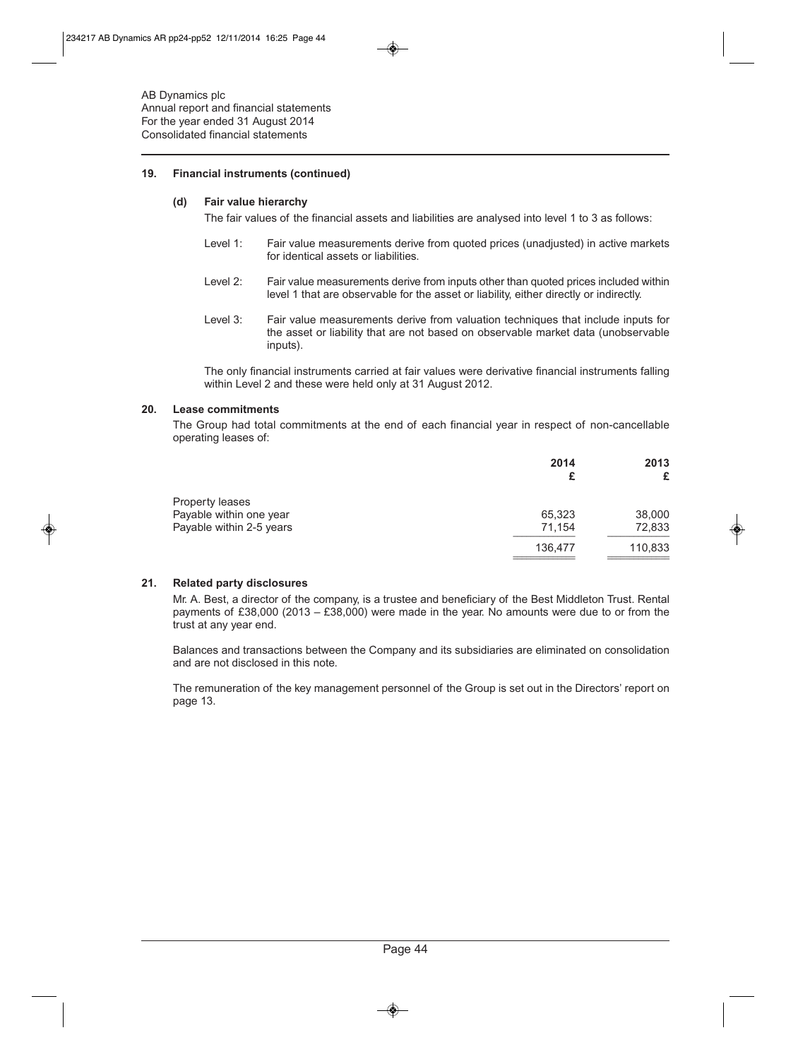## 19. Financial instruments (continued)

### (d) Fair value hierarchy

The fair values of the financial assets and liabilities are analysed into level 1 to 3 as follows:

Level 1: Fair value measurements derive from quoted prices (unadjusted) in active markets for identical assets or liabilities.

Level 2: Fair value measurements derive from inputs other than quoted prices included within level 1 that are observable for the asset or liability, either directly or indirectly.

Level 3: Fair value measurements derive from valuation techniques that include inputs for the asset or liability that are not based on observable market data (unobservable inputs).

The only financial instruments carried at fair values were derivative financial instruments falling within Level 2 and these were held only at 31 August 2012.

## 20. Lease commitments

The Group had total commitments at the end of each financial year in respect of non-cancellable operating leases of:

| | 2014 £ | 2013 £ |
|---|---|---|
| Property leases | | |
| Payable within one year | 65,323 | 38,000 |
| Payable within 2-5 years | 71,154 | 72,833 |
| | 136,477 | 110,833 |

## 21. Related party disclosures

Mr. A. Best, a director of the company, is a trustee and beneficiary of the Best Middleton Trust. Rental payments of £38,000 (2013 – £38,000) were made in the year. No amounts were due to or from the trust at any year end.

Balances and transactions between the Company and its subsidiaries are eliminated on consolidation and are not disclosed in this note.

The remuneration of the key management personnel of the Group is set out in the Directors' report on page 13.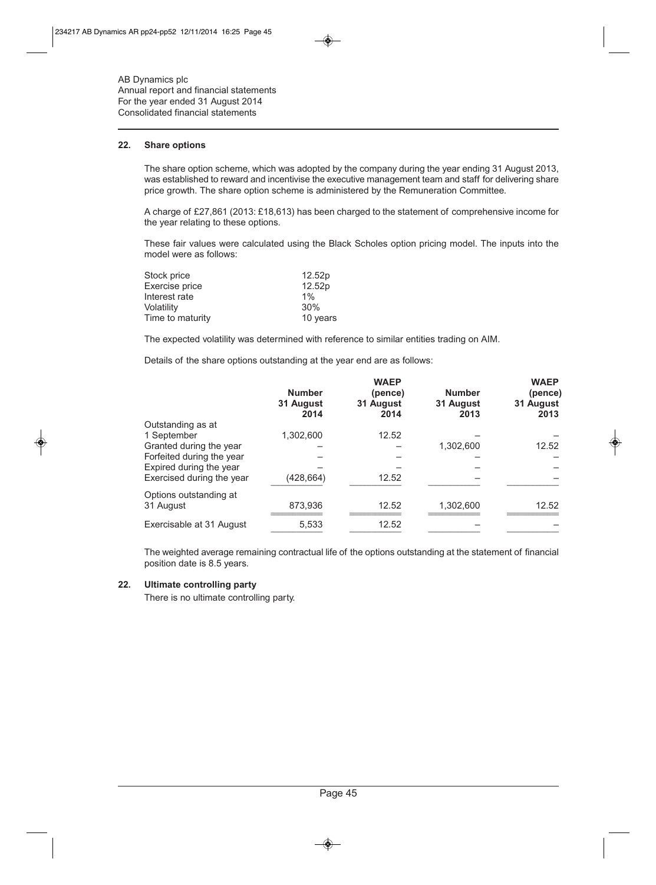AB Dynamics plc
Annual report and financial statements
For the year ended 31 August 2014
Consolidated financial statements

## 22. Share options

The share option scheme, which was adopted by the company during the year ending 31 August 2013, was established to reward and incentivise the executive management team and staff for delivering share price growth. The share option scheme is administered by the Remuneration Committee.

A charge of £27,861 (2013: £18,613) has been charged to the statement of comprehensive income for the year relating to these options.

These fair values were calculated using the Black Scholes option pricing model. The inputs into the model were as follows:

| | |
|---|---|
| Stock price | 12.52p |
| Exercise price | 12.52p |
| Interest rate | 1% |
| Volatility | 30% |
| Time to maturity | 10 years |

The expected volatility was determined with reference to similar entities trading on AIM.

Details of the share options outstanding at the year end are as follows:

| | Number 31 August 2014 | WAEP (pence) 31 August 2014 | Number 31 August 2013 | WAEP (pence) 31 August 2013 |
|---|---|---|---|---|
| Outstanding as at 1 September | 1,302,600 | 12.52 | – | – |
| Granted during the year | – | – | 1,302,600 | 12.52 |
| Forfeited during the year | – | – | – | – |
| Expired during the year | – | – | – | – |
| Exercised during the year | (428,664) | 12.52 | – | – |
| Options outstanding at 31 August | 873,936 | 12.52 | 1,302,600 | 12.52 |
| Exercisable at 31 August | 5,533 | 12.52 | – | – |

The weighted average remaining contractual life of the options outstanding at the statement of financial position date is 8.5 years.

## 22. Ultimate controlling party

There is no ultimate controlling party.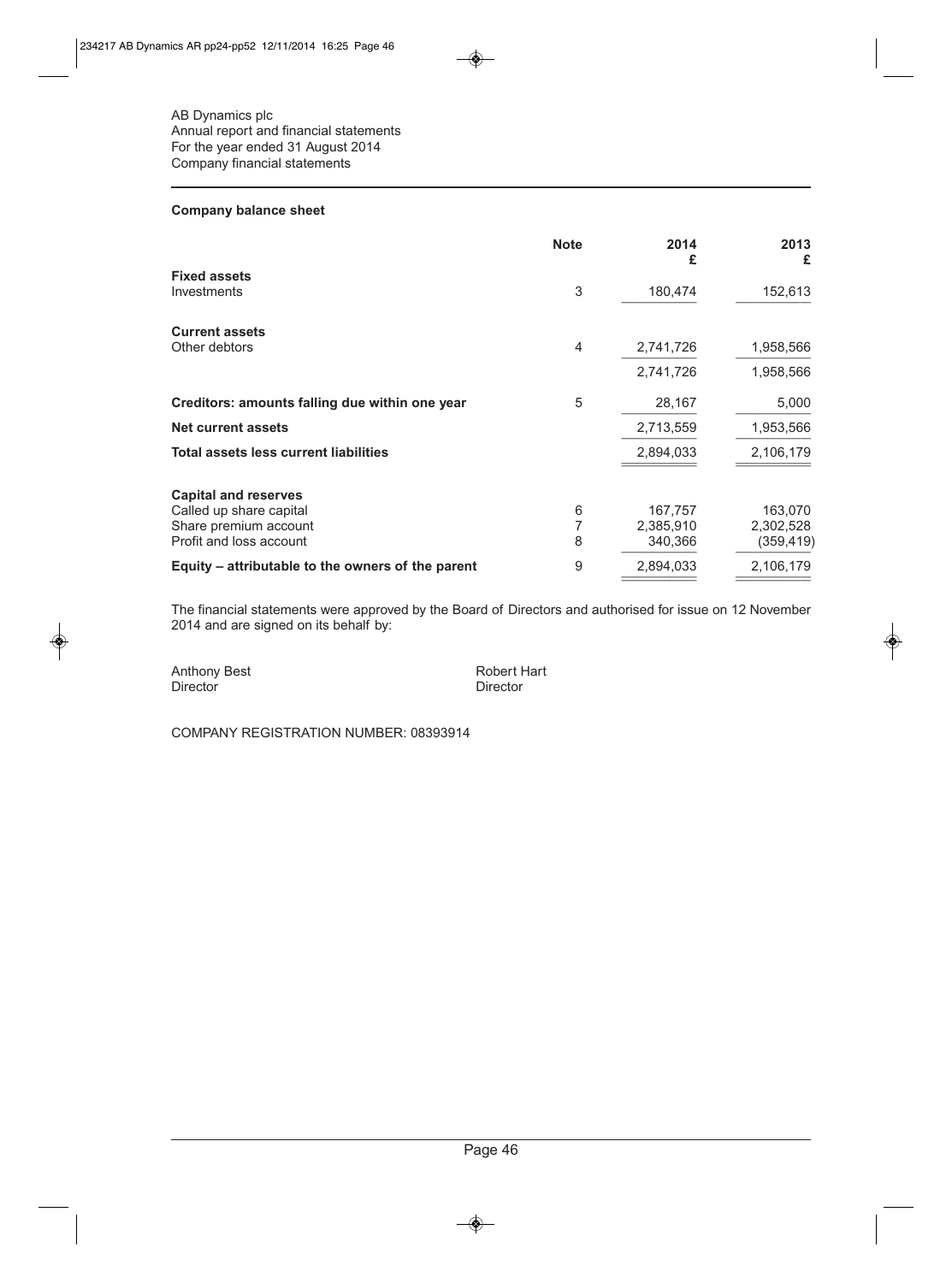AB Dynamics plc
Annual report and financial statements
For the year ended 31 August 2014
Company financial statements

### Company balance sheet

| | Note | 2014 £ | 2013 £ |
|---|---|---|---|
| **Fixed assets** | | | |
| Investments | 3 | 180,474 | 152,613 |
| **Current assets** | | | |
| Other debtors | 4 | 2,741,726 | 1,958,566 |
| | | 2,741,726 | 1,958,566 |
| **Creditors: amounts falling due within one year** | 5 | 28,167 | 5,000 |
| **Net current assets** | | 2,713,559 | 1,953,566 |
| **Total assets less current liabilities** | | 2,894,033 | 2,106,179 |
| **Capital and reserves** | | | |
| Called up share capital | 6 | 167,757 | 163,070 |
| Share premium account | 7 | 2,385,910 | 2,302,528 |
| Profit and loss account | 8 | 340,366 | (359,419) |
| **Equity – attributable to the owners of the parent** | 9 | 2,894,033 | 2,106,179 |

The financial statements were approved by the Board of Directors and authorised for issue on 12 November 2014 and are signed on its behalf by:

Anthony Best
Director

Robert Hart
Director

COMPANY REGISTRATION NUMBER: 08393914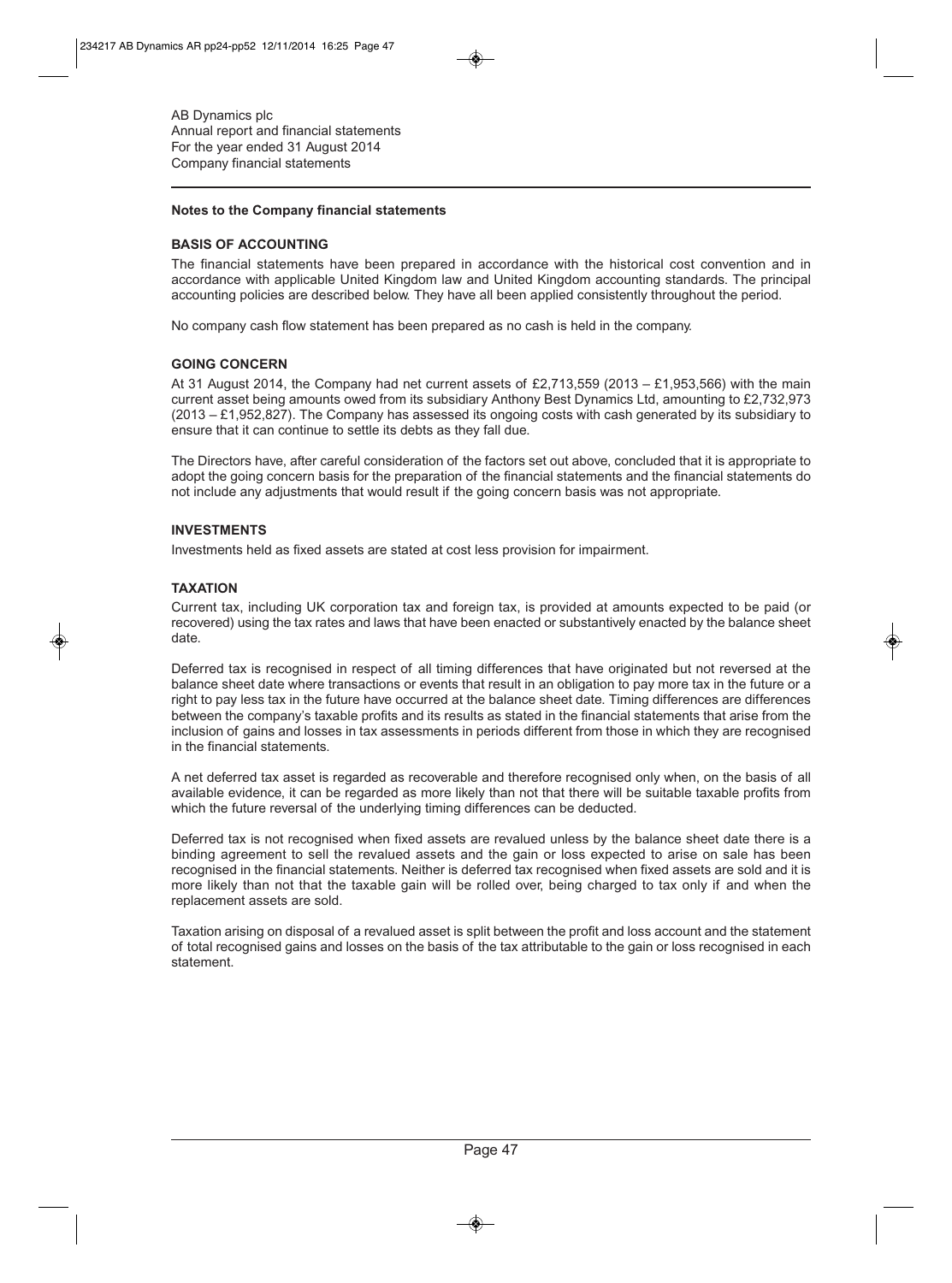AB Dynamics plc
Annual report and financial statements
For the year ended 31 August 2014
Company financial statements

## Notes to the Company financial statements

### BASIS OF ACCOUNTING

The financial statements have been prepared in accordance with the historical cost convention and in accordance with applicable United Kingdom law and United Kingdom accounting standards. The principal accounting policies are described below. They have all been applied consistently throughout the period.

No company cash flow statement has been prepared as no cash is held in the company.

### GOING CONCERN

At 31 August 2014, the Company had net current assets of £2,713,559 (2013 – £1,953,566) with the main current asset being amounts owed from its subsidiary Anthony Best Dynamics Ltd, amounting to £2,732,973 (2013 – £1,952,827). The Company has assessed its ongoing costs with cash generated by its subsidiary to ensure that it can continue to settle its debts as they fall due.

The Directors have, after careful consideration of the factors set out above, concluded that it is appropriate to adopt the going concern basis for the preparation of the financial statements and the financial statements do not include any adjustments that would result if the going concern basis was not appropriate.

### INVESTMENTS

Investments held as fixed assets are stated at cost less provision for impairment.

### TAXATION

Current tax, including UK corporation tax and foreign tax, is provided at amounts expected to be paid (or recovered) using the tax rates and laws that have been enacted or substantively enacted by the balance sheet date.

Deferred tax is recognised in respect of all timing differences that have originated but not reversed at the balance sheet date where transactions or events that result in an obligation to pay more tax in the future or a right to pay less tax in the future have occurred at the balance sheet date. Timing differences are differences between the company's taxable profits and its results as stated in the financial statements that arise from the inclusion of gains and losses in tax assessments in periods different from those in which they are recognised in the financial statements.

A net deferred tax asset is regarded as recoverable and therefore recognised only when, on the basis of all available evidence, it can be regarded as more likely than not that there will be suitable taxable profits from which the future reversal of the underlying timing differences can be deducted.

Deferred tax is not recognised when fixed assets are revalued unless by the balance sheet date there is a binding agreement to sell the revalued assets and the gain or loss expected to arise on sale has been recognised in the financial statements. Neither is deferred tax recognised when fixed assets are sold and it is more likely than not that the taxable gain will be rolled over, being charged to tax only if and when the replacement assets are sold.

Taxation arising on disposal of a revalued asset is split between the profit and loss account and the statement of total recognised gains and losses on the basis of the tax attributable to the gain or loss recognised in each statement.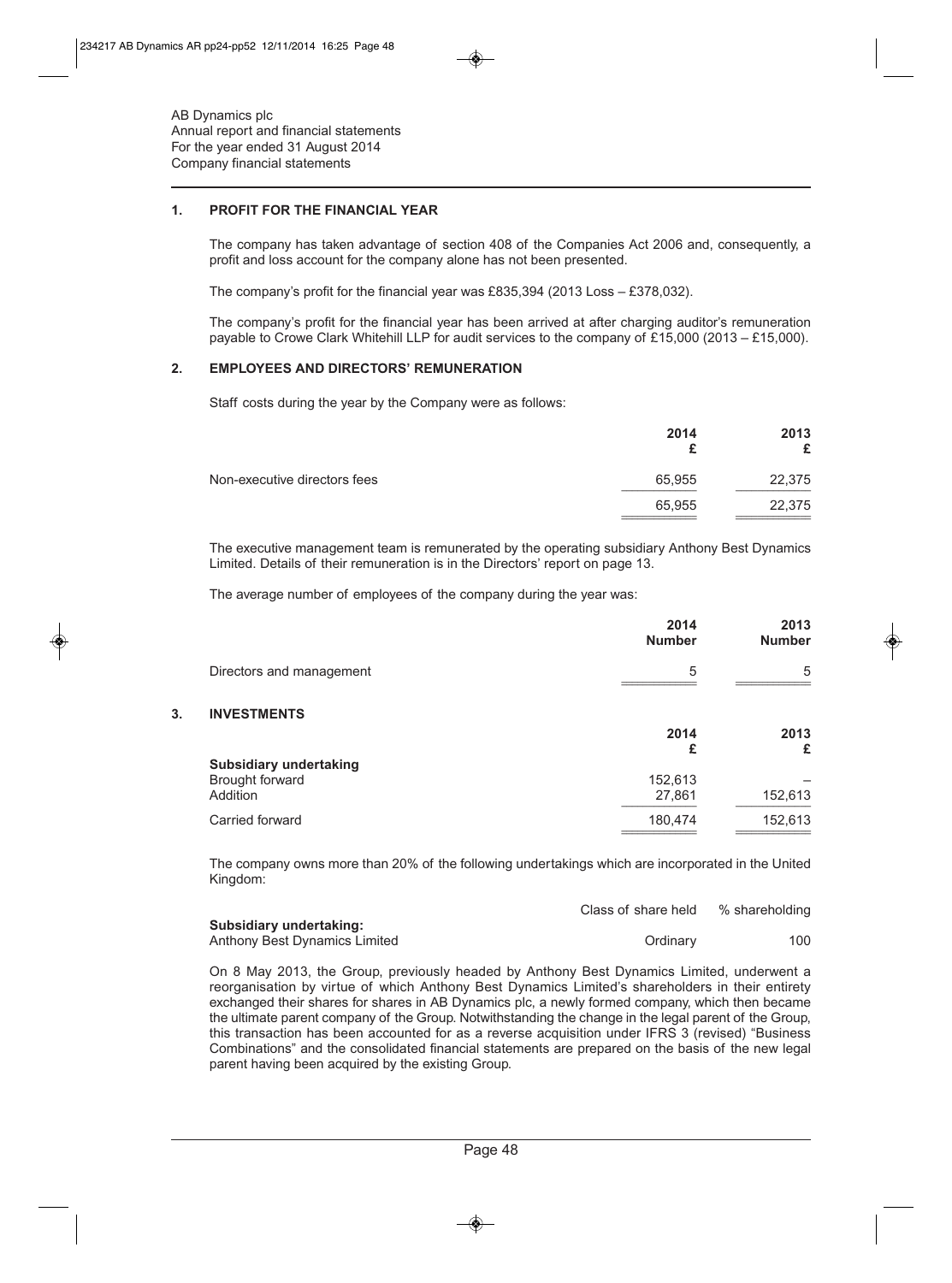AB Dynamics plc
Annual report and financial statements
For the year ended 31 August 2014
Company financial statements

## 1. PROFIT FOR THE FINANCIAL YEAR

The company has taken advantage of section 408 of the Companies Act 2006 and, consequently, a profit and loss account for the company alone has not been presented.

The company's profit for the financial year was £835,394 (2013 Loss – £378,032).

The company's profit for the financial year has been arrived at after charging auditor's remuneration payable to Crowe Clark Whitehill LLP for audit services to the company of £15,000 (2013 – £15,000).

## 2. EMPLOYEES AND DIRECTORS' REMUNERATION

Staff costs during the year by the Company were as follows:

| | 2014 £ | 2013 £ |
|---|---|---|
| Non-executive directors fees | 65,955 | 22,375 |
| | 65,955 | 22,375 |

The executive management team is remunerated by the operating subsidiary Anthony Best Dynamics Limited. Details of their remuneration is in the Directors' report on page 13.

The average number of employees of the company during the year was:

| | 2014 Number | 2013 Number |
|---|---|---|
| Directors and management | 5 | 5 |

## 3. INVESTMENTS

| | 2014 £ | 2013 £ |
|---|---|---|
| **Subsidiary undertaking** | | |
| Brought forward | 152,613 | – |
| Addition | 27,861 | 152,613 |
| Carried forward | 180,474 | 152,613 |

The company owns more than 20% of the following undertakings which are incorporated in the United Kingdom:

| | Class of share held | % shareholding |
|---|---|---|
| **Subsidiary undertaking:** | | |
| Anthony Best Dynamics Limited | Ordinary | 100 |

On 8 May 2013, the Group, previously headed by Anthony Best Dynamics Limited, underwent a reorganisation by virtue of which Anthony Best Dynamics Limited's shareholders in their entirety exchanged their shares for shares in AB Dynamics plc, a newly formed company, which then became the ultimate parent company of the Group. Notwithstanding the change in the legal parent of the Group, this transaction has been accounted for as a reverse acquisition under IFRS 3 (revised) "Business Combinations" and the consolidated financial statements are prepared on the basis of the new legal parent having been acquired by the existing Group.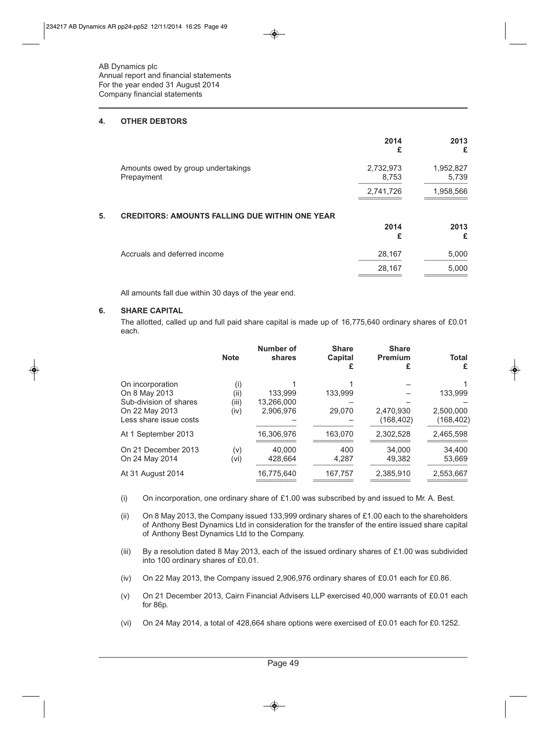AB Dynamics plc
Annual report and financial statements
For the year ended 31 August 2014
Company financial statements

## 4. OTHER DEBTORS

| | 2014 £ | 2013 £ |
|---|---|---|
| Amounts owed by group undertakings | 2,732,973 | 1,952,827 |
| Prepayment | 8,753 | 5,739 |
| | 2,741,726 | 1,958,566 |

## 5. CREDITORS: AMOUNTS FALLING DUE WITHIN ONE YEAR

| | 2014 £ | 2013 £ |
|---|---|---|
| Accruals and deferred income | 28,167 | 5,000 |
| | 28,167 | 5,000 |

All amounts fall due within 30 days of the year end.

## 6. SHARE CAPITAL

The allotted, called up and full paid share capital is made up of 16,775,640 ordinary shares of £0.01 each.

| | Note | Number of shares | Share Capital £ | Share Premium £ | Total £ |
|---|---|---|---|---|---|
| On incorporation | (i) | 1 | 1 | – | 1 |
| On 8 May 2013 | (ii) | 133,999 | 133,999 | – | 133,999 |
| Sub-division of shares | (iii) | 13,266,000 | – | – | – |
| On 22 May 2013 | (iv) | 2,906,976 | 29,070 | 2,470,930 | 2,500,000 |
| Less share issue costs | | – | – | (168,402) | (168,402) |
| At 1 September 2013 | | 16,306,976 | 163,070 | 2,302,528 | 2,465,598 |
| On 21 December 2013 | (v) | 40,000 | 400 | 34,000 | 34,400 |
| On 24 May 2014 | (vi) | 428,664 | 4,287 | 49,382 | 53,669 |
| At 31 August 2014 | | 16,775,640 | 167,757 | 2,385,910 | 2,553,667 |

(i) On incorporation, one ordinary share of £1.00 was subscribed by and issued to Mr. A. Best.

(ii) On 8 May 2013, the Company issued 133,999 ordinary shares of £1.00 each to the shareholders of Anthony Best Dynamics Ltd in consideration for the transfer of the entire issued share capital of Anthony Best Dynamics Ltd to the Company.

(iii) By a resolution dated 8 May 2013, each of the issued ordinary shares of £1.00 was subdivided into 100 ordinary shares of £0.01.

(iv) On 22 May 2013, the Company issued 2,906,976 ordinary shares of £0.01 each for £0.86.

(v) On 21 December 2013, Cairn Financial Advisers LLP exercised 40,000 warrants of £0.01 each for 86p.

(vi) On 24 May 2014, a total of 428,664 share options were exercised of £0.01 each for £0.1252.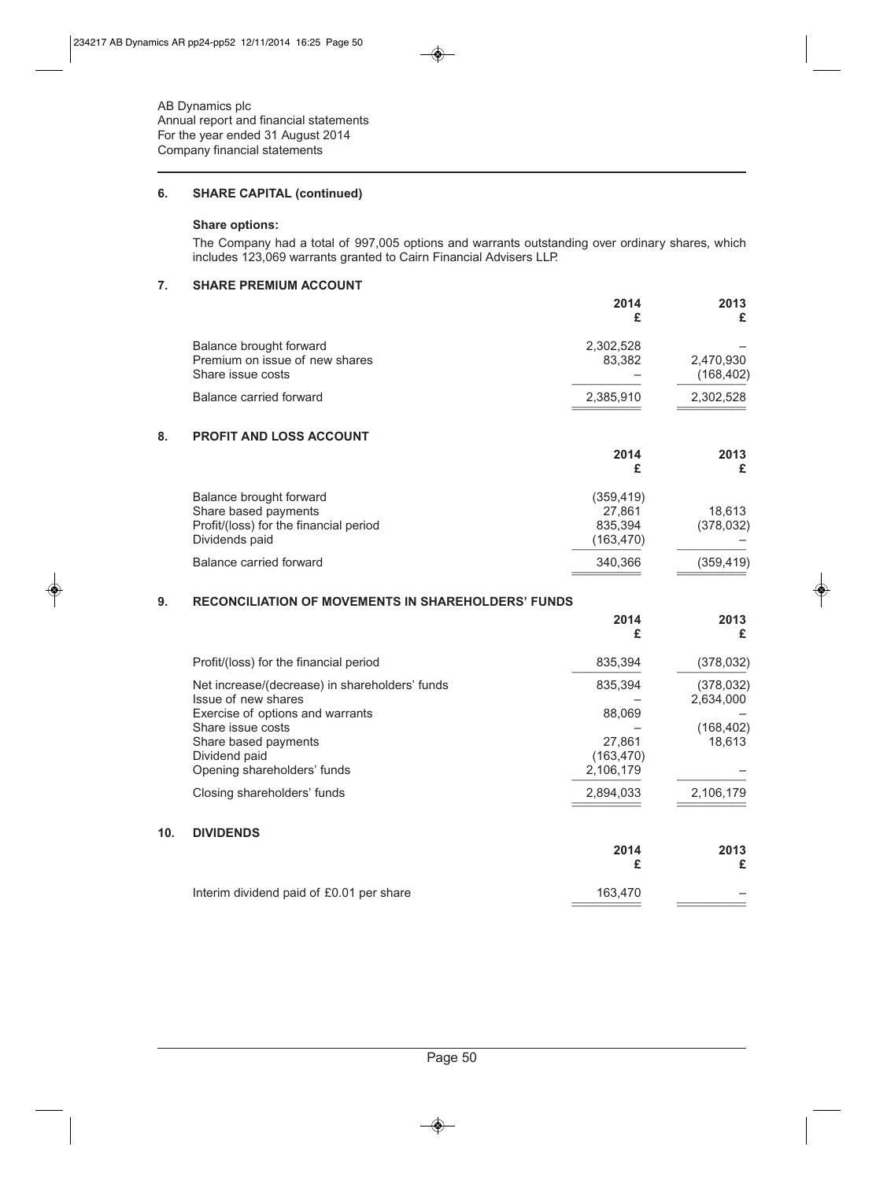AB Dynamics plc
Annual report and financial statements
For the year ended 31 August 2014
Company financial statements

## 6. SHARE CAPITAL (continued)

**Share options:**

The Company had a total of 997,005 options and warrants outstanding over ordinary shares, which includes 123,069 warrants granted to Cairn Financial Advisers LLP.

## 7. SHARE PREMIUM ACCOUNT

| | 2014 £ | 2013 £ |
|---|---|---|
| Balance brought forward | 2,302,528 | – |
| Premium on issue of new shares | 83,382 | 2,470,930 |
| Share issue costs | – | (168,402) |
| Balance carried forward | 2,385,910 | 2,302,528 |

## 8. PROFIT AND LOSS ACCOUNT

| | 2014 £ | 2013 £ |
|---|---|---|
| Balance brought forward | (359,419) | |
| Share based payments | 27,861 | 18,613 |
| Profit/(loss) for the financial period | 835,394 | (378,032) |
| Dividends paid | (163,470) | – |
| Balance carried forward | 340,366 | (359,419) |

## 9. RECONCILIATION OF MOVEMENTS IN SHAREHOLDERS' FUNDS

| | 2014 £ | 2013 £ |
|---|---|---|
| Profit/(loss) for the financial period | 835,394 | (378,032) |
| Net increase/(decrease) in shareholders' funds | 835,394 | (378,032) |
| Issue of new shares | – | 2,634,000 |
| Exercise of options and warrants | 88,069 | – |
| Share issue costs | – | (168,402) |
| Share based payments | 27,861 | 18,613 |
| Dividend paid | (163,470) | |
| Opening shareholders' funds | 2,106,179 | – |
| Closing shareholders' funds | 2,894,033 | 2,106,179 |

## 10. DIVIDENDS

| | 2014 £ | 2013 £ |
|---|---|---|
| Interim dividend paid of £0.01 per share | 163,470 | – |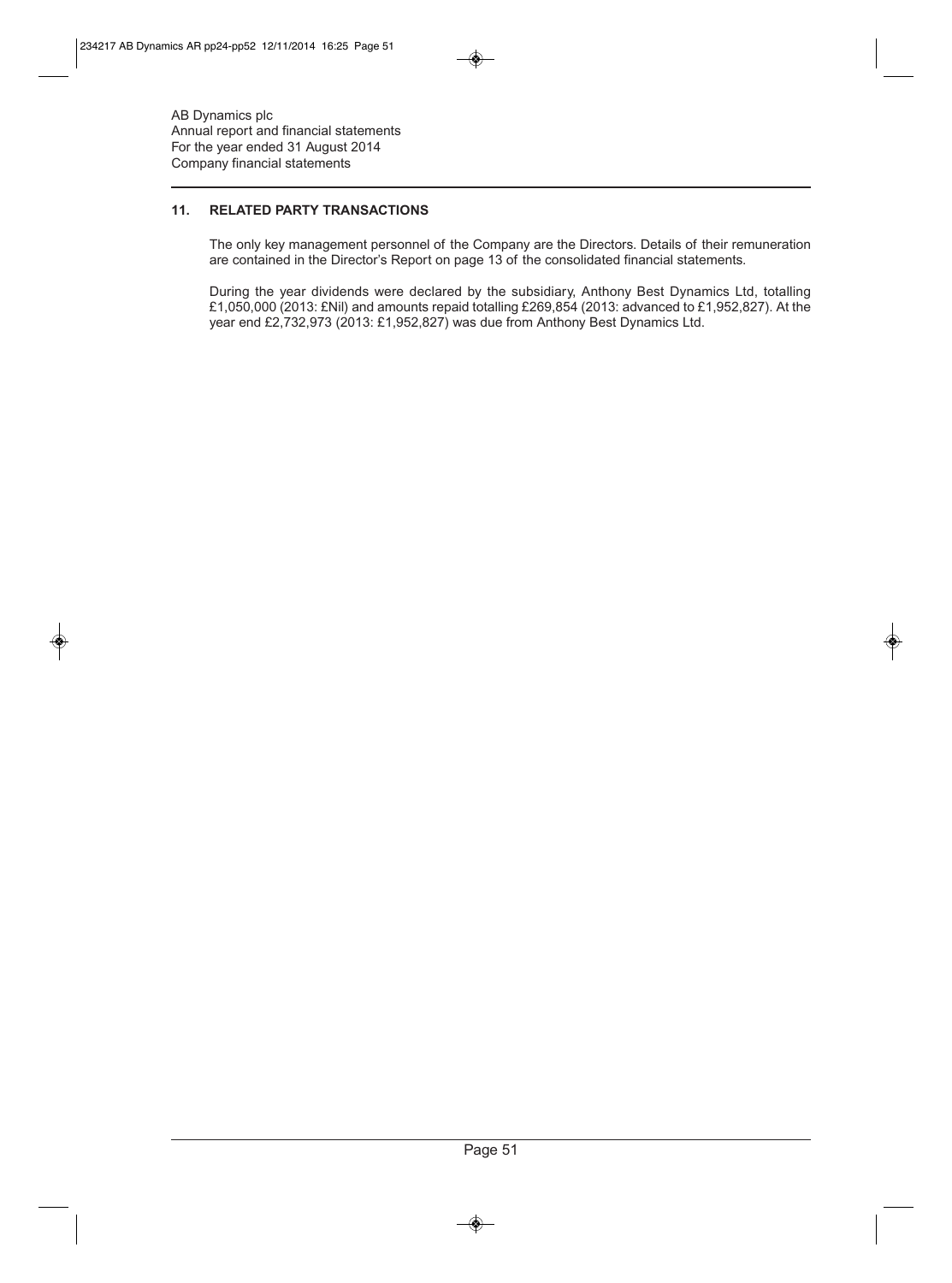AB Dynamics plc
Annual report and financial statements
For the year ended 31 August 2014
Company financial statements

## 11. RELATED PARTY TRANSACTIONS

The only key management personnel of the Company are the Directors. Details of their remuneration are contained in the Director's Report on page 13 of the consolidated financial statements.

During the year dividends were declared by the subsidiary, Anthony Best Dynamics Ltd, totalling £1,050,000 (2013: £Nil) and amounts repaid totalling £269,854 (2013: advanced to £1,952,827). At the year end £2,732,973 (2013: £1,952,827) was due from Anthony Best Dynamics Ltd.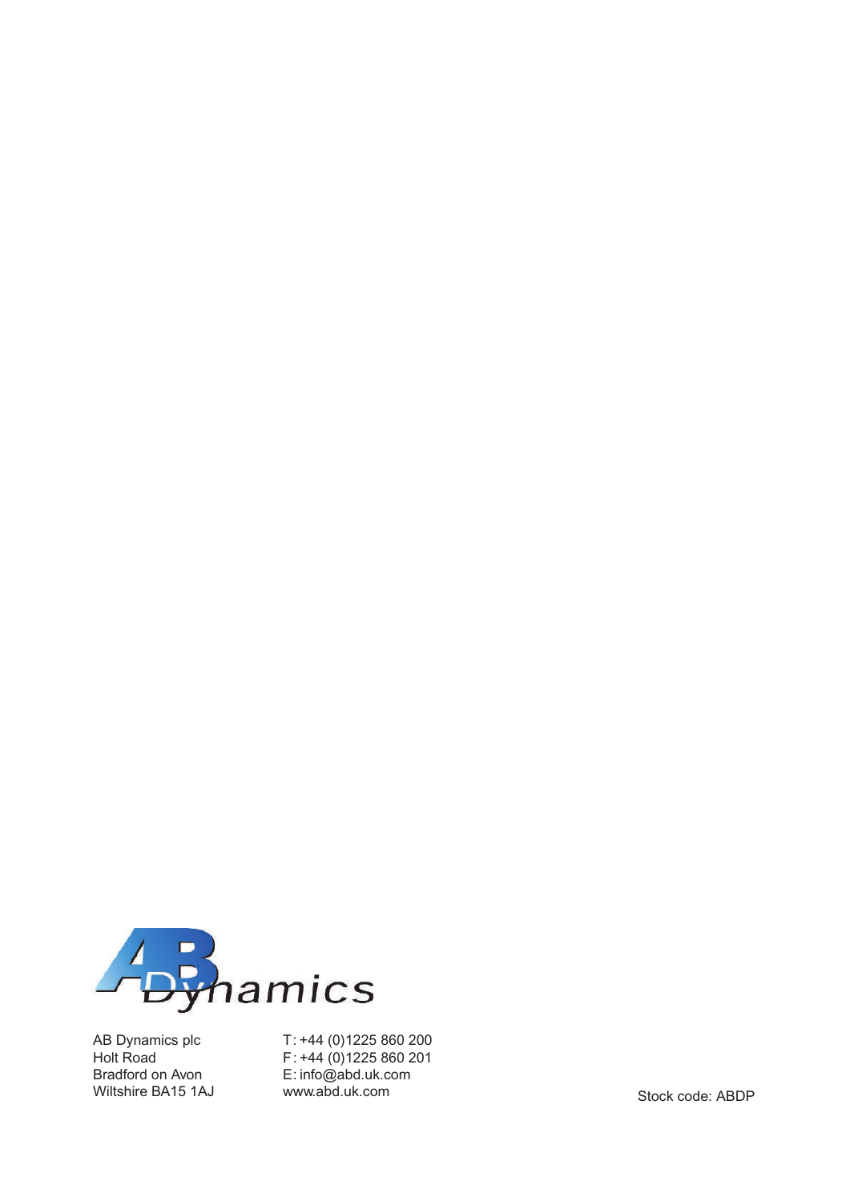AB Dynamics plc
Holt Road
Bradford on Avon
Wiltshire BA15 1AJ

T: +44 (0)1225 860 200
F: +44 (0)1225 860 201
E: info@abd.uk.com
www.abd.uk.com

Stock code: ABDP